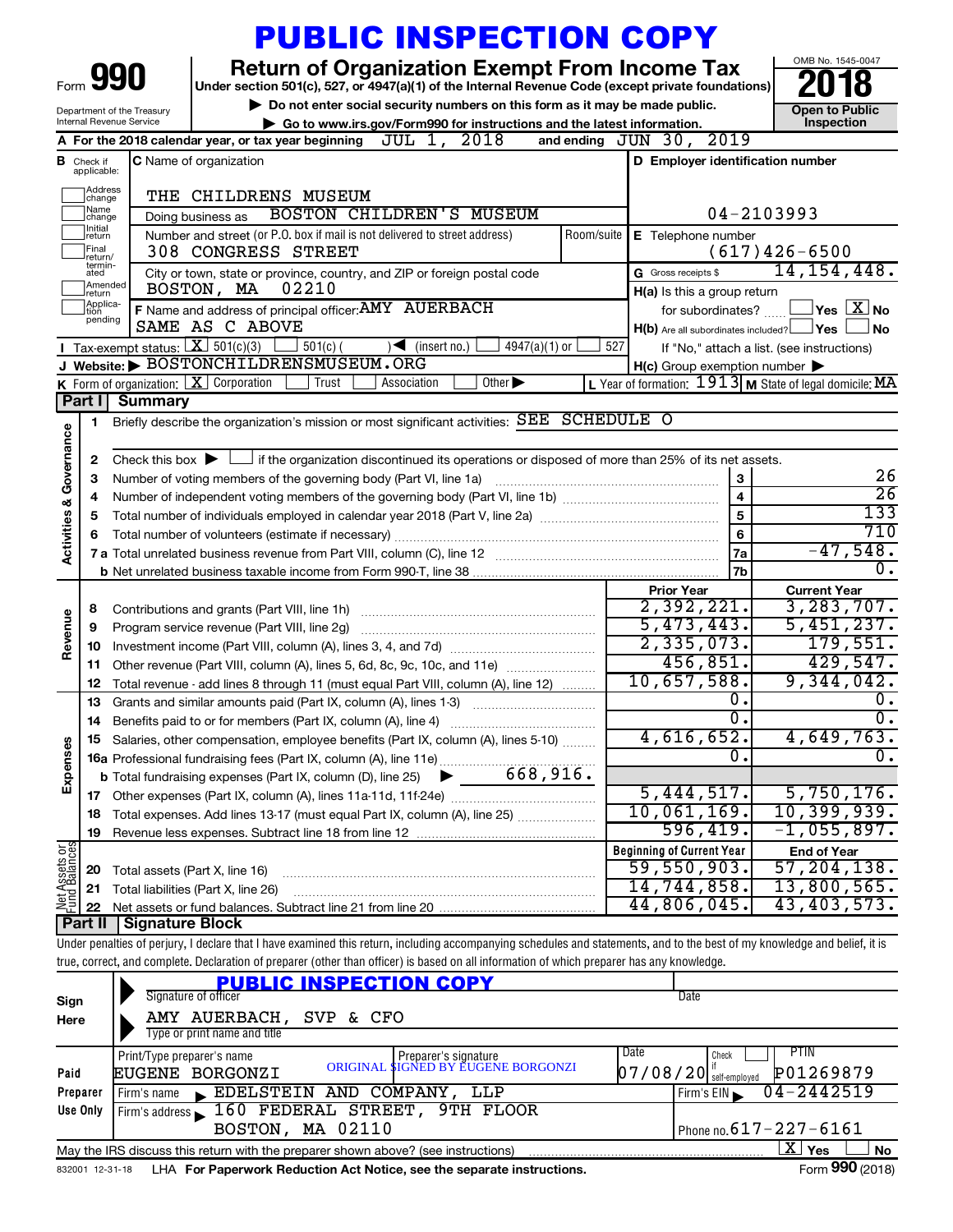# PUBLIC INSPECTION COPY

Form **990**

Department of the Treasury
Internal Revenue Service

## Return of Organization Exempt From Income Tax

Under section 501(c), 527, or 4947(a)(1) of the Internal Revenue Code (except private foundations)

▶ Do not enter social security numbers on this form as it may be made public.

▶ Go to www.irs.gov/Form990 for instructions and the latest information.

OMB No. 1545-0047

**2018**

Open to Public Inspection

**A** For the 2018 calendar year, or tax year beginning JUL 1, 2018 and ending JUN 30, 2019

**B** Check if applicable: Address change, Name change, Initial return, Final return/terminated, Amended return, Application pending

**C** Name of organization: THE CHILDRENS MUSEUM

Doing business as: BOSTON CHILDREN'S MUSEUM

Number and street (or P.O. box if mail is not delivered to street address): 308 CONGRESS STREET — Room/suite:

City or town, state or province, country, and ZIP or foreign postal code: BOSTON, MA 02210

**D** Employer identification number: 04-2103993

**E** Telephone number: (617)426-6500

**G** Gross receipts $ 14,154,448.

**F** Name and address of principal officer: AMY AUERBACH, SAME AS C ABOVE

**H(a)** Is this a group return for subordinates? ☐ Yes ☒ No

**H(b)** Are all subordinates included? ☐ Yes ☐ No — If "No," attach a list. (see instructions)

**H(c)** Group exemption number ▶

**I** Tax-exempt status: ☒ 501(c)(3) ☐ 501(c) ( ) ◀ (insert no.) ☐ 4947(a)(1) or ☐ 527

**J** Website: ▶ BOSTONCHILDRENSMUSEUM.ORG

**K** Form of organization: ☒ Corporation ☐ Trust ☐ Association ☐ Other ▶

**L** Year of formation: 1913 **M** State of legal domicile: MA

## Part I Summary

**Activities & Governance**

1. Briefly describe the organization's mission or most significant activities: SEE SCHEDULE O
2. Check this box ▶ ☐ if the organization discontinued its operations or disposed of more than 25% of its net assets.

| | | | |
|---|---|---|---|
| 3 | Number of voting members of the governing body (Part VI, line 1a) | 3 | 26 |
| 4 | Number of independent voting members of the governing body (Part VI, line 1b) | 4 | 26 |
| 5 | Total number of individuals employed in calendar year 2018 (Part V, line 2a) | 5 | 133 |
| 6 | Total number of volunteers (estimate if necessary) | 6 | 710 |
| 7a | Total unrelated business revenue from Part VIII, column (C), line 12 | 7a | -47,548. |
| b | Net unrelated business taxable income from Form 990-T, line 38 | 7b | 0. |

| | | | Prior Year | Current Year |
|---|---|---|---|---|
| **Revenue** | 8 | Contributions and grants (Part VIII, line 1h) | 2,392,221. | 3,283,707. |
| | 9 | Program service revenue (Part VIII, line 2g) | 5,473,443. | 5,451,237. |
| | 10 | Investment income (Part VIII, column (A), lines 3, 4, and 7d) | 2,335,073. | 179,551. |
| | 11 | Other revenue (Part VIII, column (A), lines 5, 6d, 8c, 9c, 10c, and 11e) | 456,851. | 429,547. |
| | 12 | Total revenue - add lines 8 through 11 (must equal Part VIII, column (A), line 12) | 10,657,588. | 9,344,042. |
| **Expenses** | 13 | Grants and similar amounts paid (Part IX, column (A), lines 1-3) | 0. | 0. |
| | 14 | Benefits paid to or for members (Part IX, column (A), line 4) | 0. | 0. |
| | 15 | Salaries, other compensation, employee benefits (Part IX, column (A), lines 5-10) | 4,616,652. | 4,649,763. |
| | 16a | Professional fundraising fees (Part IX, column (A), line 11e) | 0. | 0. |
| | b | Total fundraising expenses (Part IX, column (D), line 25) ▶ 668,916. | | |
| | 17 | Other expenses (Part IX, column (A), lines 11a-11d, 11f-24e) | 5,444,517. | 5,750,176. |
| | 18 | Total expenses. Add lines 13-17 (must equal Part IX, column (A), line 25) | 10,061,169. | 10,399,939. |
| | 19 | Revenue less expenses. Subtract line 18 from line 12 | 596,419. | -1,055,897. |

| | | | Beginning of Current Year | End of Year |
|---|---|---|---|---|
| **Net Assets or Fund Balances** | 20 | Total assets (Part X, line 16) | 59,550,903. | 57,204,138. |
| | 21 | Total liabilities (Part X, line 26) | 14,744,858. | 13,800,565. |
| | 22 | Net assets or fund balances. Subtract line 21 from line 20 | 44,806,045. | 43,403,573. |

## Part II Signature Block

Under penalties of perjury, I declare that I have examined this return, including accompanying schedules and statements, and to the best of my knowledge and belief, it is true, correct, and complete. Declaration of preparer (other than officer) is based on all information of which preparer has any knowledge.

**Sign Here**

PUBLIC INSPECTION COPY

Signature of officer — Date

AMY AUERBACH, SVP & CFO
Type or print name and title

**Paid Preparer Use Only**

| Print/Type preparer's name | Preparer's signature | Date | Check ☐ if self-employed | PTIN |
|---|---|---|---|---|
| EUGENE BORGONZI | ORIGINAL SIGNED BY EUGENE BORGONZI | 07/08/20 | | P01269879 |

Firm's name ▶ EDELSTEIN AND COMPANY, LLP — Firm's EIN ▶ 04-2442519

Firm's address ▶ 160 FEDERAL STREET, 9TH FLOOR, BOSTON, MA 02110 — Phone no. 617-227-6161

May the IRS discuss this return with the preparer shown above? (see instructions) ☒ Yes ☐ No

832001 12-31-18 LHA For Paperwork Reduction Act Notice, see the separate instructions. Form **990** (2018)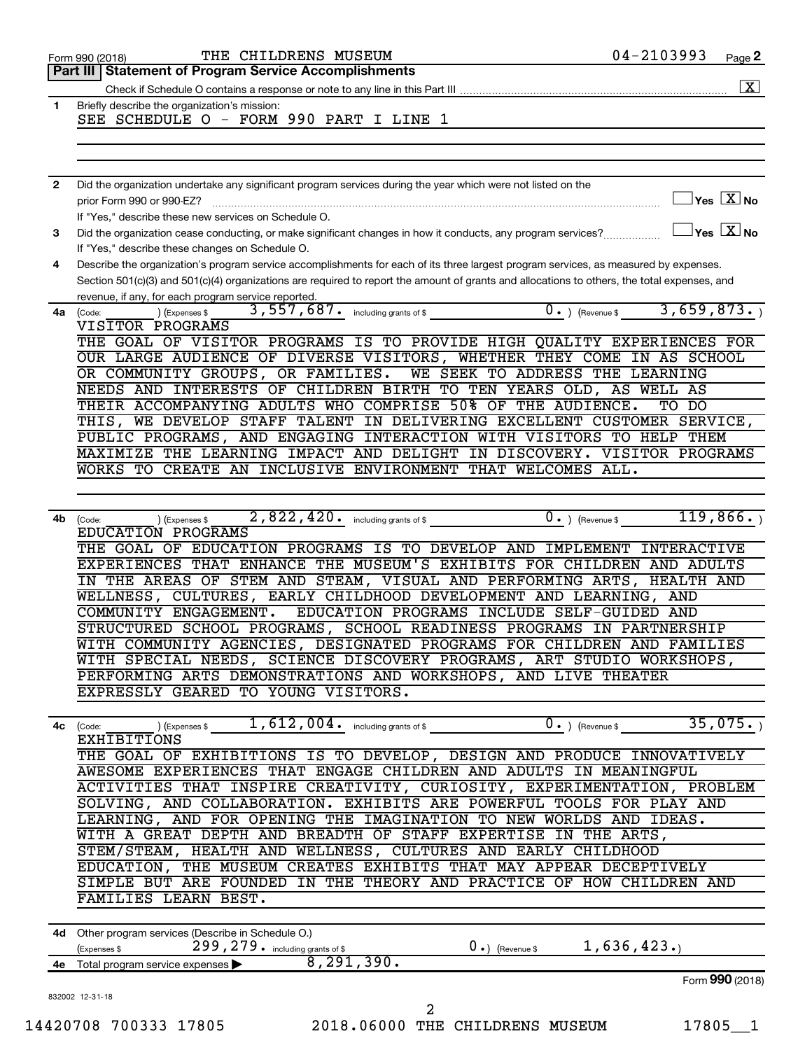Form 990 (2018) THE CHILDRENS MUSEUM 04-2103993 Page **2**

## Part III | Statement of Program Service Accomplishments

Check if Schedule O contains a response or note to any line in this Part III .......... [X]

**1** Briefly describe the organization's mission:

SEE SCHEDULE O - FORM 990 PART I LINE 1

**2** Did the organization undertake any significant program services during the year which were not listed on the prior Form 990 or 990-EZ? .......... [ ] Yes [X] No

If "Yes," describe these new services on Schedule O.

**3** Did the organization cease conducting, or make significant changes in how it conducts, any program services? .......... [ ] Yes [X] No

If "Yes," describe these changes on Schedule O.

**4** Describe the organization's program service accomplishments for each of its three largest program services, as measured by expenses. Section 501(c)(3) and 501(c)(4) organizations are required to report the amount of grants and allocations to others, the total expenses, and revenue, if any, for each program service reported.

**4a** (Code: ) (Expenses $ 3,557,687. including grants of $ 0.) (Revenue $ 3,659,873.)

VISITOR PROGRAMS

THE GOAL OF VISITOR PROGRAMS IS TO PROVIDE HIGH QUALITY EXPERIENCES FOR OUR LARGE AUDIENCE OF DIVERSE VISITORS, WHETHER THEY COME IN AS SCHOOL OR COMMUNITY GROUPS, OR FAMILIES. WE SEEK TO ADDRESS THE LEARNING NEEDS AND INTERESTS OF CHILDREN BIRTH TO TEN YEARS OLD, AS WELL AS THEIR ACCOMPANYING ADULTS WHO COMPRISE 50% OF THE AUDIENCE. TO DO THIS, WE DEVELOP STAFF TALENT IN DELIVERING EXCELLENT CUSTOMER SERVICE, PUBLIC PROGRAMS, AND ENGAGING INTERACTION WITH VISITORS TO HELP THEM MAXIMIZE THE LEARNING IMPACT AND DELIGHT IN DISCOVERY. VISITOR PROGRAMS WORKS TO CREATE AN INCLUSIVE ENVIRONMENT THAT WELCOMES ALL.

**4b** (Code: ) (Expenses $ 2,822,420. including grants of $ 0.) (Revenue $ 119,866.)

EDUCATION PROGRAMS

THE GOAL OF EDUCATION PROGRAMS IS TO DEVELOP AND IMPLEMENT INTERACTIVE EXPERIENCES THAT ENHANCE THE MUSEUM'S EXHIBITS FOR CHILDREN AND ADULTS IN THE AREAS OF STEM AND STEAM, VISUAL AND PERFORMING ARTS, HEALTH AND WELLNESS, CULTURES, EARLY CHILDHOOD DEVELOPMENT AND LEARNING, AND COMMUNITY ENGAGEMENT. EDUCATION PROGRAMS INCLUDE SELF-GUIDED AND STRUCTURED SCHOOL PROGRAMS, SCHOOL READINESS PROGRAMS IN PARTNERSHIP WITH COMMUNITY AGENCIES, DESIGNATED PROGRAMS FOR CHILDREN AND FAMILIES WITH SPECIAL NEEDS, SCIENCE DISCOVERY PROGRAMS, ART STUDIO WORKSHOPS, PERFORMING ARTS DEMONSTRATIONS AND WORKSHOPS, AND LIVE THEATER EXPRESSLY GEARED TO YOUNG VISITORS.

**4c** (Code: ) (Expenses $ 1,612,004. including grants of $ 0.) (Revenue $ 35,075.)

EXHIBITIONS

THE GOAL OF EXHIBITIONS IS TO DEVELOP, DESIGN AND PRODUCE INNOVATIVELY AWESOME EXPERIENCES THAT ENGAGE CHILDREN AND ADULTS IN MEANINGFUL ACTIVITIES THAT INSPIRE CREATIVITY, CURIOSITY, EXPERIMENTATION, PROBLEM SOLVING, AND COLLABORATION. EXHIBITS ARE POWERFUL TOOLS FOR PLAY AND LEARNING, AND FOR OPENING THE IMAGINATION TO NEW WORLDS AND IDEAS. WITH A GREAT DEPTH AND BREADTH OF STAFF EXPERTISE IN THE ARTS, STEM/STEAM, HEALTH AND WELLNESS, CULTURES AND EARLY CHILDHOOD EDUCATION, THE MUSEUM CREATES EXHIBITS THAT MAY APPEAR DECEPTIVELY SIMPLE BUT ARE FOUNDED IN THE THEORY AND PRACTICE OF HOW CHILDREN AND FAMILIES LEARN BEST.

**4d** Other program services (Describe in Schedule O.)

(Expenses $ 299,279. including grants of $ 0.) (Revenue $ 1,636,423.)

**4e** Total program service expenses ▶ 8,291,390.

Form **990** (2018)

832002 12-31-18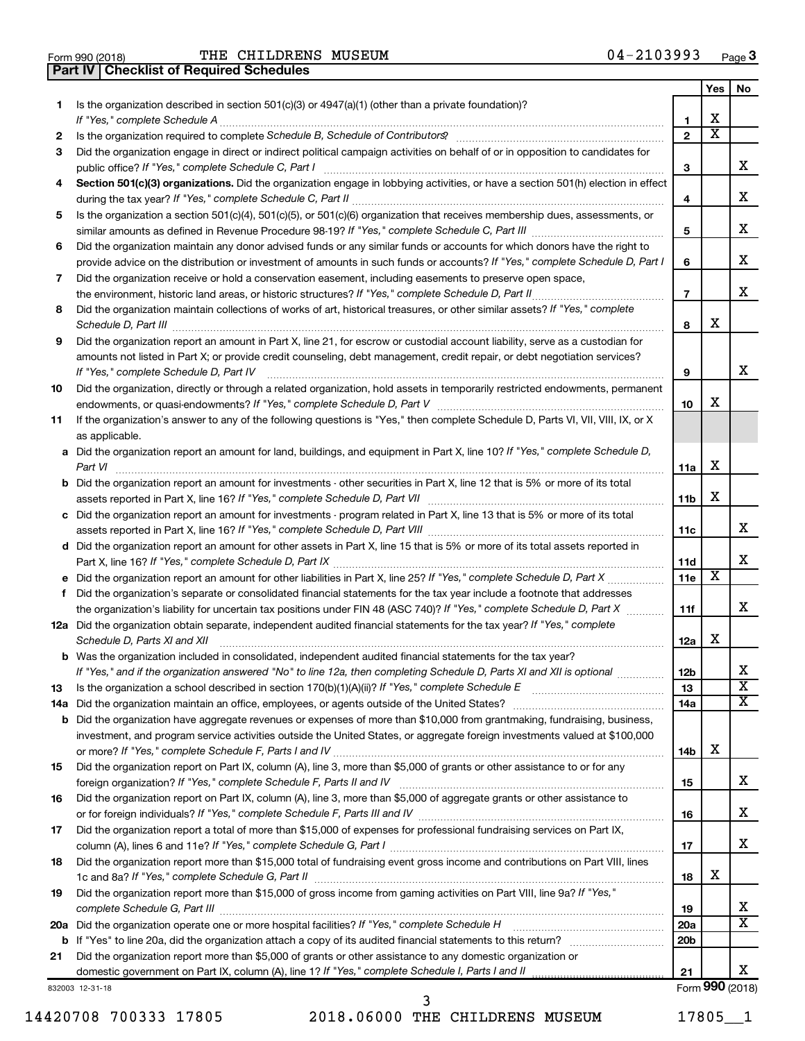Form 990 (2018) THE CHILDRENS MUSEUM 04-2103993 Page 3

**Part IV Checklist of Required Schedules**

| | | | Yes | No |
|---|---|---|---|---|
| 1 | Is the organization described in section 501(c)(3) or 4947(a)(1) (other than a private foundation)? *If "Yes," complete Schedule A* | 1 | X | |
| 2 | Is the organization required to complete *Schedule B, Schedule of Contributors*? | 2 | X | |
| 3 | Did the organization engage in direct or indirect political campaign activities on behalf of or in opposition to candidates for public office? *If "Yes," complete Schedule C, Part I* | 3 | | X |
| 4 | **Section 501(c)(3) organizations.** Did the organization engage in lobbying activities, or have a section 501(h) election in effect during the tax year? *If "Yes," complete Schedule C, Part II* | 4 | | X |
| 5 | Is the organization a section 501(c)(4), 501(c)(5), or 501(c)(6) organization that receives membership dues, assessments, or similar amounts as defined in Revenue Procedure 98-19? *If "Yes," complete Schedule C, Part III* | 5 | | X |
| 6 | Did the organization maintain any donor advised funds or any similar funds or accounts for which donors have the right to provide advice on the distribution or investment of amounts in such funds or accounts? *If "Yes," complete Schedule D, Part I* | 6 | | X |
| 7 | Did the organization receive or hold a conservation easement, including easements to preserve open space, the environment, historic land areas, or historic structures? *If "Yes," complete Schedule D, Part II* | 7 | | X |
| 8 | Did the organization maintain collections of works of art, historical treasures, or other similar assets? *If "Yes," complete Schedule D, Part III* | 8 | X | |
| 9 | Did the organization report an amount in Part X, line 21, for escrow or custodial account liability, serve as a custodian for amounts not listed in Part X; or provide credit counseling, debt management, credit repair, or debt negotiation services? *If "Yes," complete Schedule D, Part IV* | 9 | | X |
| 10 | Did the organization, directly or through a related organization, hold assets in temporarily restricted endowments, permanent endowments, or quasi-endowments? *If "Yes," complete Schedule D, Part V* | 10 | X | |
| 11 | If the organization's answer to any of the following questions is "Yes," then complete Schedule D, Parts VI, VII, VIII, IX, or X as applicable. | | | |
| a | Did the organization report an amount for land, buildings, and equipment in Part X, line 10? *If "Yes," complete Schedule D, Part VI* | 11a | X | |
| b | Did the organization report an amount for investments - other securities in Part X, line 12 that is 5% or more of its total assets reported in Part X, line 16? *If "Yes," complete Schedule D, Part VII* | 11b | X | |
| c | Did the organization report an amount for investments - program related in Part X, line 13 that is 5% or more of its total assets reported in Part X, line 16? *If "Yes," complete Schedule D, Part VIII* | 11c | | X |
| d | Did the organization report an amount for other assets in Part X, line 15 that is 5% or more of its total assets reported in Part X, line 16? *If "Yes," complete Schedule D, Part IX* | 11d | | X |
| e | Did the organization report an amount for other liabilities in Part X, line 25? *If "Yes," complete Schedule D, Part X* | 11e | X | |
| f | Did the organization's separate or consolidated financial statements for the tax year include a footnote that addresses the organization's liability for uncertain tax positions under FIN 48 (ASC 740)? *If "Yes," complete Schedule D, Part X* | 11f | | X |
| 12a | Did the organization obtain separate, independent audited financial statements for the tax year? *If "Yes," complete Schedule D, Parts XI and XII* | 12a | X | |
| b | Was the organization included in consolidated, independent audited financial statements for the tax year? *If "Yes," and if the organization answered "No" to line 12a, then completing Schedule D, Parts XI and XII is optional* | 12b | | X |
| 13 | Is the organization a school described in section 170(b)(1)(A)(ii)? *If "Yes," complete Schedule E* | 13 | | X |
| 14a | Did the organization maintain an office, employees, or agents outside of the United States? | 14a | | X |
| b | Did the organization have aggregate revenues or expenses of more than $10,000 from grantmaking, fundraising, business, investment, and program service activities outside the United States, or aggregate foreign investments valued at $100,000 or more? *If "Yes," complete Schedule F, Parts I and IV* | 14b | X | |
| 15 | Did the organization report on Part IX, column (A), line 3, more than $5,000 of grants or other assistance to or for any foreign organization? *If "Yes," complete Schedule F, Parts II and IV* | 15 | | X |
| 16 | Did the organization report on Part IX, column (A), line 3, more than $5,000 of aggregate grants or other assistance to or for foreign individuals? *If "Yes," complete Schedule F, Parts III and IV* | 16 | | X |
| 17 | Did the organization report a total of more than $15,000 of expenses for professional fundraising services on Part IX, column (A), lines 6 and 11e? *If "Yes," complete Schedule G, Part I* | 17 | | X |
| 18 | Did the organization report more than $15,000 total of fundraising event gross income and contributions on Part VIII, lines 1c and 8a? *If "Yes," complete Schedule G, Part II* | 18 | X | |
| 19 | Did the organization report more than $15,000 of gross income from gaming activities on Part VIII, line 9a? *If "Yes," complete Schedule G, Part III* | 19 | | X |
| 20a | Did the organization operate one or more hospital facilities? *If "Yes," complete Schedule H* | 20a | | X |
| b | If "Yes" to line 20a, did the organization attach a copy of its audited financial statements to this return? | 20b | | |
| 21 | Did the organization report more than $5,000 of grants or other assistance to any domestic organization or domestic government on Part IX, column (A), line 1? *If "Yes," complete Schedule I, Parts I and II* | 21 | | X |

832003 12-31-18 Form **990** (2018)

14420708 700333 17805 2018.06000 THE CHILDRENS MUSEUM 17805__1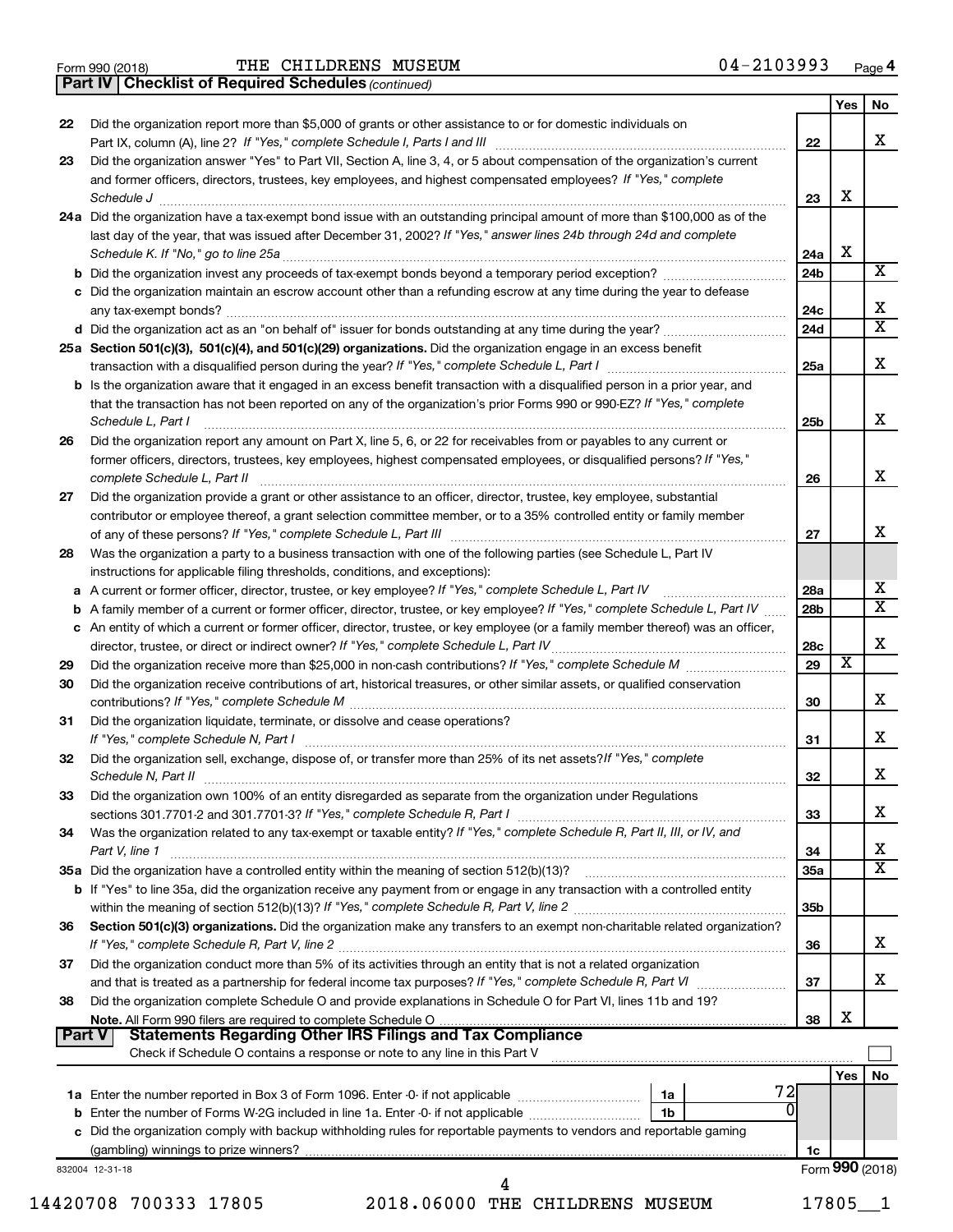Form 990 (2018) THE CHILDRENS MUSEUM 04-2103993 Page 4

**Part IV | Checklist of Required Schedules** *(continued)*

| | | | Yes | No |
|---|---|---|---|---|
| 22 | Did the organization report more than $5,000 of grants or other assistance to or for domestic individuals on Part IX, column (A), line 2? *If "Yes," complete Schedule I, Parts I and III* | 22 | | X |
| 23 | Did the organization answer "Yes" to Part VII, Section A, line 3, 4, or 5 about compensation of the organization's current and former officers, directors, trustees, key employees, and highest compensated employees? *If "Yes," complete Schedule J* | 23 | X | |
| 24a | Did the organization have a tax-exempt bond issue with an outstanding principal amount of more than $100,000 as of the last day of the year, that was issued after December 31, 2002? *If "Yes," answer lines 24b through 24d and complete Schedule K. If "No," go to line 25a* | 24a | X | |
| b | Did the organization invest any proceeds of tax-exempt bonds beyond a temporary period exception? | 24b | | X |
| c | Did the organization maintain an escrow account other than a refunding escrow at any time during the year to defease any tax-exempt bonds? | 24c | | X |
| d | Did the organization act as an "on behalf of" issuer for bonds outstanding at any time during the year? | 24d | | X |
| 25a | **Section 501(c)(3), 501(c)(4), and 501(c)(29) organizations.** Did the organization engage in an excess benefit transaction with a disqualified person during the year? *If "Yes," complete Schedule L, Part I* | 25a | | X |
| b | Is the organization aware that it engaged in an excess benefit transaction with a disqualified person in a prior year, and that the transaction has not been reported on any of the organization's prior Forms 990 or 990-EZ? *If "Yes," complete Schedule L, Part I* | 25b | | X |
| 26 | Did the organization report any amount on Part X, line 5, 6, or 22 for receivables from or payables to any current or former officers, directors, trustees, key employees, highest compensated employees, or disqualified persons? *If "Yes," complete Schedule L, Part II* | 26 | | X |
| 27 | Did the organization provide a grant or other assistance to an officer, director, trustee, key employee, substantial contributor or employee thereof, a grant selection committee member, or to a 35% controlled entity or family member of any of these persons? *If "Yes," complete Schedule L, Part III* | 27 | | X |
| 28 | Was the organization a party to a business transaction with one of the following parties (see Schedule L, Part IV instructions for applicable filing thresholds, conditions, and exceptions): | | | |
| a | A current or former officer, director, trustee, or key employee? *If "Yes," complete Schedule L, Part IV* | 28a | | X |
| b | A family member of a current or former officer, director, trustee, or key employee? *If "Yes," complete Schedule L, Part IV* | 28b | | X |
| c | An entity of which a current or former officer, director, trustee, or key employee (or a family member thereof) was an officer, director, trustee, or direct or indirect owner? *If "Yes," complete Schedule L, Part IV* | 28c | | X |
| 29 | Did the organization receive more than $25,000 in non-cash contributions? *If "Yes," complete Schedule M* | 29 | X | |
| 30 | Did the organization receive contributions of art, historical treasures, or other similar assets, or qualified conservation contributions? *If "Yes," complete Schedule M* | 30 | | X |
| 31 | Did the organization liquidate, terminate, or dissolve and cease operations? *If "Yes," complete Schedule N, Part I* | 31 | | X |
| 32 | Did the organization sell, exchange, dispose of, or transfer more than 25% of its net assets? *If "Yes," complete Schedule N, Part II* | 32 | | X |
| 33 | Did the organization own 100% of an entity disregarded as separate from the organization under Regulations sections 301.7701-2 and 301.7701-3? *If "Yes," complete Schedule R, Part I* | 33 | | X |
| 34 | Was the organization related to any tax-exempt or taxable entity? *If "Yes," complete Schedule R, Part II, III, or IV, and Part V, line 1* | 34 | | X |
| 35a | Did the organization have a controlled entity within the meaning of section 512(b)(13)? | 35a | | X |
| b | If "Yes" to line 35a, did the organization receive any payment from or engage in any transaction with a controlled entity within the meaning of section 512(b)(13)? *If "Yes," complete Schedule R, Part V, line 2* | 35b | | |
| 36 | **Section 501(c)(3) organizations.** Did the organization make any transfers to an exempt non-charitable related organization? *If "Yes," complete Schedule R, Part V, line 2* | 36 | | X |
| 37 | Did the organization conduct more than 5% of its activities through an entity that is not a related organization and that is treated as a partnership for federal income tax purposes? *If "Yes," complete Schedule R, Part VI* | 37 | | X |
| 38 | Did the organization complete Schedule O and provide explanations in Schedule O for Part VI, lines 11b and 19? **Note.** All Form 990 filers are required to complete Schedule O | 38 | X | |

**Part V | Statements Regarding Other IRS Filings and Tax Compliance**

Check if Schedule O contains a response or note to any line in this Part V ☐

| | | | | | Yes | No |
|---|---|---|---|---|---|---|
| 1a | Enter the number reported in Box 3 of Form 1096. Enter -0- if not applicable | 1a | 72 | | | |
| b | Enter the number of Forms W-2G included in line 1a. Enter -0- if not applicable | 1b | 0 | | | |
| c | Did the organization comply with backup withholding rules for reportable payments to vendors and reportable gaming (gambling) winnings to prize winners? | | | 1c | | |

832004 12-31-18 Form **990** (2018)

14420708 700333 17805 2018.06000 THE CHILDRENS MUSEUM 17805__1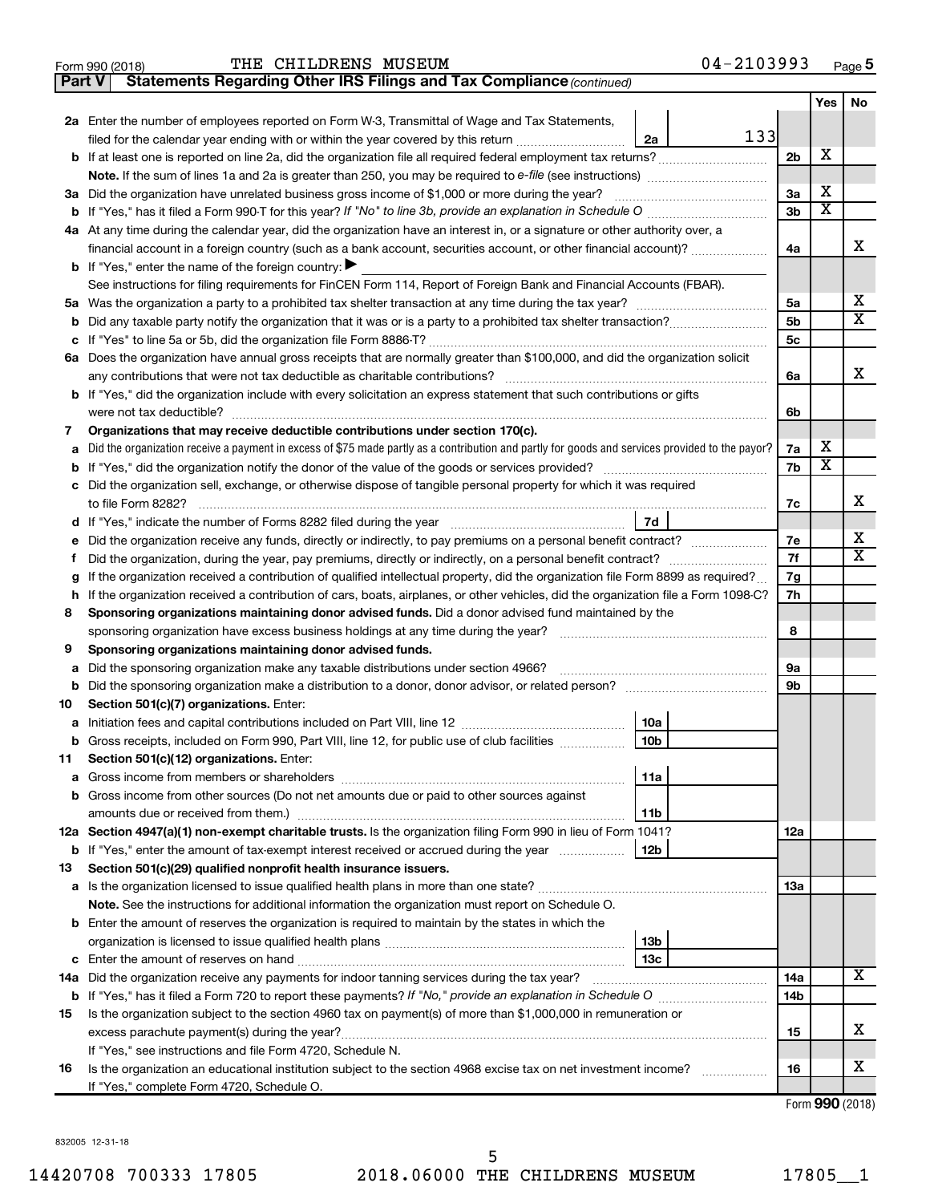Form 990 (2018) THE CHILDRENS MUSEUM 04-2103993 Page 5

**Part V Statements Regarding Other IRS Filings and Tax Compliance** *(continued)*

| | | | | Yes | No |
|---|---|---|---|---|---|
| **2a** | Enter the number of employees reported on Form W-3, Transmittal of Wage and Tax Statements, filed for the calendar year ending with or within the year covered by this return | 2a | 133 | | |
| **b** | If at least one is reported on line 2a, did the organization file all required federal employment tax returns? | | 2b | X | |
| | **Note.** If the sum of lines 1a and 2a is greater than 250, you may be required to *e-file* (see instructions) | | | | |
| **3a** | Did the organization have unrelated business gross income of $1,000 or more during the year? | | 3a | X | |
| **b** | If "Yes," has it filed a Form 990-T for this year? *If "No" to line 3b, provide an explanation in Schedule O* | | 3b | X | |
| **4a** | At any time during the calendar year, did the organization have an interest in, or a signature or other authority over, a financial account in a foreign country (such as a bank account, securities account, or other financial account)? | | 4a | | X |
| **b** | If "Yes," enter the name of the foreign country: ▶ | | | | |
| | See instructions for filing requirements for FinCEN Form 114, Report of Foreign Bank and Financial Accounts (FBAR). | | | | |
| **5a** | Was the organization a party to a prohibited tax shelter transaction at any time during the tax year? | | 5a | | X |
| **b** | Did any taxable party notify the organization that it was or is a party to a prohibited tax shelter transaction? | | 5b | | X |
| **c** | If "Yes" to line 5a or 5b, did the organization file Form 8886-T? | | 5c | | |
| **6a** | Does the organization have annual gross receipts that are normally greater than $100,000, and did the organization solicit any contributions that were not tax deductible as charitable contributions? | | 6a | | X |
| **b** | If "Yes," did the organization include with every solicitation an express statement that such contributions or gifts were not tax deductible? | | 6b | | |
| **7** | **Organizations that may receive deductible contributions under section 170(c).** | | | | |
| **a** | Did the organization receive a payment in excess of $75 made partly as a contribution and partly for goods and services provided to the payor? | | 7a | X | |
| **b** | If "Yes," did the organization notify the donor of the value of the goods or services provided? | | 7b | X | |
| **c** | Did the organization sell, exchange, or otherwise dispose of tangible personal property for which it was required to file Form 8282? | | 7c | | X |
| **d** | If "Yes," indicate the number of Forms 8282 filed during the year | 7d | | | |
| **e** | Did the organization receive any funds, directly or indirectly, to pay premiums on a personal benefit contract? | | 7e | | X |
| **f** | Did the organization, during the year, pay premiums, directly or indirectly, on a personal benefit contract? | | 7f | | X |
| **g** | If the organization received a contribution of qualified intellectual property, did the organization file Form 8899 as required? | | 7g | | |
| **h** | If the organization received a contribution of cars, boats, airplanes, or other vehicles, did the organization file a Form 1098-C? | | 7h | | |
| **8** | **Sponsoring organizations maintaining donor advised funds.** Did a donor advised fund maintained by the sponsoring organization have excess business holdings at any time during the year? | | 8 | | |
| **9** | **Sponsoring organizations maintaining donor advised funds.** | | | | |
| **a** | Did the sponsoring organization make any taxable distributions under section 4966? | | 9a | | |
| **b** | Did the sponsoring organization make a distribution to a donor, donor advisor, or related person? | | 9b | | |
| **10** | **Section 501(c)(7) organizations.** Enter: | | | | |
| **a** | Initiation fees and capital contributions included on Part VIII, line 12 | 10a | | | |
| **b** | Gross receipts, included on Form 990, Part VIII, line 12, for public use of club facilities | 10b | | | |
| **11** | **Section 501(c)(12) organizations.** Enter: | | | | |
| **a** | Gross income from members or shareholders | 11a | | | |
| **b** | Gross income from other sources (Do not net amounts due or paid to other sources against amounts due or received from them.) | 11b | | | |
| **12a** | **Section 4947(a)(1) non-exempt charitable trusts.** Is the organization filing Form 990 in lieu of Form 1041? | | 12a | | |
| **b** | If "Yes," enter the amount of tax-exempt interest received or accrued during the year | 12b | | | |
| **13** | **Section 501(c)(29) qualified nonprofit health insurance issuers.** | | | | |
| **a** | Is the organization licensed to issue qualified health plans in more than one state? | | 13a | | |
| | **Note.** See the instructions for additional information the organization must report on Schedule O. | | | | |
| **b** | Enter the amount of reserves the organization is required to maintain by the states in which the organization is licensed to issue qualified health plans | 13b | | | |
| **c** | Enter the amount of reserves on hand | 13c | | | |
| **14a** | Did the organization receive any payments for indoor tanning services during the tax year? | | 14a | | X |
| **b** | If "Yes," has it filed a Form 720 to report these payments? *If "No," provide an explanation in Schedule O* | | 14b | | |
| **15** | Is the organization subject to the section 4960 tax on payment(s) of more than $1,000,000 in remuneration or excess parachute payment(s) during the year? | | 15 | | X |
| | If "Yes," see instructions and file Form 4720, Schedule N. | | | | |
| **16** | Is the organization an educational institution subject to the section 4968 excise tax on net investment income? | | 16 | | X |
| | If "Yes," complete Form 4720, Schedule O. | | | | |

Form **990** (2018)

832005 12-31-18

14420708 700333 17805 2018.06000 THE CHILDRENS MUSEUM 17805__1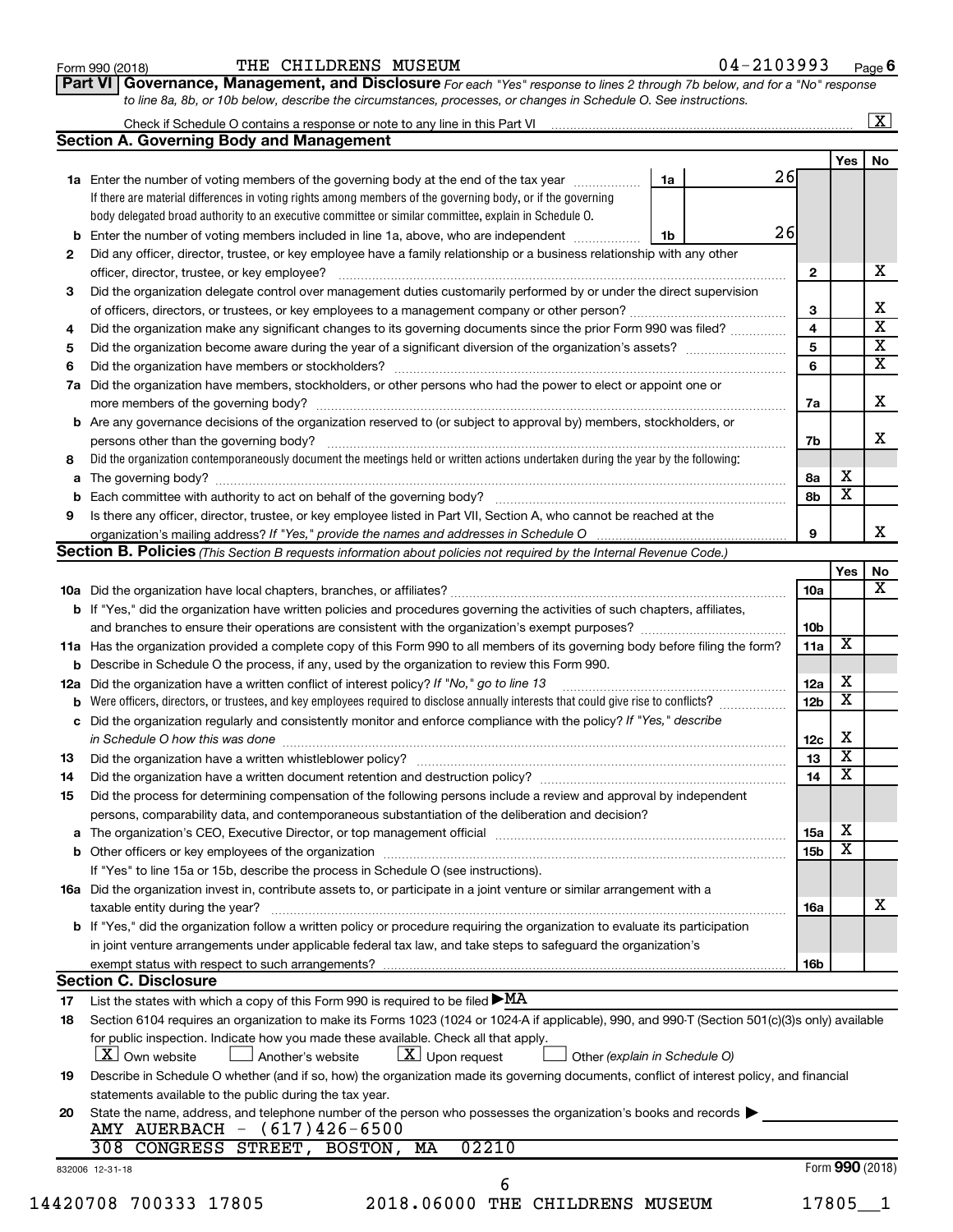Form 990 (2018) THE CHILDRENS MUSEUM 04-2103993 Page 6

## Part VI Governance, Management, and Disclosure

*For each "Yes" response to lines 2 through 7b below, and for a "No" response to line 8a, 8b, or 10b below, describe the circumstances, processes, or changes in Schedule O. See instructions.*

Check if Schedule O contains a response or note to any line in this Part VI ..... [X]

### Section A. Governing Body and Management

| | | | | Yes | No |
|---|---|---|---|---|---|
| **1a** | Enter the number of voting members of the governing body at the end of the tax year ..... If there are material differences in voting rights among members of the governing body, or if the governing body delegated broad authority to an executive committee or similar committee, explain in Schedule O. | 1a | 26 | | |
| **b** | Enter the number of voting members included in line 1a, above, who are independent ..... | 1b | 26 | | |
| **2** | Did any officer, director, trustee, or key employee have a family relationship or a business relationship with any other officer, director, trustee, or key employee? ..... | 2 | | | X |
| **3** | Did the organization delegate control over management duties customarily performed by or under the direct supervision of officers, directors, or trustees, or key employees to a management company or other person? ..... | 3 | | | X |
| **4** | Did the organization make any significant changes to its governing documents since the prior Form 990 was filed? ..... | 4 | | | X |
| **5** | Did the organization become aware during the year of a significant diversion of the organization's assets? ..... | 5 | | | X |
| **6** | Did the organization have members or stockholders? ..... | 6 | | | X |
| **7a** | Did the organization have members, stockholders, or other persons who had the power to elect or appoint one or more members of the governing body? ..... | 7a | | | X |
| **b** | Are any governance decisions of the organization reserved to (or subject to approval by) members, stockholders, or persons other than the governing body? ..... | 7b | | | X |
| **8** | Did the organization contemporaneously document the meetings held or written actions undertaken during the year by the following: | | | | |
| **a** | The governing body? ..... | 8a | | X | |
| **b** | Each committee with authority to act on behalf of the governing body? ..... | 8b | | X | |
| **9** | Is there any officer, director, trustee, or key employee listed in Part VII, Section A, who cannot be reached at the organization's mailing address? *If "Yes," provide the names and addresses in Schedule O* ..... | 9 | | | X |

### Section B. Policies *(This Section B requests information about policies not required by the Internal Revenue Code.)*

| | | | Yes | No |
|---|---|---|---|---|
| **10a** | Did the organization have local chapters, branches, or affiliates? ..... | 10a | | X |
| **b** | If "Yes," did the organization have written policies and procedures governing the activities of such chapters, affiliates, and branches to ensure their operations are consistent with the organization's exempt purposes? ..... | 10b | | |
| **11a** | Has the organization provided a complete copy of this Form 990 to all members of its governing body before filing the form? | 11a | X | |
| **b** | Describe in Schedule O the process, if any, used by the organization to review this Form 990. | | | |
| **12a** | Did the organization have a written conflict of interest policy? *If "No," go to line 13* ..... | 12a | X | |
| **b** | Were officers, directors, or trustees, and key employees required to disclose annually interests that could give rise to conflicts? ..... | 12b | X | |
| **c** | Did the organization regularly and consistently monitor and enforce compliance with the policy? *If "Yes," describe in Schedule O how this was done* ..... | 12c | X | |
| **13** | Did the organization have a written whistleblower policy? ..... | 13 | X | |
| **14** | Did the organization have a written document retention and destruction policy? ..... | 14 | X | |
| **15** | Did the process for determining compensation of the following persons include a review and approval by independent persons, comparability data, and contemporaneous substantiation of the deliberation and decision? | | | |
| **a** | The organization's CEO, Executive Director, or top management official ..... | 15a | X | |
| **b** | Other officers or key employees of the organization ..... If "Yes" to line 15a or 15b, describe the process in Schedule O (see instructions). | 15b | X | |
| **16a** | Did the organization invest in, contribute assets to, or participate in a joint venture or similar arrangement with a taxable entity during the year? ..... | 16a | | X |
| **b** | If "Yes," did the organization follow a written policy or procedure requiring the organization to evaluate its participation in joint venture arrangements under applicable federal tax law, and take steps to safeguard the organization's exempt status with respect to such arrangements? ..... | 16b | | |

### Section C. Disclosure

**17** List the states with which a copy of this Form 990 is required to be filed ▶ MA

**18** Section 6104 requires an organization to make its Forms 1023 (1024 or 1024-A if applicable), 990, and 990-T (Section 501(c)(3)s only) available for public inspection. Indicate how you made these available. Check all that apply.

[X] Own website [ ] Another's website [X] Upon request [ ] Other *(explain in Schedule O)*

**19** Describe in Schedule O whether (and if so, how) the organization made its governing documents, conflict of interest policy, and financial statements available to the public during the tax year.

**20** State the name, address, and telephone number of the person who possesses the organization's books and records ▶

AMY AUERBACH - (617)426-6500
308 CONGRESS STREET, BOSTON, MA 02210

832006 12-31-18 Form **990** (2018)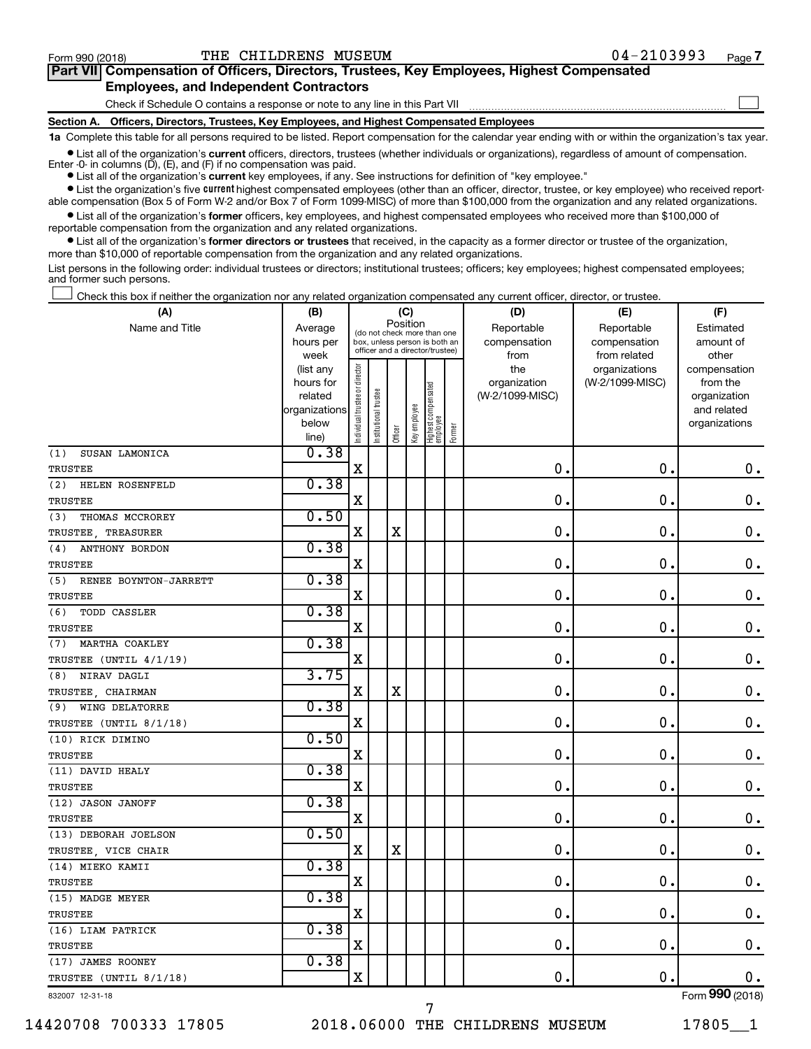Form 990 (2018) THE CHILDRENS MUSEUM 04-2103993 Page 7

**Part VII Compensation of Officers, Directors, Trustees, Key Employees, Highest Compensated Employees, and Independent Contractors**

Check if Schedule O contains a response or note to any line in this Part VII ☐

**Section A. Officers, Directors, Trustees, Key Employees, and Highest Compensated Employees**

**1a** Complete this table for all persons required to be listed. Report compensation for the calendar year ending with or within the organization's tax year.

- List all of the organization's **current** officers, directors, trustees (whether individuals or organizations), regardless of amount of compensation. Enter -0- in columns (D), (E), and (F) if no compensation was paid.
- List all of the organization's **current** key employees, if any. See instructions for definition of "key employee."
- List the organization's five **current** highest compensated employees (other than an officer, director, trustee, or key employee) who received reportable compensation (Box 5 of Form W-2 and/or Box 7 of Form 1099-MISC) of more than $100,000 from the organization and any related organizations.
- List all of the organization's **former** officers, key employees, and highest compensated employees who received more than $100,000 of reportable compensation from the organization and any related organizations.
- List all of the organization's **former directors or trustees** that received, in the capacity as a former director or trustee of the organization, more than $10,000 of reportable compensation from the organization and any related organizations.

List persons in the following order: individual trustees or directors; institutional trustees; officers; key employees; highest compensated employees; and former such persons.

☐ Check this box if neither the organization nor any related organization compensated any current officer, director, or trustee.

| (A) Name and Title | (B) Average hours per week (list any hours for related organizations below line) | (C) Position: Individual trustee or director | Institutional trustee | Officer | Key employee | Highest compensated employee | Former | (D) Reportable compensation from the organization (W-2/1099-MISC) | (E) Reportable compensation from related organizations (W-2/1099-MISC) | (F) Estimated amount of other compensation from the organization and related organizations |
|---|---|---|---|---|---|---|---|---|---|---|
| (1) SUSAN LAMONICA<br>TRUSTEE | 0.38 | X | | | | | | 0. | 0. | 0. |
| (2) HELEN ROSENFELD<br>TRUSTEE | 0.38 | X | | | | | | 0. | 0. | 0. |
| (3) THOMAS MCCROREY<br>TRUSTEE, TREASURER | 0.50 | X | | X | | | | 0. | 0. | 0. |
| (4) ANTHONY BORDON<br>TRUSTEE | 0.38 | X | | | | | | 0. | 0. | 0. |
| (5) RENEE BOYNTON-JARRETT<br>TRUSTEE | 0.38 | X | | | | | | 0. | 0. | 0. |
| (6) TODD CASSLER<br>TRUSTEE | 0.38 | X | | | | | | 0. | 0. | 0. |
| (7) MARTHA COAKLEY<br>TRUSTEE (UNTIL 4/1/19) | 0.38 | X | | | | | | 0. | 0. | 0. |
| (8) NIRAV DAGLI<br>TRUSTEE, CHAIRMAN | 3.75 | X | | X | | | | 0. | 0. | 0. |
| (9) WING DELATORRE<br>TRUSTEE (UNTIL 8/1/18) | 0.38 | X | | | | | | 0. | 0. | 0. |
| (10) RICK DIMINO<br>TRUSTEE | 0.50 | X | | | | | | 0. | 0. | 0. |
| (11) DAVID HEALY<br>TRUSTEE | 0.38 | X | | | | | | 0. | 0. | 0. |
| (12) JASON JANOFF<br>TRUSTEE | 0.38 | X | | | | | | 0. | 0. | 0. |
| (13) DEBORAH JOELSON<br>TRUSTEE, VICE CHAIR | 0.50 | X | | X | | | | 0. | 0. | 0. |
| (14) MIEKO KAMII<br>TRUSTEE | 0.38 | X | | | | | | 0. | 0. | 0. |
| (15) MADGE MEYER<br>TRUSTEE | 0.38 | X | | | | | | 0. | 0. | 0. |
| (16) LIAM PATRICK<br>TRUSTEE | 0.38 | X | | | | | | 0. | 0. | 0. |
| (17) JAMES ROONEY<br>TRUSTEE (UNTIL 8/1/18) | 0.38 | X | | | | | | 0. | 0. | 0. |

832007 12-31-18 Form 990 (2018)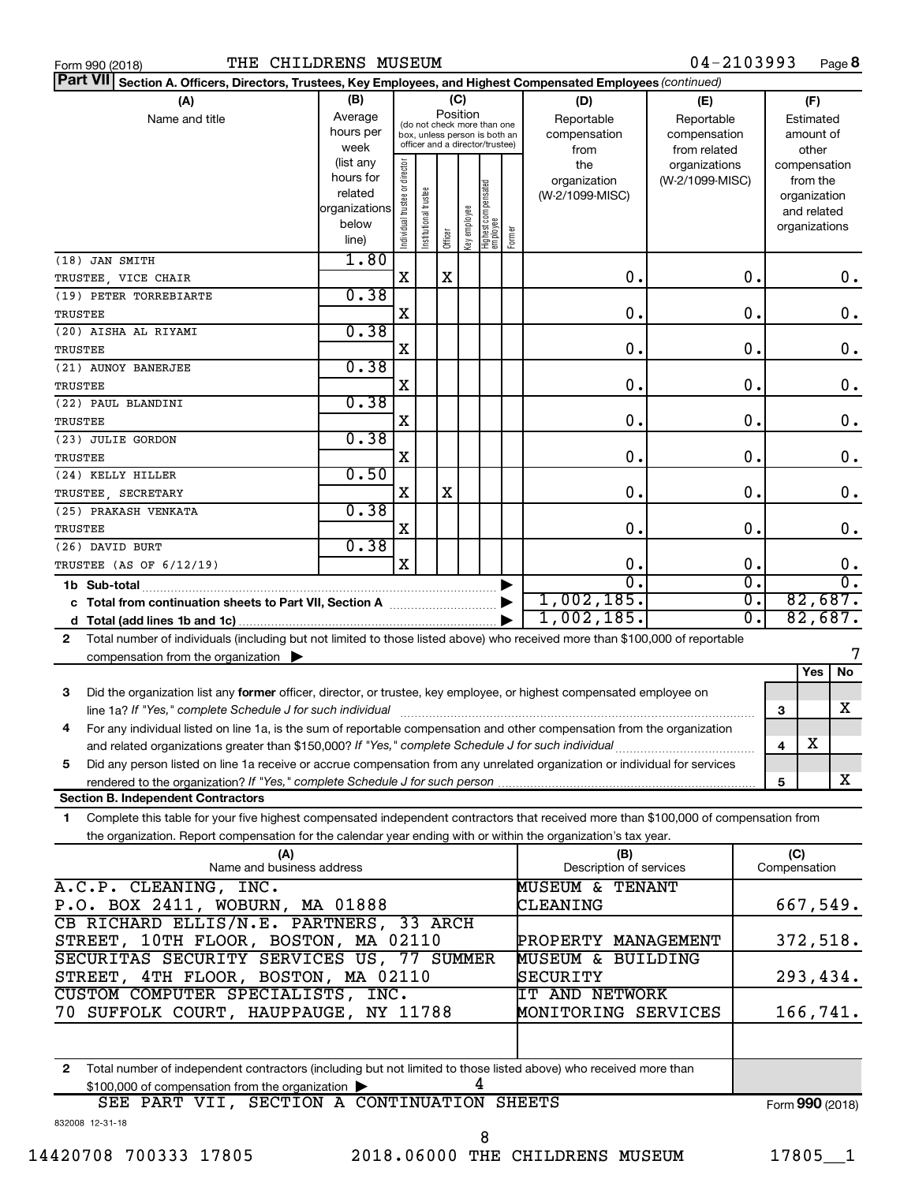Form 990 (2018) THE CHILDRENS MUSEUM 04-2103993 Page 8

**Part VII Section A. Officers, Directors, Trustees, Key Employees, and Highest Compensated Employees** *(continued)*

| (A) Name and title | (B) Average hours per week (list any hours for related organizations below line) | (C) Position: Individual trustee or director | Institutional trustee | Officer | Key employee | Highest compensated employee | Former | (D) Reportable compensation from the organization (W-2/1099-MISC) | (E) Reportable compensation from related organizations (W-2/1099-MISC) | (F) Estimated amount of other compensation from the organization and related organizations |
|---|---|---|---|---|---|---|---|---|---|---|
| (18) JAN SMITH<br>TRUSTEE, VICE CHAIR | 1.80 | X | | X | | | | 0. | 0. | 0. |
| (19) PETER TORREBIARTE<br>TRUSTEE | 0.38 | X | | | | | | 0. | 0. | 0. |
| (20) AISHA AL RIYAMI<br>TRUSTEE | 0.38 | X | | | | | | 0. | 0. | 0. |
| (21) AUNOY BANERJEE<br>TRUSTEE | 0.38 | X | | | | | | 0. | 0. | 0. |
| (22) PAUL BLANDINI<br>TRUSTEE | 0.38 | X | | | | | | 0. | 0. | 0. |
| (23) JULIE GORDON<br>TRUSTEE | 0.38 | X | | | | | | 0. | 0. | 0. |
| (24) KELLY HILLER<br>TRUSTEE, SECRETARY | 0.50 | X | | X | | | | 0. | 0. | 0. |
| (25) PRAKASH VENKATA<br>TRUSTEE | 0.38 | X | | | | | | 0. | 0. | 0. |
| (26) DAVID BURT<br>TRUSTEE (AS OF 6/12/19) | 0.38 | X | | | | | | 0. | 0. | 0. |
| **1b Sub-total** | | | | | | | | 0. | 0. | 0. |
| **c Total from continuation sheets to Part VII, Section A** | | | | | | | | 1,002,185. | 0. | 82,687. |
| **d Total (add lines 1b and 1c)** | | | | | | | | 1,002,185. | 0. | 82,687. |

2 Total number of individuals (including but not limited to those listed above) who received more than $100,000 of reportable compensation from the organization ▶ 7

| | | | Yes | No |
|---|---|---|---|---|
| 3 | Did the organization list any **former** officer, director, or trustee, key employee, or highest compensated employee on line 1a? *If "Yes," complete Schedule J for such individual* | 3 | | X |
| 4 | For any individual listed on line 1a, is the sum of reportable compensation and other compensation from the organization and related organizations greater than $150,000? *If "Yes," complete Schedule J for such individual* | 4 | X | |
| 5 | Did any person listed on line 1a receive or accrue compensation from any unrelated organization or individual for services rendered to the organization? *If "Yes," complete Schedule J for such person* | 5 | | X |

**Section B. Independent Contractors**

1 Complete this table for your five highest compensated independent contractors that received more than $100,000 of compensation from the organization. Report compensation for the calendar year ending with or within the organization's tax year.

| (A) Name and business address | (B) Description of services | (C) Compensation |
|---|---|---|
| A.C.P. CLEANING, INC.<br>P.O. BOX 2411, WOBURN, MA 01888 | MUSEUM & TENANT CLEANING | 667,549. |
| CB RICHARD ELLIS/N.E. PARTNERS, 33 ARCH STREET, 10TH FLOOR, BOSTON, MA 02110 | PROPERTY MANAGEMENT | 372,518. |
| SECURITAS SECURITY SERVICES US, 77 SUMMER STREET, 4TH FLOOR, BOSTON, MA 02110 | MUSEUM & BUILDING SECURITY | 293,434. |
| CUSTOM COMPUTER SPECIALISTS, INC.<br>70 SUFFOLK COURT, HAUPPAUGE, NY 11788 | IT AND NETWORK MONITORING SERVICES | 166,741. |

2 Total number of independent contractors (including but not limited to those listed above) who received more than $100,000 of compensation from the organization ▶ 4

SEE PART VII, SECTION A CONTINUATION SHEETS

Form **990** (2018)

832008 12-31-18

14420708 700333 17805 2018.06000 THE CHILDRENS MUSEUM 17805__1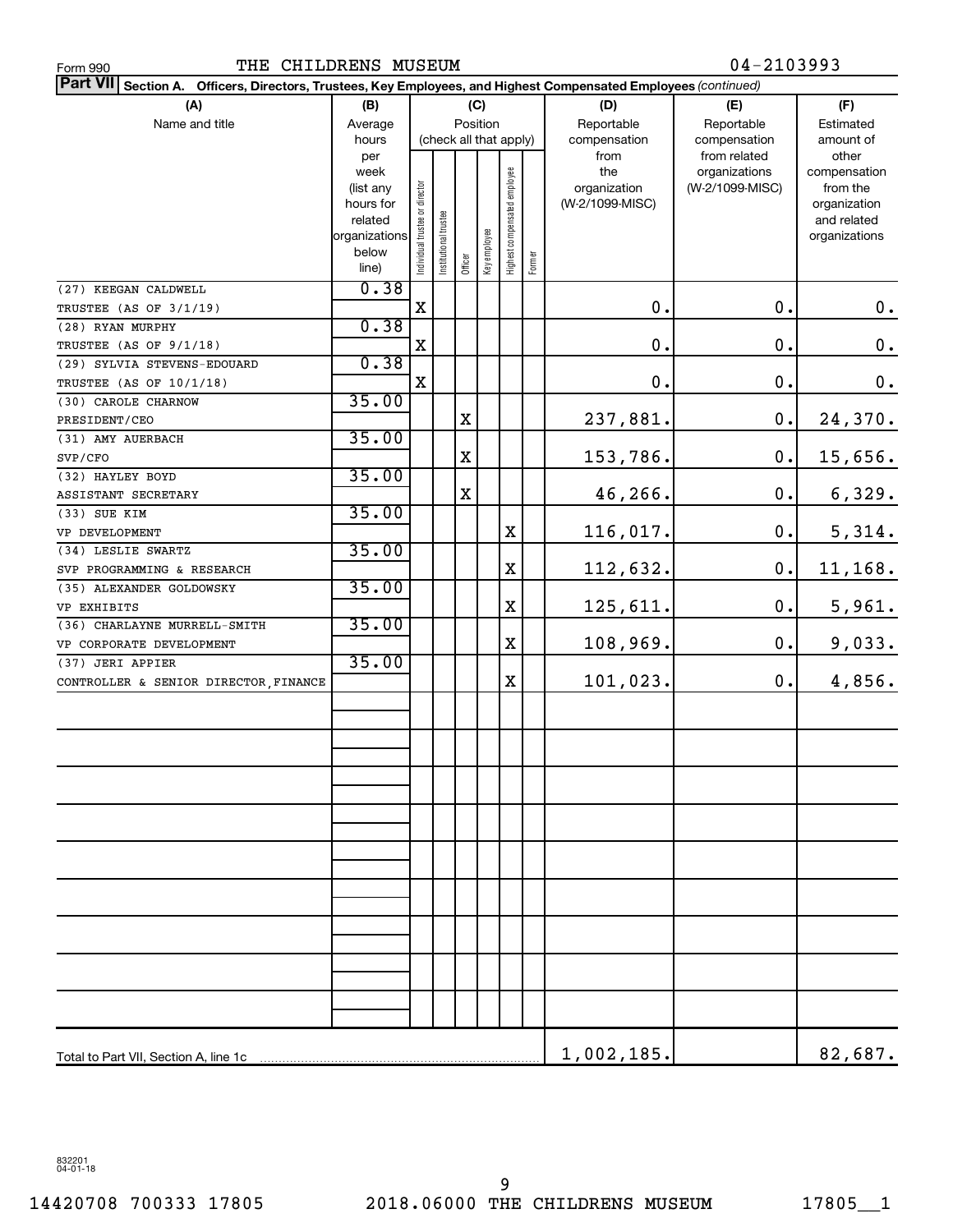Form 990 THE CHILDRENS MUSEUM 04-2103993

**Part VII Section A. Officers, Directors, Trustees, Key Employees, and Highest Compensated Employees** *(continued)*

| (A) Name and title | (B) Average hours per week (list any hours for related organizations below line) | (C) Position (check all that apply): Individual trustee or director | Institutional trustee | Officer | Key employee | Highest compensated employee | Former | (D) Reportable compensation from the organization (W-2/1099-MISC) | (E) Reportable compensation from related organizations (W-2/1099-MISC) | (F) Estimated amount of other compensation from the organization and related organizations |
|---|---|---|---|---|---|---|---|---|---|---|
| (27) KEEGAN CALDWELL<br>TRUSTEE (AS OF 3/1/19) | 0.38 | X | | | | | | 0. | 0. | 0. |
| (28) RYAN MURPHY<br>TRUSTEE (AS OF 9/1/18) | 0.38 | X | | | | | | 0. | 0. | 0. |
| (29) SYLVIA STEVENS-EDOUARD<br>TRUSTEE (AS OF 10/1/18) | 0.38 | X | | | | | | 0. | 0. | 0. |
| (30) CAROLE CHARNOW<br>PRESIDENT/CEO | 35.00 | | | X | | | | 237,881. | 0. | 24,370. |
| (31) AMY AUERBACH<br>SVP/CFO | 35.00 | | | X | | | | 153,786. | 0. | 15,656. |
| (32) HAYLEY BOYD<br>ASSISTANT SECRETARY | 35.00 | | | X | | | | 46,266. | 0. | 6,329. |
| (33) SUE KIM<br>VP DEVELOPMENT | 35.00 | | | | | X | | 116,017. | 0. | 5,314. |
| (34) LESLIE SWARTZ<br>SVP PROGRAMMING & RESEARCH | 35.00 | | | | | X | | 112,632. | 0. | 11,168. |
| (35) ALEXANDER GOLDOWSKY<br>VP EXHIBITS | 35.00 | | | | | X | | 125,611. | 0. | 5,961. |
| (36) CHARLAYNE MURRELL-SMITH<br>VP CORPORATE DEVELOPMENT | 35.00 | | | | | X | | 108,969. | 0. | 9,033. |
| (37) JERI APPIER<br>CONTROLLER & SENIOR DIRECTOR, FINANCE | 35.00 | | | | | X | | 101,023. | 0. | 4,856. |
| Total to Part VII, Section A, line 1c | | | | | | | | 1,002,185. | | 82,687. |

832201 04-01-18

14420708 700333 17805 2018.06000 THE CHILDRENS MUSEUM 17805__1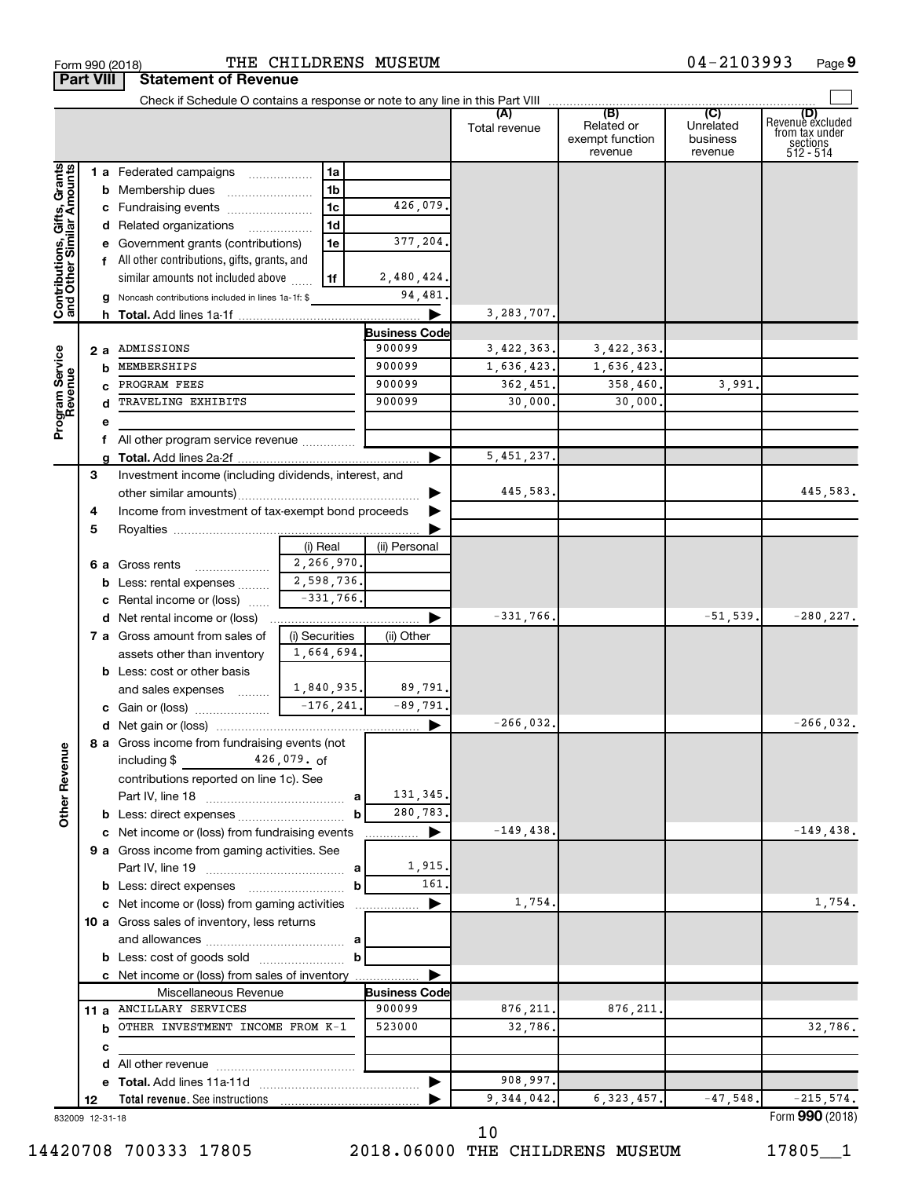Form 990 (2018) THE CHILDRENS MUSEUM 04-2103993 Page 9

**Part VIII Statement of Revenue**

Check if Schedule O contains a response or note to any line in this Part VIII ☐

| | | | | (A) Total revenue | (B) Related or exempt function revenue | (C) Unrelated business revenue | (D) Revenue excluded from tax under sections 512 - 514 |
|---|---|---|---|---|---|---|---|
| **Contributions, Gifts, Grants and Other Similar Amounts** | 1 a Federated campaigns | 1a | | | | | |
| | b Membership dues | 1b | | | | | |
| | c Fundraising events | 1c | 426,079. | | | | |
| | d Related organizations | 1d | | | | | |
| | e Government grants (contributions) | 1e | 377,204. | | | | |
| | f All other contributions, gifts, grants, and similar amounts not included above | 1f | 2,480,424. | | | | |
| | g Noncash contributions included in lines 1a-1f: $ | | 94,481. | | | | |
| | h Total. Add lines 1a-1f | | ▶ | 3,283,707. | | | |
| **Program Service Revenue** | | | Business Code | | | | |
| | 2 a ADMISSIONS | | 900099 | 3,422,363. | 3,422,363. | | |
| | b MEMBERSHIPS | | 900099 | 1,636,423. | 1,636,423. | | |
| | c PROGRAM FEES | | 900099 | 362,451. | 358,460. | 3,991. | |
| | d TRAVELING EXHIBITS | | 900099 | 30,000. | 30,000. | | |
| | e | | | | | | |
| | f All other program service revenue | | | | | | |
| | g Total. Add lines 2a-2f | | ▶ | 5,451,237. | | | |
| **Other Revenue** | 3 Investment income (including dividends, interest, and other similar amounts) | | ▶ | 445,583. | | | 445,583. |
| | 4 Income from investment of tax-exempt bond proceeds | | ▶ | | | | |
| | 5 Royalties | | ▶ | | | | |
| | | (i) Real | (ii) Personal | | | | |
| | 6 a Gross rents | 2,266,970. | | | | | |
| | b Less: rental expenses | 2,598,736. | | | | | |
| | c Rental income or (loss) | -331,766. | | | | | |
| | d Net rental income or (loss) | | ▶ | -331,766. | | -51,539. | -280,227. |
| | 7 a Gross amount from sales of assets other than inventory | (i) Securities 1,664,694. | (ii) Other | | | | |
| | b Less: cost or other basis and sales expenses | 1,840,935. | 89,791. | | | | |
| | c Gain or (loss) | -176,241. | -89,791. | | | | |
| | d Net gain or (loss) | | ▶ | -266,032. | | | -266,032. |
| | 8 a Gross income from fundraising events (not including $ 426,079. of contributions reported on line 1c). See Part IV, line 18 | a | 131,345. | | | | |
| | b Less: direct expenses | b | 280,783. | | | | |
| | c Net income or (loss) from fundraising events | | ▶ | -149,438. | | | -149,438. |
| | 9 a Gross income from gaming activities. See Part IV, line 19 | a | 1,915. | | | | |
| | b Less: direct expenses | b | 161. | | | | |
| | c Net income or (loss) from gaming activities | | ▶ | 1,754. | | | 1,754. |
| | 10 a Gross sales of inventory, less returns and allowances | a | | | | | |
| | b Less: cost of goods sold | b | | | | | |
| | c Net income or (loss) from sales of inventory | | ▶ | | | | |
| | Miscellaneous Revenue | | Business Code | | | | |
| | 11 a ANCILLARY SERVICES | | 900099 | 876,211. | 876,211. | | |
| | b OTHER INVESTMENT INCOME FROM K-1 | | 523000 | 32,786. | | | 32,786. |
| | c | | | | | | |
| | d All other revenue | | | | | | |
| | e Total. Add lines 11a-11d | | ▶ | 908,997. | | | |
| | 12 Total revenue. See instructions | | ▶ | 9,344,042. | 6,323,457. | -47,548. | -215,574. |

832009 12-31-18 Form 990 (2018)

14420708 700333 17805 2018.06000 THE CHILDRENS MUSEUM 17805__1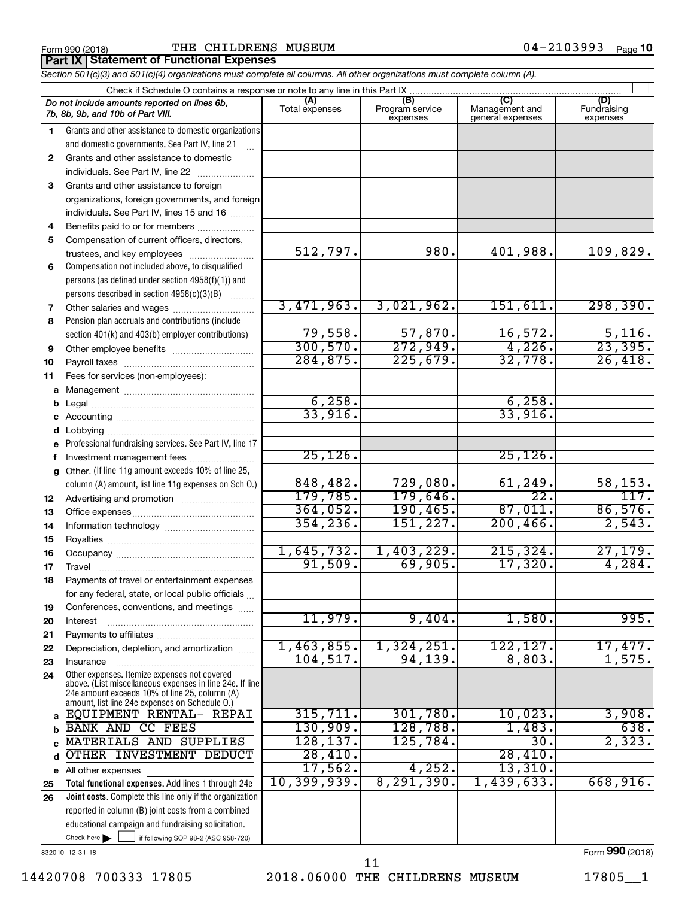Form 990 (2018) THE CHILDRENS MUSEUM 04-2103993 Page 10

**Part IX | Statement of Functional Expenses**

*Section 501(c)(3) and 501(c)(4) organizations must complete all columns. All other organizations must complete column (A).*

Check if Schedule O contains a response or note to any line in this Part IX ☐

| | *Do not include amounts reported on lines 6b, 7b, 8b, 9b, and 10b of Part VIII.* | (A) Total expenses | (B) Program service expenses | (C) Management and general expenses | (D) Fundraising expenses |
|---|---|---|---|---|---|
| 1 | Grants and other assistance to domestic organizations and domestic governments. See Part IV, line 21 | | | | |
| 2 | Grants and other assistance to domestic individuals. See Part IV, line 22 | | | | |
| 3 | Grants and other assistance to foreign organizations, foreign governments, and foreign individuals. See Part IV, lines 15 and 16 | | | | |
| 4 | Benefits paid to or for members | | | | |
| 5 | Compensation of current officers, directors, trustees, and key employees | 512,797. | 980. | 401,988. | 109,829. |
| 6 | Compensation not included above, to disqualified persons (as defined under section 4958(f)(1)) and persons described in section 4958(c)(3)(B) | | | | |
| 7 | Other salaries and wages | 3,471,963. | 3,021,962. | 151,611. | 298,390. |
| 8 | Pension plan accruals and contributions (include section 401(k) and 403(b) employer contributions) | 79,558. | 57,870. | 16,572. | 5,116. |
| 9 | Other employee benefits | 300,570. | 272,949. | 4,226. | 23,395. |
| 10 | Payroll taxes | 284,875. | 225,679. | 32,778. | 26,418. |
| 11 | Fees for services (non-employees): | | | | |
| a | Management | | | | |
| b | Legal | 6,258. | | 6,258. | |
| c | Accounting | 33,916. | | 33,916. | |
| d | Lobbying | | | | |
| e | Professional fundraising services. See Part IV, line 17 | | | | |
| f | Investment management fees | 25,126. | | 25,126. | |
| g | Other. (If line 11g amount exceeds 10% of line 25, column (A) amount, list line 11g expenses on Sch O.) | 848,482. | 729,080. | 61,249. | 58,153. |
| 12 | Advertising and promotion | 179,785. | 179,646. | 22. | 117. |
| 13 | Office expenses | 364,052. | 190,465. | 87,011. | 86,576. |
| 14 | Information technology | 354,236. | 151,227. | 200,466. | 2,543. |
| 15 | Royalties | | | | |
| 16 | Occupancy | 1,645,732. | 1,403,229. | 215,324. | 27,179. |
| 17 | Travel | 91,509. | 69,905. | 17,320. | 4,284. |
| 18 | Payments of travel or entertainment expenses for any federal, state, or local public officials | | | | |
| 19 | Conferences, conventions, and meetings | | | | |
| 20 | Interest | 11,979. | 9,404. | 1,580. | 995. |
| 21 | Payments to affiliates | | | | |
| 22 | Depreciation, depletion, and amortization | 1,463,855. | 1,324,251. | 122,127. | 17,477. |
| 23 | Insurance | 104,517. | 94,139. | 8,803. | 1,575. |
| 24 | Other expenses. Itemize expenses not covered above. (List miscellaneous expenses in line 24e. If line 24e amount exceeds 10% of line 25, column (A) amount, list line 24e expenses on Schedule O.) | | | | |
| a | EQUIPMENT RENTAL- REPAI | 315,711. | 301,780. | 10,023. | 3,908. |
| b | BANK AND CC FEES | 130,909. | 128,788. | 1,483. | 638. |
| c | MATERIALS AND SUPPLIES | 128,137. | 125,784. | 30. | 2,323. |
| d | OTHER INVESTMENT DEDUCT | 28,410. | | 28,410. | |
| e | All other expenses | 17,562. | 4,252. | 13,310. | |
| 25 | **Total functional expenses.** Add lines 1 through 24e | 10,399,939. | 8,291,390. | 1,439,633. | 668,916. |
| 26 | **Joint costs.** Complete this line only if the organization reported in column (B) joint costs from a combined educational campaign and fundraising solicitation. Check here ☐ if following SOP 98-2 (ASC 958-720) | | | | |

832010 12-31-18 Form **990** (2018)

14420708 700333 17805 2018.06000 THE CHILDRENS MUSEUM 17805__1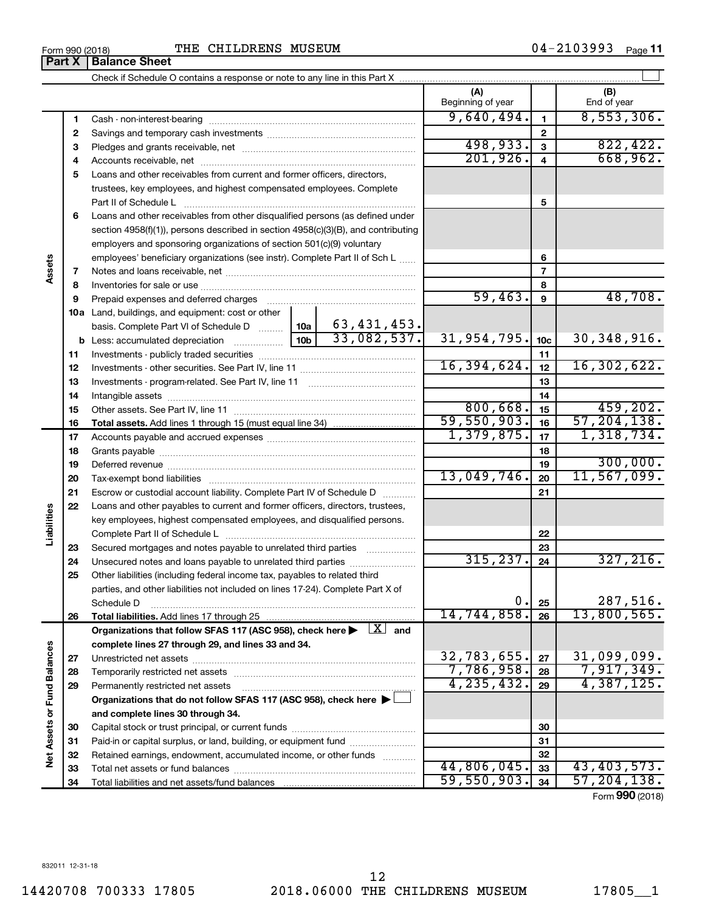Form 990 (2018) THE CHILDRENS MUSEUM 04-2103993 Page 11

## Part X Balance Sheet

Check if Schedule O contains a response or note to any line in this Part X

| | | | | (A) Beginning of year | | (B) End of year |
|---|---|---|---|---|---|---|
| Assets | 1 | Cash - non-interest-bearing | | 9,640,494. | 1 | 8,553,306. |
| | 2 | Savings and temporary cash investments | | | 2 | |
| | 3 | Pledges and grants receivable, net | | 498,933. | 3 | 822,422. |
| | 4 | Accounts receivable, net | | 201,926. | 4 | 668,962. |
| | 5 | Loans and other receivables from current and former officers, directors, trustees, key employees, and highest compensated employees. Complete Part II of Schedule L | | | 5 | |
| | 6 | Loans and other receivables from other disqualified persons (as defined under section 4958(f)(1)), persons described in section 4958(c)(3)(B), and contributing employers and sponsoring organizations of section 501(c)(9) voluntary employees' beneficiary organizations (see instr). Complete Part II of Sch L | | | 6 | |
| | 7 | Notes and loans receivable, net | | | 7 | |
| | 8 | Inventories for sale or use | | | 8 | |
| | 9 | Prepaid expenses and deferred charges | | 59,463. | 9 | 48,708. |
| | 10a | Land, buildings, and equipment: cost or other basis. Complete Part VI of Schedule D | 10a 63,431,453. | | | |
| | b | Less: accumulated depreciation | 10b 33,082,537. | 31,954,795. | 10c | 30,348,916. |
| | 11 | Investments - publicly traded securities | | | 11 | |
| | 12 | Investments - other securities. See Part IV, line 11 | | 16,394,624. | 12 | 16,302,622. |
| | 13 | Investments - program-related. See Part IV, line 11 | | | 13 | |
| | 14 | Intangible assets | | | 14 | |
| | 15 | Other assets. See Part IV, line 11 | | 800,668. | 15 | 459,202. |
| | 16 | **Total assets.** Add lines 1 through 15 (must equal line 34) | | 59,550,903. | 16 | 57,204,138. |
| Liabilities | 17 | Accounts payable and accrued expenses | | 1,379,875. | 17 | 1,318,734. |
| | 18 | Grants payable | | | 18 | |
| | 19 | Deferred revenue | | | 19 | 300,000. |
| | 20 | Tax-exempt bond liabilities | | 13,049,746. | 20 | 11,567,099. |
| | 21 | Escrow or custodial account liability. Complete Part IV of Schedule D | | | 21 | |
| | 22 | Loans and other payables to current and former officers, directors, trustees, key employees, highest compensated employees, and disqualified persons. Complete Part II of Schedule L | | | 22 | |
| | 23 | Secured mortgages and notes payable to unrelated third parties | | | 23 | |
| | 24 | Unsecured notes and loans payable to unrelated third parties | | 315,237. | 24 | 327,216. |
| | 25 | Other liabilities (including federal income tax, payables to related third parties, and other liabilities not included on lines 17-24). Complete Part X of Schedule D | | 0. | 25 | 287,516. |
| | 26 | **Total liabilities.** Add lines 17 through 25 | | 14,744,858. | 26 | 13,800,565. |
| Net Assets or Fund Balances | | **Organizations that follow SFAS 117 (ASC 958), check here ▶ [X] and complete lines 27 through 29, and lines 33 and 34.** | | | | |
| | 27 | Unrestricted net assets | | 32,783,655. | 27 | 31,099,099. |
| | 28 | Temporarily restricted net assets | | 7,786,958. | 28 | 7,917,349. |
| | 29 | Permanently restricted net assets | | 4,235,432. | 29 | 4,387,125. |
| | | **Organizations that do not follow SFAS 117 (ASC 958), check here ▶ [ ] and complete lines 30 through 34.** | | | | |
| | 30 | Capital stock or trust principal, or current funds | | | 30 | |
| | 31 | Paid-in or capital surplus, or land, building, or equipment fund | | | 31 | |
| | 32 | Retained earnings, endowment, accumulated income, or other funds | | | 32 | |
| | 33 | Total net assets or fund balances | | 44,806,045. | 33 | 43,403,573. |
| | 34 | Total liabilities and net assets/fund balances | | 59,550,903. | 34 | 57,204,138. |

Form **990** (2018)

832011 12-31-18

14420708 700333 17805 2018.06000 THE CHILDRENS MUSEUM 17805__1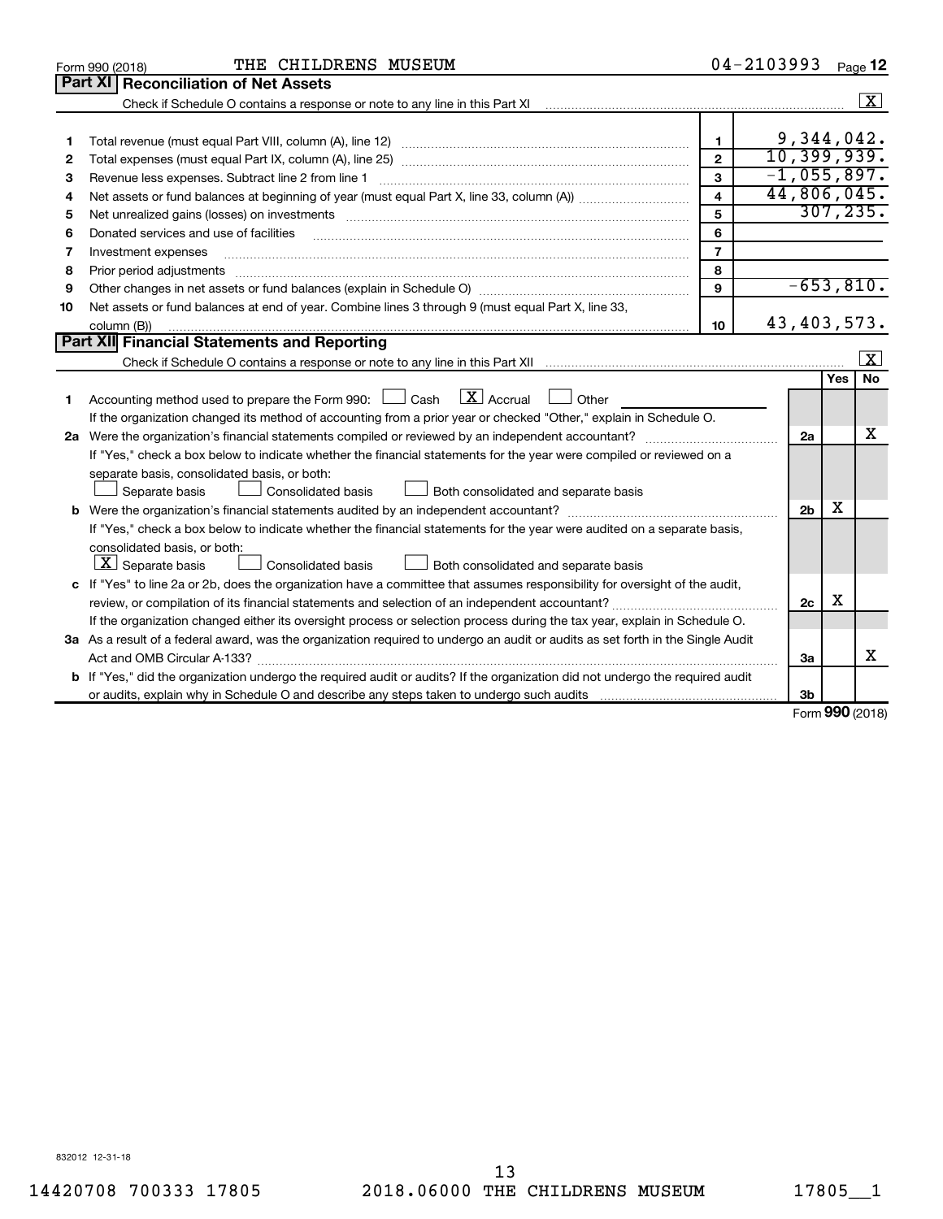Form 990 (2018) THE CHILDRENS MUSEUM 04-2103993 Page 12

## Part XI Reconciliation of Net Assets

Check if Schedule O contains a response or note to any line in this Part XI .......... [X]

| | | | |
|---|---|---|---|
| 1 | Total revenue (must equal Part VIII, column (A), line 12) | 1 | 9,344,042. |
| 2 | Total expenses (must equal Part IX, column (A), line 25) | 2 | 10,399,939. |
| 3 | Revenue less expenses. Subtract line 2 from line 1 | 3 | -1,055,897. |
| 4 | Net assets or fund balances at beginning of year (must equal Part X, line 33, column (A)) | 4 | 44,806,045. |
| 5 | Net unrealized gains (losses) on investments | 5 | 307,235. |
| 6 | Donated services and use of facilities | 6 | |
| 7 | Investment expenses | 7 | |
| 8 | Prior period adjustments | 8 | |
| 9 | Other changes in net assets or fund balances (explain in Schedule O) | 9 | -653,810. |
| 10 | Net assets or fund balances at end of year. Combine lines 3 through 9 (must equal Part X, line 33, column (B)) | 10 | 43,403,573. |

## Part XII Financial Statements and Reporting

Check if Schedule O contains a response or note to any line in this Part XII .......... [X]

| | | | Yes | No |
|---|---|---|---|---|
| 1 | Accounting method used to prepare the Form 990: [ ] Cash [X] Accrual [ ] Other<br>If the organization changed its method of accounting from a prior year or checked "Other," explain in Schedule O. | | | |
| 2a | Were the organization's financial statements compiled or reviewed by an independent accountant?<br>If "Yes," check a box below to indicate whether the financial statements for the year were compiled or reviewed on a separate basis, consolidated basis, or both:<br>[ ] Separate basis [ ] Consolidated basis [ ] Both consolidated and separate basis | 2a | | X |
| b | Were the organization's financial statements audited by an independent accountant?<br>If "Yes," check a box below to indicate whether the financial statements for the year were audited on a separate basis, consolidated basis, or both:<br>[X] Separate basis [ ] Consolidated basis [ ] Both consolidated and separate basis | 2b | X | |
| c | If "Yes" to line 2a or 2b, does the organization have a committee that assumes responsibility for oversight of the audit, review, or compilation of its financial statements and selection of an independent accountant?<br>If the organization changed either its oversight process or selection process during the tax year, explain in Schedule O. | 2c | X | |
| 3a | As a result of a federal award, was the organization required to undergo an audit or audits as set forth in the Single Audit Act and OMB Circular A-133? | 3a | | X |
| b | If "Yes," did the organization undergo the required audit or audits? If the organization did not undergo the required audit or audits, explain why in Schedule O and describe any steps taken to undergo such audits | 3b | | |

Form 990 (2018)

832012 12-31-18

14420708 700333 17805 2018.06000 THE CHILDRENS MUSEUM 17805__1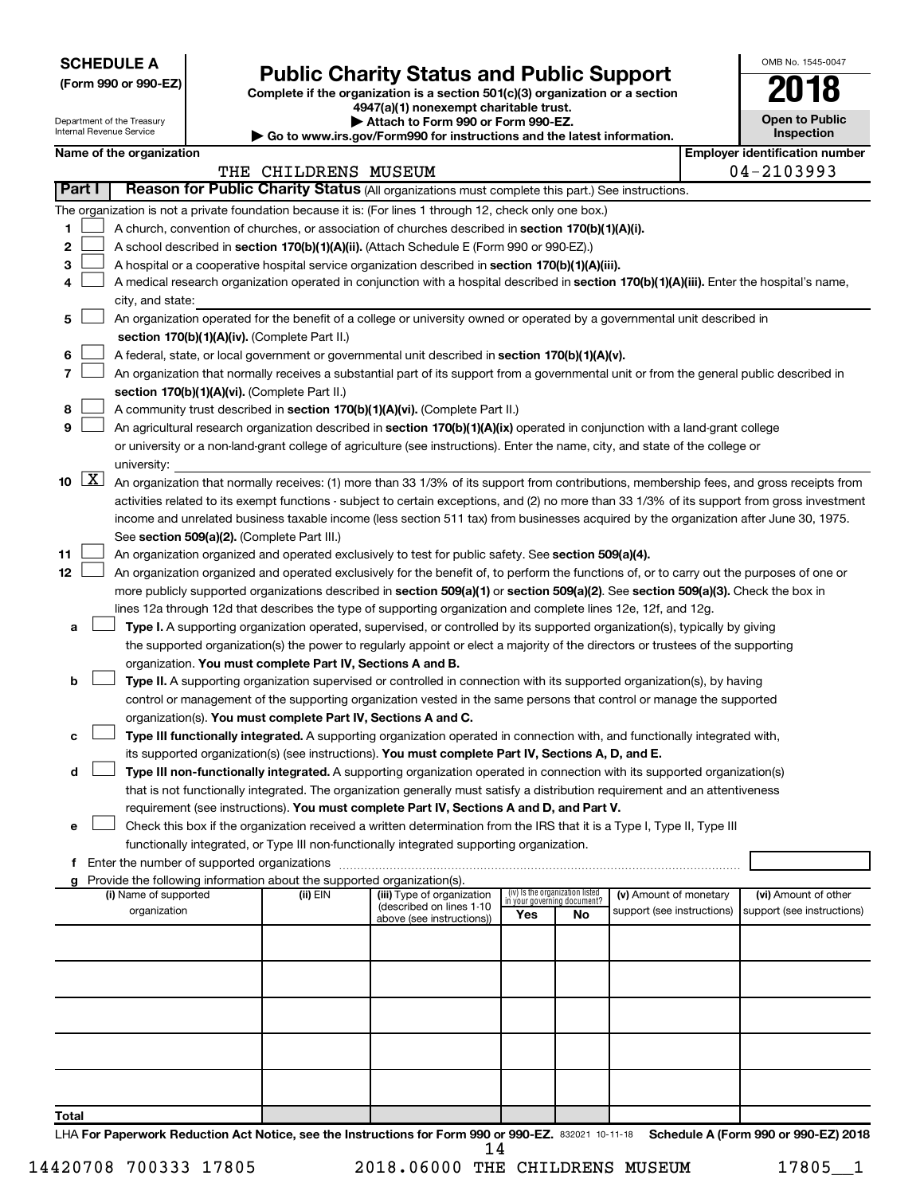**SCHEDULE A**
**(Form 990 or 990-EZ)**

Department of the Treasury
Internal Revenue Service

# Public Charity Status and Public Support

**Complete if the organization is a section 501(c)(3) organization or a section 4947(a)(1) nonexempt charitable trust.**
**▶ Attach to Form 990 or Form 990-EZ.**
**▶ Go to www.irs.gov/Form990 for instructions and the latest information.**

OMB No. 1545-0047
**2018**
**Open to Public Inspection**

**Name of the organization**
THE CHILDRENS MUSEUM

**Employer identification number**
04-2103993

**Part I** **Reason for Public Charity Status** (All organizations must complete this part.) See instructions.

The organization is not a private foundation because it is: (For lines 1 through 12, check only one box.)

1 ☐ A church, convention of churches, or association of churches described in **section 170(b)(1)(A)(i).**

2 ☐ A school described in **section 170(b)(1)(A)(ii).** (Attach Schedule E (Form 990 or 990-EZ).)

3 ☐ A hospital or a cooperative hospital service organization described in **section 170(b)(1)(A)(iii).**

4 ☐ A medical research organization operated in conjunction with a hospital described in **section 170(b)(1)(A)(iii).** Enter the hospital's name, city, and state:

5 ☐ An organization operated for the benefit of a college or university owned or operated by a governmental unit described in **section 170(b)(1)(A)(iv).** (Complete Part II.)

6 ☐ A federal, state, or local government or governmental unit described in **section 170(b)(1)(A)(v).**

7 ☐ An organization that normally receives a substantial part of its support from a governmental unit or from the general public described in **section 170(b)(1)(A)(vi).** (Complete Part II.)

8 ☐ A community trust described in **section 170(b)(1)(A)(vi).** (Complete Part II.)

9 ☐ An agricultural research organization described in **section 170(b)(1)(A)(ix)** operated in conjunction with a land-grant college or university or a non-land-grant college of agriculture (see instructions). Enter the name, city, and state of the college or university:

10 ☒ An organization that normally receives: (1) more than 33 1/3% of its support from contributions, membership fees, and gross receipts from activities related to its exempt functions - subject to certain exceptions, and (2) no more than 33 1/3% of its support from gross investment income and unrelated business taxable income (less section 511 tax) from businesses acquired by the organization after June 30, 1975. See **section 509(a)(2).** (Complete Part III.)

11 ☐ An organization organized and operated exclusively to test for public safety. See **section 509(a)(4).**

12 ☐ An organization organized and operated exclusively for the benefit of, to perform the functions of, or to carry out the purposes of one or more publicly supported organizations described in **section 509(a)(1)** or **section 509(a)(2).** See **section 509(a)(3).** Check the box in lines 12a through 12d that describes the type of supporting organization and complete lines 12e, 12f, and 12g.

a ☐ **Type I.** A supporting organization operated, supervised, or controlled by its supported organization(s), typically by giving the supported organization(s) the power to regularly appoint or elect a majority of the directors or trustees of the supporting organization. **You must complete Part IV, Sections A and B.**

b ☐ **Type II.** A supporting organization supervised or controlled in connection with its supported organization(s), by having control or management of the supporting organization vested in the same persons that control or manage the supported organization(s). **You must complete Part IV, Sections A and C.**

c ☐ **Type III functionally integrated.** A supporting organization operated in connection with, and functionally integrated with, its supported organization(s) (see instructions). **You must complete Part IV, Sections A, D, and E.**

d ☐ **Type III non-functionally integrated.** A supporting organization operated in connection with its supported organization(s) that is not functionally integrated. The organization generally must satisfy a distribution requirement and an attentiveness requirement (see instructions). **You must complete Part IV, Sections A and D, and Part V.**

e ☐ Check this box if the organization received a written determination from the IRS that it is a Type I, Type II, Type III functionally integrated, or Type III non-functionally integrated supporting organization.

f Enter the number of supported organizations

g Provide the following information about the supported organization(s).

| (i) Name of supported organization | (ii) EIN | (iii) Type of organization (described on lines 1-10 above (see instructions)) | (iv) Is the organization listed in your governing document? Yes | No | (v) Amount of monetary support (see instructions) | (vi) Amount of other support (see instructions) |
|---|---|---|---|---|---|---|
| | | | | | | |
| | | | | | | |
| | | | | | | |
| | | | | | | |
| | | | | | | |
| **Total** | | | | | | |

LHA **For Paperwork Reduction Act Notice, see the Instructions for Form 990 or 990-EZ.** 832021 10-11-18 **Schedule A (Form 990 or 990-EZ) 2018**

14420708 700333 17805 2018.06000 THE CHILDRENS MUSEUM 17805__1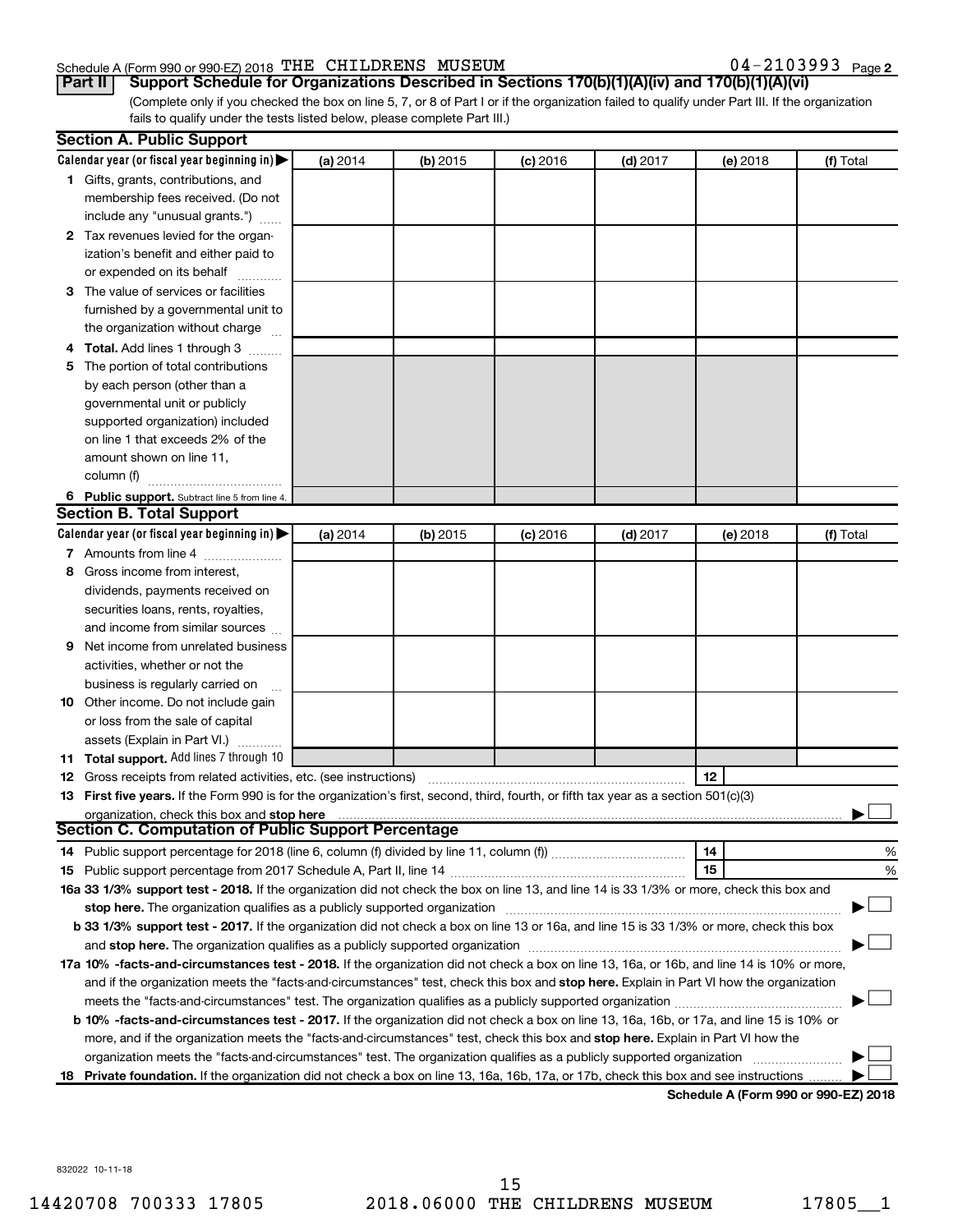Schedule A (Form 990 or 990-EZ) 2018 THE CHILDRENS MUSEUM 04-2103993 Page 2

**Part II** **Support Schedule for Organizations Described in Sections 170(b)(1)(A)(iv) and 170(b)(1)(A)(vi)**

(Complete only if you checked the box on line 5, 7, or 8 of Part I or if the organization failed to qualify under Part III. If the organization fails to qualify under the tests listed below, please complete Part III.)

**Section A. Public Support**

| Calendar year (or fiscal year beginning in) ▶ | (a) 2014 | (b) 2015 | (c) 2016 | (d) 2017 | (e) 2018 | (f) Total |
|---|---|---|---|---|---|---|
| **1** Gifts, grants, contributions, and membership fees received. (Do not include any "unusual grants.") | | | | | | |
| **2** Tax revenues levied for the organization's benefit and either paid to or expended on its behalf | | | | | | |
| **3** The value of services or facilities furnished by a governmental unit to the organization without charge | | | | | | |
| **4** **Total.** Add lines 1 through 3 | | | | | | |
| **5** The portion of total contributions by each person (other than a governmental unit or publicly supported organization) included on line 1 that exceeds 2% of the amount shown on line 11, column (f) | | | | | | |
| **6** **Public support.** Subtract line 5 from line 4. | | | | | | |

**Section B. Total Support**

| Calendar year (or fiscal year beginning in) ▶ | (a) 2014 | (b) 2015 | (c) 2016 | (d) 2017 | (e) 2018 | (f) Total |
|---|---|---|---|---|---|---|
| **7** Amounts from line 4 | | | | | | |
| **8** Gross income from interest, dividends, payments received on securities loans, rents, royalties, and income from similar sources | | | | | | |
| **9** Net income from unrelated business activities, whether or not the business is regularly carried on | | | | | | |
| **10** Other income. Do not include gain or loss from the sale of capital assets (Explain in Part VI.) | | | | | | |
| **11** **Total support.** Add lines 7 through 10 | | | | | | |

**12** Gross receipts from related activities, etc. (see instructions) **12**

**13** **First five years.** If the Form 990 is for the organization's first, second, third, fourth, or fifth tax year as a section 501(c)(3) organization, check this box and **stop here** ▶ ☐

**Section C. Computation of Public Support Percentage**

**14** Public support percentage for 2018 (line 6, column (f) divided by line 11, column (f)) **14** %

**15** Public support percentage from 2017 Schedule A, Part II, line 14 **15** %

**16a** **33 1/3% support test - 2018.** If the organization did not check the box on line 13, and line 14 is 33 1/3% or more, check this box and **stop here.** The organization qualifies as a publicly supported organization ▶ ☐

**b** **33 1/3% support test - 2017.** If the organization did not check a box on line 13 or 16a, and line 15 is 33 1/3% or more, check this box and **stop here.** The organization qualifies as a publicly supported organization ▶ ☐

**17a** **10% -facts-and-circumstances test - 2018.** If the organization did not check a box on line 13, 16a, or 16b, and line 14 is 10% or more, and if the organization meets the "facts-and-circumstances" test, check this box and **stop here.** Explain in Part VI how the organization meets the "facts-and-circumstances" test. The organization qualifies as a publicly supported organization ▶ ☐

**b** **10% -facts-and-circumstances test - 2017.** If the organization did not check a box on line 13, 16a, 16b, or 17a, and line 15 is 10% or more, and if the organization meets the "facts-and-circumstances" test, check this box and **stop here.** Explain in Part VI how the organization meets the "facts-and-circumstances" test. The organization qualifies as a publicly supported organization ▶ ☐

**18** **Private foundation.** If the organization did not check a box on line 13, 16a, 16b, 17a, or 17b, check this box and see instructions ▶ ☐

**Schedule A (Form 990 or 990-EZ) 2018**

832022 10-11-18

14420708 700333 17805 2018.06000 THE CHILDRENS MUSEUM 17805__1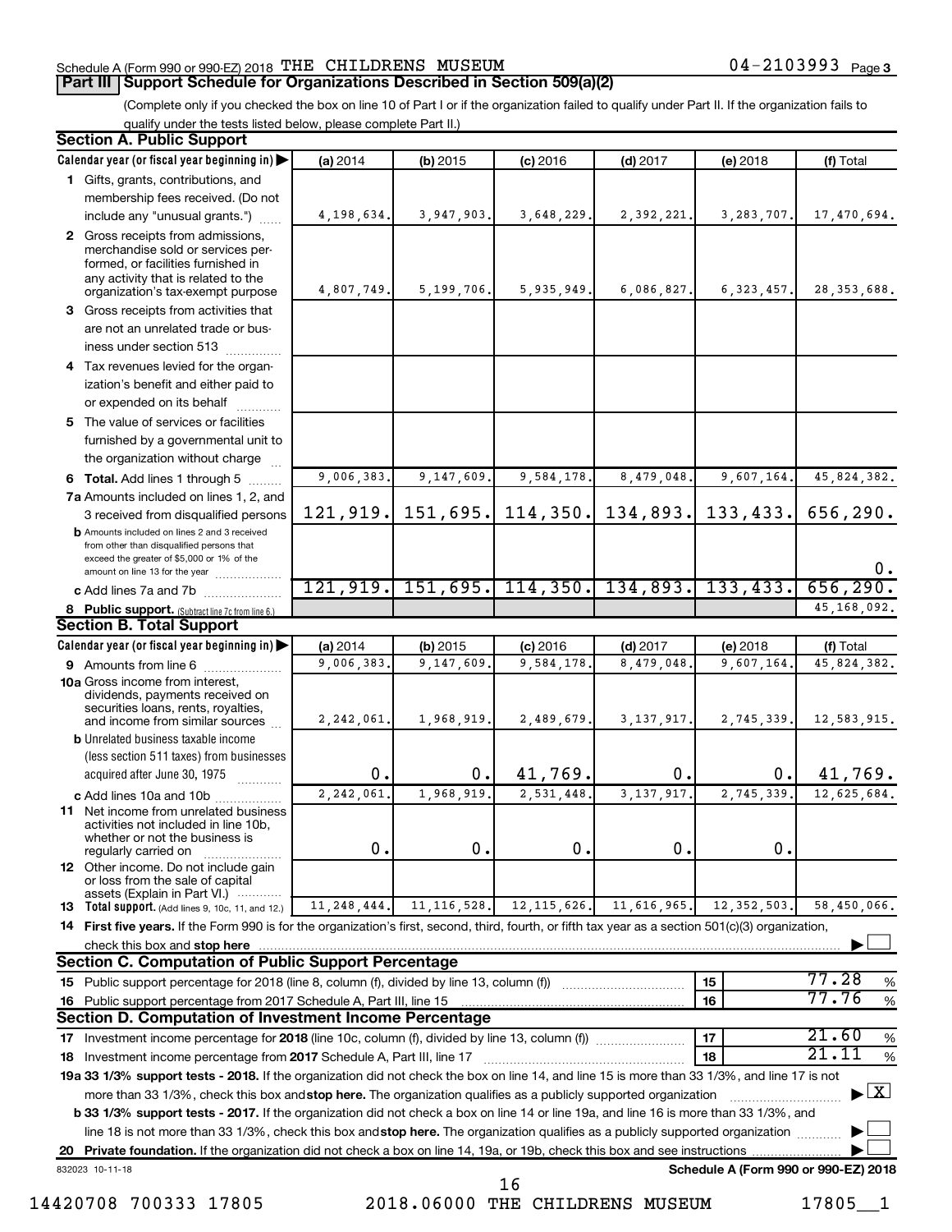Schedule A (Form 990 or 990-EZ) 2018 THE CHILDRENS MUSEUM 04-2103993 Page 3

## Part III Support Schedule for Organizations Described in Section 509(a)(2)

(Complete only if you checked the box on line 10 of Part I or if the organization failed to qualify under Part II. If the organization fails to qualify under the tests listed below, please complete Part II.)

### Section A. Public Support

| Calendar year (or fiscal year beginning in) | (a) 2014 | (b) 2015 | (c) 2016 | (d) 2017 | (e) 2018 | (f) Total |
|---|---|---|---|---|---|---|
| 1 Gifts, grants, contributions, and membership fees received. (Do not include any "unusual grants.") | 4,198,634. | 3,947,903. | 3,648,229. | 2,392,221. | 3,283,707. | 17,470,694. |
| 2 Gross receipts from admissions, merchandise sold or services performed, or facilities furnished in any activity that is related to the organization's tax-exempt purpose | 4,807,749. | 5,199,706. | 5,935,949. | 6,086,827. | 6,323,457. | 28,353,688. |
| 3 Gross receipts from activities that are not an unrelated trade or business under section 513 | | | | | | |
| 4 Tax revenues levied for the organization's benefit and either paid to or expended on its behalf | | | | | | |
| 5 The value of services or facilities furnished by a governmental unit to the organization without charge | | | | | | |
| 6 Total. Add lines 1 through 5 | 9,006,383. | 9,147,609. | 9,584,178. | 8,479,048. | 9,607,164. | 45,824,382. |
| 7a Amounts included on lines 1, 2, and 3 received from disqualified persons | 121,919. | 151,695. | 114,350. | 134,893. | 133,433. | 656,290. |
| b Amounts included on lines 2 and 3 received from other than disqualified persons that exceed the greater of $5,000 or 1% of the amount on line 13 for the year | | | | | | 0. |
| c Add lines 7a and 7b | 121,919. | 151,695. | 114,350. | 134,893. | 133,433. | 656,290. |
| 8 Public support. (Subtract line 7c from line 6.) | | | | | | 45,168,092. |

### Section B. Total Support

| Calendar year (or fiscal year beginning in) | (a) 2014 | (b) 2015 | (c) 2016 | (d) 2017 | (e) 2018 | (f) Total |
|---|---|---|---|---|---|---|
| 9 Amounts from line 6 | 9,006,383. | 9,147,609. | 9,584,178. | 8,479,048. | 9,607,164. | 45,824,382. |
| 10a Gross income from interest, dividends, payments received on securities loans, rents, royalties, and income from similar sources | 2,242,061. | 1,968,919. | 2,489,679. | 3,137,917. | 2,745,339. | 12,583,915. |
| b Unrelated business taxable income (less section 511 taxes) from businesses acquired after June 30, 1975 | 0. | 0. | 41,769. | 0. | 0. | 41,769. |
| c Add lines 10a and 10b | 2,242,061. | 1,968,919. | 2,531,448. | 3,137,917. | 2,745,339. | 12,625,684. |
| 11 Net income from unrelated business activities not included in line 10b, whether or not the business is regularly carried on | 0. | 0. | 0. | 0. | 0. | |
| 12 Other income. Do not include gain or loss from the sale of capital assets (Explain in Part VI.) | | | | | | |
| 13 Total support. (Add lines 9, 10c, 11, and 12.) | 11,248,444. | 11,116,528. | 12,115,626. | 11,616,965. | 12,352,503. | 58,450,066. |

14 First five years. If the Form 990 is for the organization's first, second, third, fourth, or fifth tax year as a section 501(c)(3) organization, check this box and stop here ☐

### Section C. Computation of Public Support Percentage

| | | |
|---|---|---|
| 15 Public support percentage for 2018 (line 8, column (f), divided by line 13, column (f)) | 15 | 77.28 % |
| 16 Public support percentage from 2017 Schedule A, Part III, line 15 | 16 | 77.76 % |

### Section D. Computation of Investment Income Percentage

| | | |
|---|---|---|
| 17 Investment income percentage for 2018 (line 10c, column (f), divided by line 13, column (f)) | 17 | 21.60 % |
| 18 Investment income percentage from 2017 Schedule A, Part III, line 17 | 18 | 21.11 % |

19a 33 1/3% support tests - 2018. If the organization did not check the box on line 14, and line 15 is more than 33 1/3%, and line 17 is not more than 33 1/3%, check this box and stop here. The organization qualifies as a publicly supported organization ☒

b 33 1/3% support tests - 2017. If the organization did not check a box on line 14 or line 19a, and line 16 is more than 33 1/3%, and line 18 is not more than 33 1/3%, check this box and stop here. The organization qualifies as a publicly supported organization ☐

20 Private foundation. If the organization did not check a box on line 14, 19a, or 19b, check this box and see instructions ☐

832023 10-11-18 Schedule A (Form 990 or 990-EZ) 2018

14420708 700333 17805 2018.06000 THE CHILDRENS MUSEUM 17805__1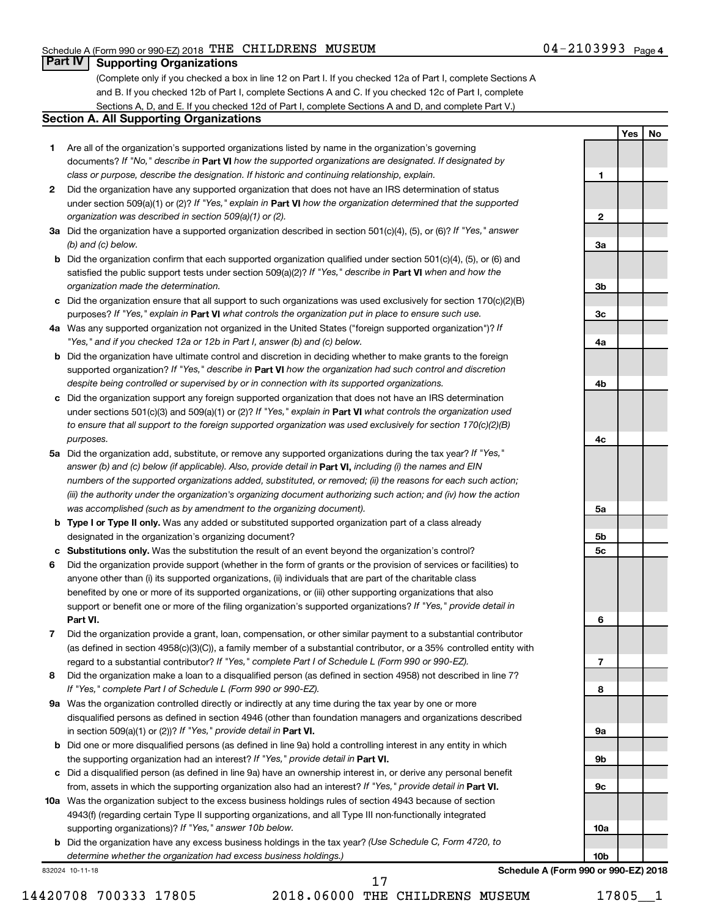# Part IV Supporting Organizations

(Complete only if you checked a box in line 12 on Part I. If you checked 12a of Part I, complete Sections A and B. If you checked 12b of Part I, complete Sections A and C. If you checked 12c of Part I, complete Sections A, D, and E. If you checked 12d of Part I, complete Sections A and D, and complete Part V.)

## Section A. All Supporting Organizations

| | Question | Line | Yes | No |
|---|---|---|---|---|
| 1 | Are all of the organization's supported organizations listed by name in the organization's governing documents? *If "No," describe in* **Part VI** *how the supported organizations are designated. If designated by class or purpose, describe the designation. If historic and continuing relationship, explain.* | 1 | | |
| 2 | Did the organization have any supported organization that does not have an IRS determination of status under section 509(a)(1) or (2)? *If "Yes," explain in* **Part VI** *how the organization determined that the supported organization was described in section 509(a)(1) or (2).* | 2 | | |
| 3a | Did the organization have a supported organization described in section 501(c)(4), (5), or (6)? *If "Yes," answer (b) and (c) below.* | 3a | | |
| b | Did the organization confirm that each supported organization qualified under section 501(c)(4), (5), or (6) and satisfied the public support tests under section 509(a)(2)? *If "Yes," describe in* **Part VI** *when and how the organization made the determination.* | 3b | | |
| c | Did the organization ensure that all support to such organizations was used exclusively for section 170(c)(2)(B) purposes? *If "Yes," explain in* **Part VI** *what controls the organization put in place to ensure such use.* | 3c | | |
| 4a | Was any supported organization not organized in the United States ("foreign supported organization")? *If "Yes," and if you checked 12a or 12b in Part I, answer (b) and (c) below.* | 4a | | |
| b | Did the organization have ultimate control and discretion in deciding whether to make grants to the foreign supported organization? *If "Yes," describe in* **Part VI** *how the organization had such control and discretion despite being controlled or supervised by or in connection with its supported organizations.* | 4b | | |
| c | Did the organization support any foreign supported organization that does not have an IRS determination under sections 501(c)(3) and 509(a)(1) or (2)? *If "Yes," explain in* **Part VI** *what controls the organization used to ensure that all support to the foreign supported organization was used exclusively for section 170(c)(2)(B) purposes.* | 4c | | |
| 5a | Did the organization add, substitute, or remove any supported organizations during the tax year? *If "Yes," answer (b) and (c) below (if applicable). Also, provide detail in* **Part VI,** *including (i) the names and EIN numbers of the supported organizations added, substituted, or removed; (ii) the reasons for each such action; (iii) the authority under the organization's organizing document authorizing such action; and (iv) how the action was accomplished (such as by amendment to the organizing document).* | 5a | | |
| b | **Type I or Type II only.** Was any added or substituted supported organization part of a class already designated in the organization's organizing document? | 5b | | |
| c | **Substitutions only.** Was the substitution the result of an event beyond the organization's control? | 5c | | |
| 6 | Did the organization provide support (whether in the form of grants or the provision of services or facilities) to anyone other than (i) its supported organizations, (ii) individuals that are part of the charitable class benefited by one or more of its supported organizations, or (iii) other supporting organizations that also support or benefit one or more of the filing organization's supported organizations? *If "Yes," provide detail in* **Part VI.** | 6 | | |
| 7 | Did the organization provide a grant, loan, compensation, or other similar payment to a substantial contributor (as defined in section 4958(c)(3)(C)), a family member of a substantial contributor, or a 35% controlled entity with regard to a substantial contributor? *If "Yes," complete Part I of Schedule L (Form 990 or 990-EZ).* | 7 | | |
| 8 | Did the organization make a loan to a disqualified person (as defined in section 4958) not described in line 7? *If "Yes," complete Part I of Schedule L (Form 990 or 990-EZ).* | 8 | | |
| 9a | Was the organization controlled directly or indirectly at any time during the tax year by one or more disqualified persons as defined in section 4946 (other than foundation managers and organizations described in section 509(a)(1) or (2))? *If "Yes," provide detail in* **Part VI.** | 9a | | |
| b | Did one or more disqualified persons (as defined in line 9a) hold a controlling interest in any entity in which the supporting organization had an interest? *If "Yes," provide detail in* **Part VI.** | 9b | | |
| c | Did a disqualified person (as defined in line 9a) have an ownership interest in, or derive any personal benefit from, assets in which the supporting organization also had an interest? *If "Yes," provide detail in* **Part VI.** | 9c | | |
| 10a | Was the organization subject to the excess business holdings rules of section 4943 because of section 4943(f) (regarding certain Type II supporting organizations, and all Type III non-functionally integrated supporting organizations)? *If "Yes," answer 10b below.* | 10a | | |
| b | Did the organization have any excess business holdings in the tax year? *(Use Schedule C, Form 4720, to determine whether the organization had excess business holdings.)* | 10b | | |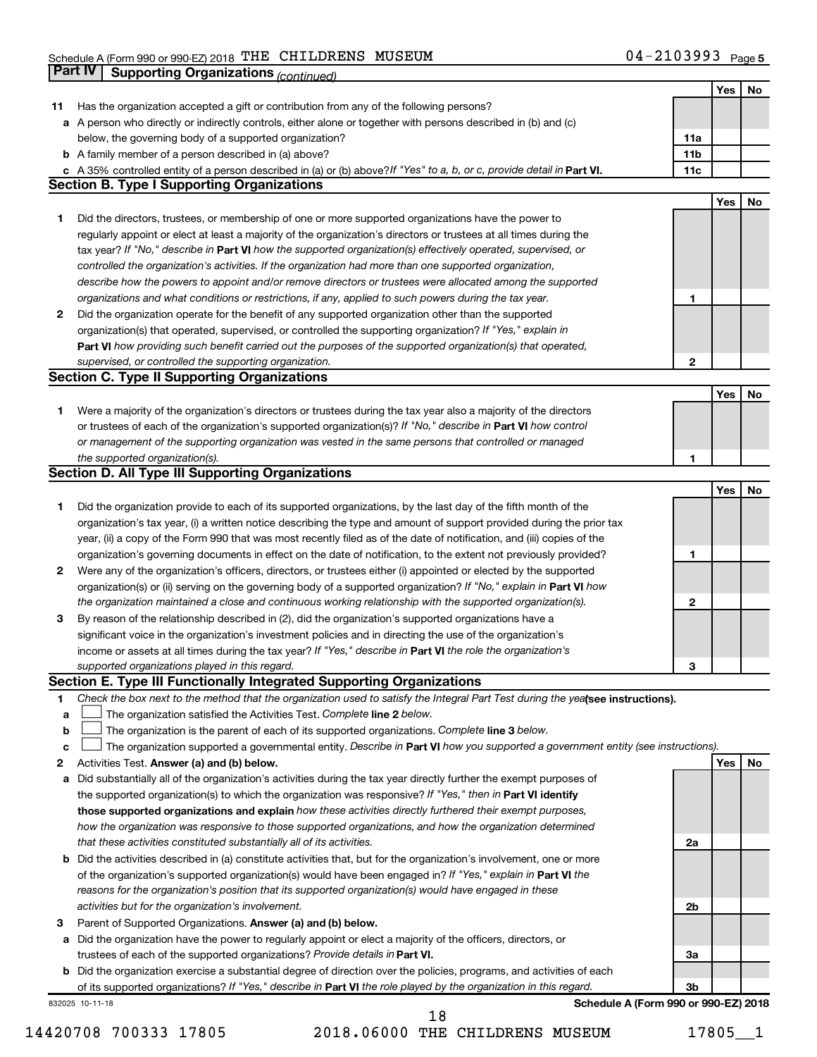Schedule A (Form 990 or 990-EZ) 2018 THE CHILDRENS MUSEUM 04-2103993 Page 5

**Part IV | Supporting Organizations** *(continued)*

| | | | Yes | No |
|---|---|---|---|---|
| 11 | Has the organization accepted a gift or contribution from any of the following persons? | | | |
| a | A person who directly or indirectly controls, either alone or together with persons described in (b) and (c) below, the governing body of a supported organization? | 11a | | |
| b | A family member of a person described in (a) above? | 11b | | |
| c | A 35% controlled entity of a person described in (a) or (b) above? *If "Yes" to a, b, or c, provide detail in* **Part VI.** | 11c | | |

**Section B. Type I Supporting Organizations**

| | | | Yes | No |
|---|---|---|---|---|
| 1 | Did the directors, trustees, or membership of one or more supported organizations have the power to regularly appoint or elect at least a majority of the organization's directors or trustees at all times during the tax year? *If "No," describe in* **Part VI** *how the supported organization(s) effectively operated, supervised, or controlled the organization's activities. If the organization had more than one supported organization, describe how the powers to appoint and/or remove directors or trustees were allocated among the supported organizations and what conditions or restrictions, if any, applied to such powers during the tax year.* | 1 | | |
| 2 | Did the organization operate for the benefit of any supported organization other than the supported organization(s) that operated, supervised, or controlled the supporting organization? *If "Yes," explain in* **Part VI** *how providing such benefit carried out the purposes of the supported organization(s) that operated, supervised, or controlled the supporting organization.* | 2 | | |

**Section C. Type II Supporting Organizations**

| | | | Yes | No |
|---|---|---|---|---|
| 1 | Were a majority of the organization's directors or trustees during the tax year also a majority of the directors or trustees of each of the organization's supported organization(s)? *If "No," describe in* **Part VI** *how control or management of the supporting organization was vested in the same persons that controlled or managed the supported organization(s).* | 1 | | |

**Section D. All Type III Supporting Organizations**

| | | | Yes | No |
|---|---|---|---|---|
| 1 | Did the organization provide to each of its supported organizations, by the last day of the fifth month of the organization's tax year, (i) a written notice describing the type and amount of support provided during the prior tax year, (ii) a copy of the Form 990 that was most recently filed as of the date of notification, and (iii) copies of the organization's governing documents in effect on the date of notification, to the extent not previously provided? | 1 | | |
| 2 | Were any of the organization's officers, directors, or trustees either (i) appointed or elected by the supported organization(s) or (ii) serving on the governing body of a supported organization? *If "No," explain in* **Part VI** *how the organization maintained a close and continuous working relationship with the supported organization(s).* | 2 | | |
| 3 | By reason of the relationship described in (2), did the organization's supported organizations have a significant voice in the organization's investment policies and in directing the use of the organization's income or assets at all times during the tax year? *If "Yes," describe in* **Part VI** *the role the organization's supported organizations played in this regard.* | 3 | | |

**Section E. Type III Functionally Integrated Supporting Organizations**

1 *Check the box next to the method that the organization used to satisfy the Integral Part Test during the year* **(see instructions).**

a ☐ The organization satisfied the Activities Test. *Complete* **line 2** *below.*

b ☐ The organization is the parent of each of its supported organizations. *Complete* **line 3** *below.*

c ☐ The organization supported a governmental entity. *Describe in* **Part VI** *how you supported a government entity (see instructions).*

| | | | Yes | No |
|---|---|---|---|---|
| 2 | Activities Test. **Answer (a) and (b) below.** | | | |
| a | Did substantially all of the organization's activities during the tax year directly further the exempt purposes of the supported organization(s) to which the organization was responsive? *If "Yes," then in* **Part VI identify those supported organizations and explain** *how these activities directly furthered their exempt purposes, how the organization was responsive to those supported organizations, and how the organization determined that these activities constituted substantially all of its activities.* | 2a | | |
| b | Did the activities described in (a) constitute activities that, but for the organization's involvement, one or more of the organization's supported organization(s) would have been engaged in? *If "Yes," explain in* **Part VI** *the reasons for the organization's position that its supported organization(s) would have engaged in these activities but for the organization's involvement.* | 2b | | |
| 3 | Parent of Supported Organizations. **Answer (a) and (b) below.** | | | |
| a | Did the organization have the power to regularly appoint or elect a majority of the officers, directors, or trustees of each of the supported organizations? *Provide details in* **Part VI.** | 3a | | |
| b | Did the organization exercise a substantial degree of direction over the policies, programs, and activities of each of its supported organizations? *If "Yes," describe in* **Part VI** *the role played by the organization in this regard.* | 3b | | |

832025 10-11-18 **Schedule A (Form 990 or 990-EZ) 2018**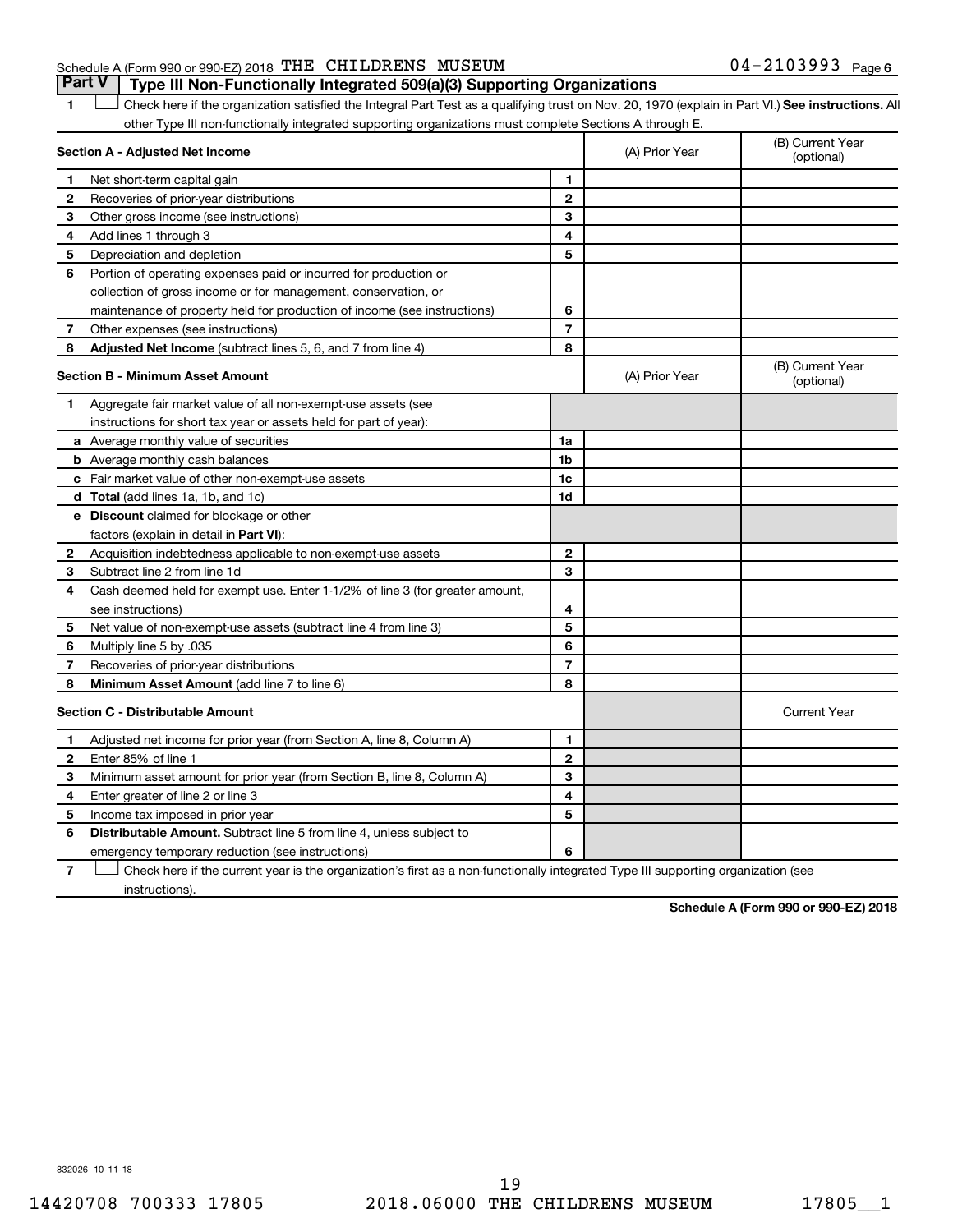Schedule A (Form 990 or 990-EZ) 2018 THE CHILDRENS MUSEUM 04-2103993 Page 6

## Part V Type III Non-Functionally Integrated 509(a)(3) Supporting Organizations

1 ☐ Check here if the organization satisfied the Integral Part Test as a qualifying trust on Nov. 20, 1970 (explain in Part VI.) **See instructions.** All other Type III non-functionally integrated supporting organizations must complete Sections A through E.

| **Section A - Adjusted Net Income** | | | (A) Prior Year | (B) Current Year (optional) |
|---|---|---|---|---|
| 1 | Net short-term capital gain | 1 | | |
| 2 | Recoveries of prior-year distributions | 2 | | |
| 3 | Other gross income (see instructions) | 3 | | |
| 4 | Add lines 1 through 3 | 4 | | |
| 5 | Depreciation and depletion | 5 | | |
| 6 | Portion of operating expenses paid or incurred for production or collection of gross income or for management, conservation, or maintenance of property held for production of income (see instructions) | 6 | | |
| 7 | Other expenses (see instructions) | 7 | | |
| 8 | **Adjusted Net Income** (subtract lines 5, 6, and 7 from line 4) | 8 | | |

| **Section B - Minimum Asset Amount** | | | (A) Prior Year | (B) Current Year (optional) |
|---|---|---|---|---|
| 1 | Aggregate fair market value of all non-exempt-use assets (see instructions for short tax year or assets held for part of year): | | | |
| a | Average monthly value of securities | 1a | | |
| b | Average monthly cash balances | 1b | | |
| c | Fair market value of other non-exempt-use assets | 1c | | |
| d | **Total** (add lines 1a, 1b, and 1c) | 1d | | |
| e | **Discount** claimed for blockage or other factors (explain in detail in **Part VI**): | | | |
| 2 | Acquisition indebtedness applicable to non-exempt-use assets | 2 | | |
| 3 | Subtract line 2 from line 1d | 3 | | |
| 4 | Cash deemed held for exempt use. Enter 1-1/2% of line 3 (for greater amount, see instructions) | 4 | | |
| 5 | Net value of non-exempt-use assets (subtract line 4 from line 3) | 5 | | |
| 6 | Multiply line 5 by .035 | 6 | | |
| 7 | Recoveries of prior-year distributions | 7 | | |
| 8 | **Minimum Asset Amount** (add line 7 to line 6) | 8 | | |

| **Section C - Distributable Amount** | | | | Current Year |
|---|---|---|---|---|
| 1 | Adjusted net income for prior year (from Section A, line 8, Column A) | 1 | | |
| 2 | Enter 85% of line 1 | 2 | | |
| 3 | Minimum asset amount for prior year (from Section B, line 8, Column A) | 3 | | |
| 4 | Enter greater of line 2 or line 3 | 4 | | |
| 5 | Income tax imposed in prior year | 5 | | |
| 6 | **Distributable Amount.** Subtract line 5 from line 4, unless subject to emergency temporary reduction (see instructions) | 6 | | |

7 ☐ Check here if the current year is the organization's first as a non-functionally integrated Type III supporting organization (see instructions).

**Schedule A (Form 990 or 990-EZ) 2018**

832026 10-11-18

14420708 700333 17805 2018.06000 THE CHILDRENS MUSEUM 17805__1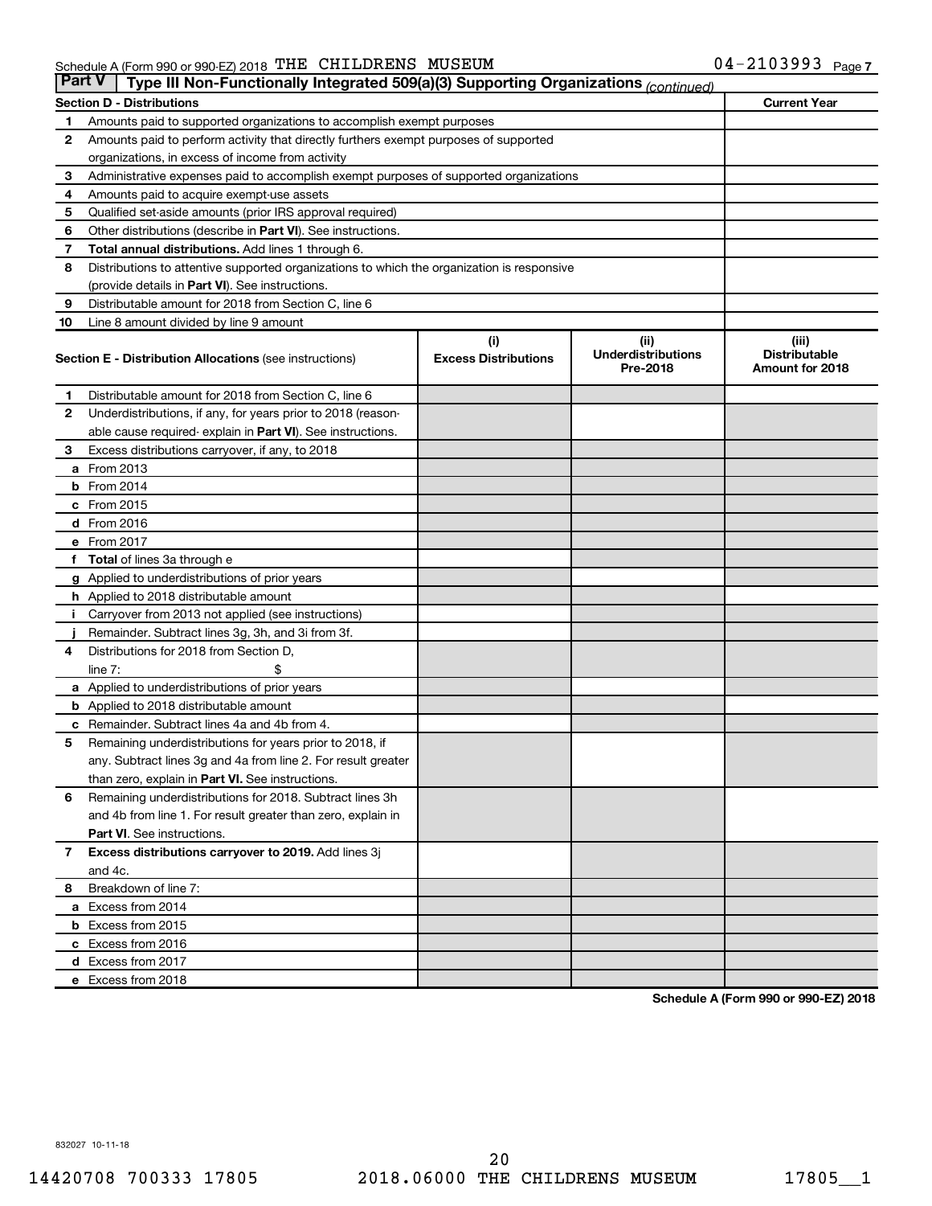Schedule A (Form 990 or 990-EZ) 2018 THE CHILDRENS MUSEUM 04-2103993 Page 7

## Part V | Type III Non-Functionally Integrated 509(a)(3) Supporting Organizations *(continued)*

| Section D - Distributions | | Current Year |
|---|---|---|
| 1 | Amounts paid to supported organizations to accomplish exempt purposes | |
| 2 | Amounts paid to perform activity that directly furthers exempt purposes of supported organizations, in excess of income from activity | |
| 3 | Administrative expenses paid to accomplish exempt purposes of supported organizations | |
| 4 | Amounts paid to acquire exempt-use assets | |
| 5 | Qualified set-aside amounts (prior IRS approval required) | |
| 6 | Other distributions (describe in **Part VI**). See instructions. | |
| 7 | **Total annual distributions.** Add lines 1 through 6. | |
| 8 | Distributions to attentive supported organizations to which the organization is responsive (provide details in **Part VI**). See instructions. | |
| 9 | Distributable amount for 2018 from Section C, line 6 | |
| 10 | Line 8 amount divided by line 9 amount | |

| **Section E - Distribution Allocations** (see instructions) | (i) Excess Distributions | (ii) Underdistributions Pre-2018 | (iii) Distributable Amount for 2018 |
|---|---|---|---|
| 1 Distributable amount for 2018 from Section C, line 6 | | | |
| 2 Underdistributions, if any, for years prior to 2018 (reasonable cause required- explain in **Part VI**). See instructions. | | | |
| 3 Excess distributions carryover, if any, to 2018 | | | |
| a From 2013 | | | |
| b From 2014 | | | |
| c From 2015 | | | |
| d From 2016 | | | |
| e From 2017 | | | |
| f **Total** of lines 3a through e | | | |
| g Applied to underdistributions of prior years | | | |
| h Applied to 2018 distributable amount | | | |
| i Carryover from 2013 not applied (see instructions) | | | |
| j Remainder. Subtract lines 3g, 3h, and 3i from 3f. | | | |
| 4 Distributions for 2018 from Section D, line 7: $ | | | |
| a Applied to underdistributions of prior years | | | |
| b Applied to 2018 distributable amount | | | |
| c Remainder. Subtract lines 4a and 4b from 4. | | | |
| 5 Remaining underdistributions for years prior to 2018, if any. Subtract lines 3g and 4a from line 2. For result greater than zero, explain in **Part VI.** See instructions. | | | |
| 6 Remaining underdistributions for 2018. Subtract lines 3h and 4b from line 1. For result greater than zero, explain in **Part VI**. See instructions. | | | |
| 7 **Excess distributions carryover to 2019.** Add lines 3j and 4c. | | | |
| 8 Breakdown of line 7: | | | |
| a Excess from 2014 | | | |
| b Excess from 2015 | | | |
| c Excess from 2016 | | | |
| d Excess from 2017 | | | |
| e Excess from 2018 | | | |

**Schedule A (Form 990 or 990-EZ) 2018**

832027 10-11-18

14420708 700333 17805 2018.06000 THE CHILDRENS MUSEUM 17805__1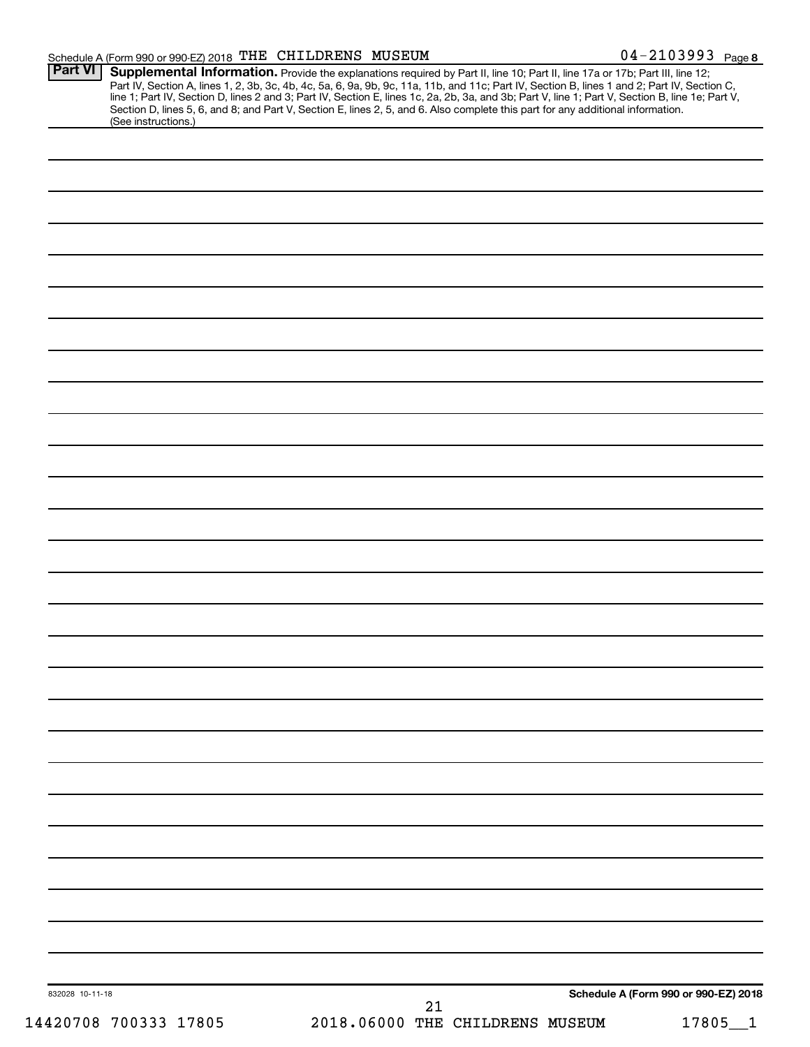Schedule A (Form 990 or 990-EZ) 2018 THE CHILDRENS MUSEUM 04-2103993 Page 8

**Part VI** **Supplemental Information.** Provide the explanations required by Part II, line 10; Part II, line 17a or 17b; Part III, line 12; Part IV, Section A, lines 1, 2, 3b, 3c, 4b, 4c, 5a, 6, 9a, 9b, 9c, 11a, 11b, and 11c; Part IV, Section B, lines 1 and 2; Part IV, Section C, line 1; Part IV, Section D, lines 2 and 3; Part IV, Section E, lines 1c, 2a, 2b, 3a, and 3b; Part V, line 1; Part V, Section B, line 1e; Part V, Section D, lines 5, 6, and 8; and Part V, Section E, lines 2, 5, and 6. Also complete this part for any additional information. (See instructions.)

832028 10-11-18

**Schedule A (Form 990 or 990-EZ) 2018**

14420708 700333 17805 2018.06000 THE CHILDRENS MUSEUM 17805__1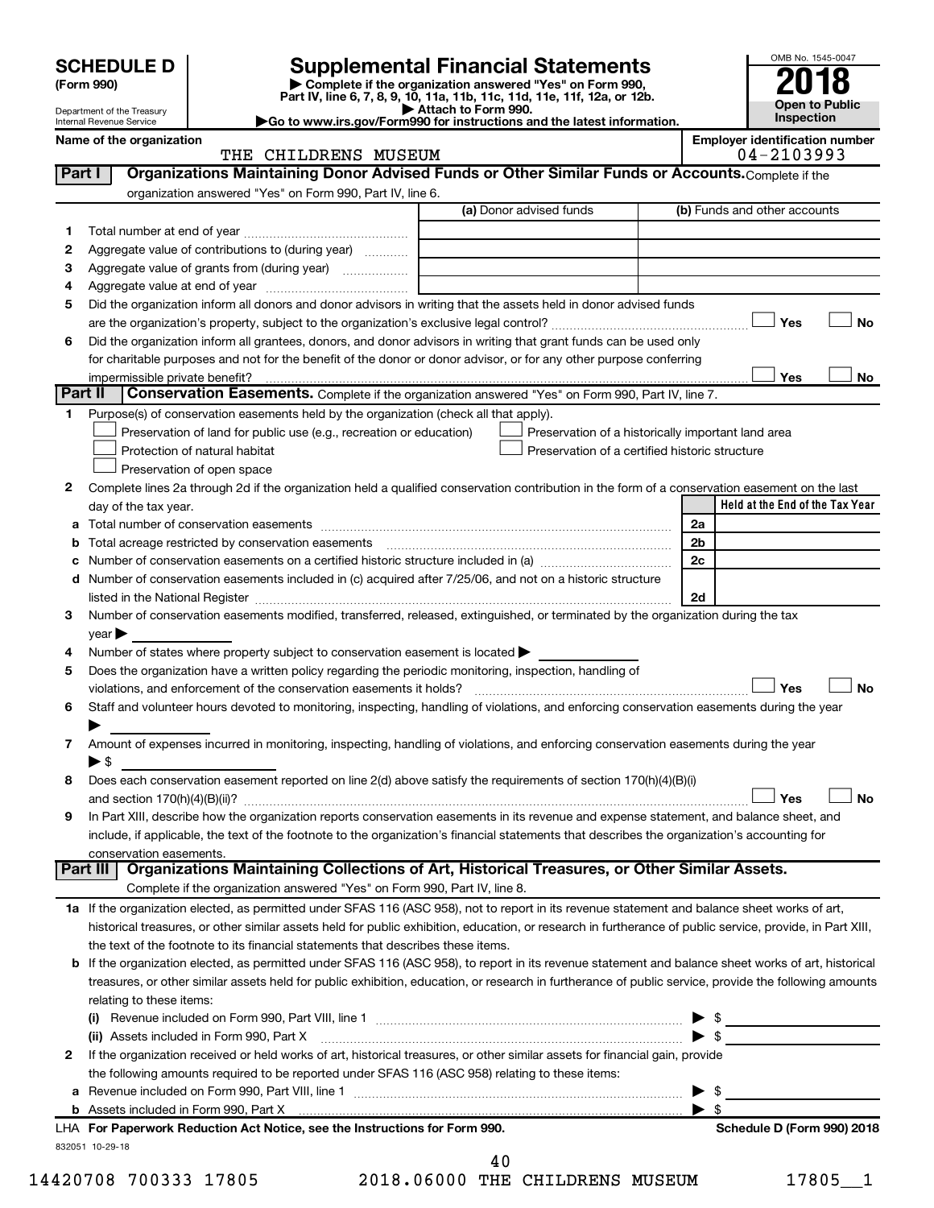# SCHEDULE D (Form 990)

Department of the Treasury
Internal Revenue Service

## Supplemental Financial Statements

▶ Complete if the organization answered "Yes" on Form 990, Part IV, line 6, 7, 8, 9, 10, 11a, 11b, 11c, 11d, 11e, 11f, 12a, or 12b.
▶ Attach to Form 990.
▶Go to www.irs.gov/Form990 for instructions and the latest information.

OMB No. 1545-0047
**2018**
**Open to Public Inspection**

**Name of the organization**
THE CHILDRENS MUSEUM

**Employer identification number**
04-2103993

## Part I — Organizations Maintaining Donor Advised Funds or Other Similar Funds or Accounts. Complete if the organization answered "Yes" on Form 990, Part IV, line 6.

| | | (a) Donor advised funds | (b) Funds and other accounts |
|---|---|---|---|
| 1 | Total number at end of year | | |
| 2 | Aggregate value of contributions to (during year) | | |
| 3 | Aggregate value of grants from (during year) | | |
| 4 | Aggregate value at end of year | | |

5 Did the organization inform all donors and donor advisors in writing that the assets held in donor advised funds are the organization's property, subject to the organization's exclusive legal control? ☐ Yes ☐ No

6 Did the organization inform all grantees, donors, and donor advisors in writing that grant funds can be used only for charitable purposes and not for the benefit of the donor or donor advisor, or for any other purpose conferring impermissible private benefit? ☐ Yes ☐ No

## Part II — Conservation Easements. Complete if the organization answered "Yes" on Form 990, Part IV, line 7.

1 Purpose(s) of conservation easements held by the organization (check all that apply).
- ☐ Preservation of land for public use (e.g., recreation or education)
- ☐ Protection of natural habitat
- ☐ Preservation of open space
- ☐ Preservation of a historically important land area
- ☐ Preservation of a certified historic structure

2 Complete lines 2a through 2d if the organization held a qualified conservation contribution in the form of a conservation easement on the last day of the tax year.

| | | | Held at the End of the Tax Year |
|---|---|---|---|
| a | Total number of conservation easements | 2a | |
| b | Total acreage restricted by conservation easements | 2b | |
| c | Number of conservation easements on a certified historic structure included in (a) | 2c | |
| d | Number of conservation easements included in (c) acquired after 7/25/06, and not on a historic structure listed in the National Register | 2d | |

3 Number of conservation easements modified, transferred, released, extinguished, or terminated by the organization during the tax year ▶

4 Number of states where property subject to conservation easement is located ▶

5 Does the organization have a written policy regarding the periodic monitoring, inspection, handling of violations, and enforcement of the conservation easements it holds? ☐ Yes ☐ No

6 Staff and volunteer hours devoted to monitoring, inspecting, handling of violations, and enforcing conservation easements during the year ▶

7 Amount of expenses incurred in monitoring, inspecting, handling of violations, and enforcing conservation easements during the year ▶ $

8 Does each conservation easement reported on line 2(d) above satisfy the requirements of section 170(h)(4)(B)(i) and section 170(h)(4)(B)(ii)? ☐ Yes ☐ No

9 In Part XIII, describe how the organization reports conservation easements in its revenue and expense statement, and balance sheet, and include, if applicable, the text of the footnote to the organization's financial statements that describes the organization's accounting for conservation easements.

## Part III — Organizations Maintaining Collections of Art, Historical Treasures, or Other Similar Assets. Complete if the organization answered "Yes" on Form 990, Part IV, line 8.

1a If the organization elected, as permitted under SFAS 116 (ASC 958), not to report in its revenue statement and balance sheet works of art, historical treasures, or other similar assets held for public exhibition, education, or research in furtherance of public service, provide, in Part XIII, the text of the footnote to its financial statements that describes these items.

b If the organization elected, as permitted under SFAS 116 (ASC 958), to report in its revenue statement and balance sheet works of art, historical treasures, or other similar assets held for public exhibition, education, or research in furtherance of public service, provide the following amounts relating to these items:

(i) Revenue included on Form 990, Part VIII, line 1 ▶ $

(ii) Assets included in Form 990, Part X ▶ $

2 If the organization received or held works of art, historical treasures, or other similar assets for financial gain, provide the following amounts required to be reported under SFAS 116 (ASC 958) relating to these items:

a Revenue included on Form 990, Part VIII, line 1 ▶ $

b Assets included in Form 990, Part X ▶ $

LHA For Paperwork Reduction Act Notice, see the Instructions for Form 990. Schedule D (Form 990) 2018

832051 10-29-18

14420708 700333 17805 2018.06000 THE CHILDRENS MUSEUM 17805__1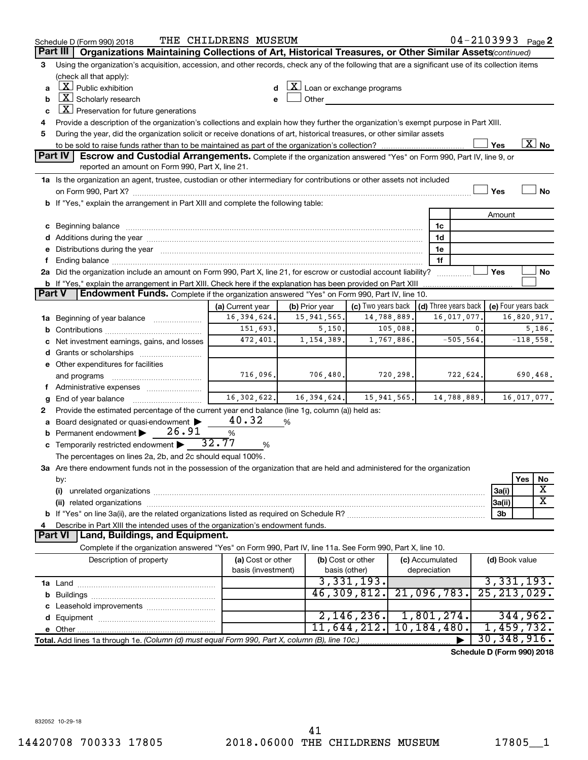Schedule D (Form 990) 2018 THE CHILDRENS MUSEUM 04-2103993 Page 2

## Part III Organizations Maintaining Collections of Art, Historical Treasures, or Other Similar Assets *(continued)*

3 Using the organization's acquisition, accession, and other records, check any of the following that are a significant use of its collection items (check all that apply):

- a [X] Public exhibition
- b [X] Scholarly research
- c [X] Preservation for future generations
- d [X] Loan or exchange programs
- e [ ] Other

4 Provide a description of the organization's collections and explain how they further the organization's exempt purpose in Part XIII.

5 During the year, did the organization solicit or receive donations of art, historical treasures, or other similar assets to be sold to raise funds rather than to be maintained as part of the organization's collection? [ ] Yes [X] No

## Part IV Escrow and Custodial Arrangements. 

Complete if the organization answered "Yes" on Form 990, Part IV, line 9, or reported an amount on Form 990, Part X, line 21.

1a Is the organization an agent, trustee, custodian or other intermediary for contributions or other assets not included on Form 990, Part X? [ ] Yes [ ] No

b If "Yes," explain the arrangement in Part XIII and complete the following table:

| | | Amount |
|---|---|---|
| c Beginning balance | 1c | |
| d Additions during the year | 1d | |
| e Distributions during the year | 1e | |
| f Ending balance | 1f | |

2a Did the organization include an amount on Form 990, Part X, line 21, for escrow or custodial account liability? [ ] Yes [ ] No

b If "Yes," explain the arrangement in Part XIII. Check here if the explanation has been provided on Part XIII [ ]

## Part V Endowment Funds. 

Complete if the organization answered "Yes" on Form 990, Part IV, line 10.

| | (a) Current year | (b) Prior year | (c) Two years back | (d) Three years back | (e) Four years back |
|---|---|---|---|---|---|
| 1a Beginning of year balance | 16,394,624. | 15,941,565. | 14,788,889. | 16,017,077. | 16,820,917. |
| b Contributions | 151,693. | 5,150. | 105,088. | 0. | 5,186. |
| c Net investment earnings, gains, and losses | 472,401. | 1,154,389. | 1,767,886. | -505,564. | -118,558. |
| d Grants or scholarships | | | | | |
| e Other expenditures for facilities and programs | 716,096. | 706,480. | 720,298. | 722,624. | 690,468. |
| f Administrative expenses | | | | | |
| g End of year balance | 16,302,622. | 16,394,624. | 15,941,565. | 14,788,889. | 16,017,077. |

2 Provide the estimated percentage of the current year end balance (line 1g, column (a)) held as:

- a Board designated or quasi-endowment 40.32 %
- b Permanent endowment 26.91 %
- c Temporarily restricted endowment 32.77 %

The percentages on lines 2a, 2b, and 2c should equal 100%.

3a Are there endowment funds not in the possession of the organization that are held and administered for the organization by:

| | | Yes | No |
|---|---|---|---|
| (i) unrelated organizations | 3a(i) | | X |
| (ii) related organizations | 3a(ii) | | X |
| b If "Yes" on line 3a(ii), are the related organizations listed as required on Schedule R? | 3b | | |

4 Describe in Part XIII the intended uses of the organization's endowment funds.

## Part VI Land, Buildings, and Equipment.

Complete if the organization answered "Yes" on Form 990, Part IV, line 11a. See Form 990, Part X, line 10.

| Description of property | (a) Cost or other basis (investment) | (b) Cost or other basis (other) | (c) Accumulated depreciation | (d) Book value |
|---|---|---|---|---|
| 1a Land | | 3,331,193. | | 3,331,193. |
| b Buildings | | 46,309,812. | 21,096,783. | 25,213,029. |
| c Leasehold improvements | | | | |
| d Equipment | | 2,146,236. | 1,801,274. | 344,962. |
| e Other | | 11,644,212. | 10,184,480. | 1,459,732. |
| Total. Add lines 1a through 1e. *(Column (d) must equal Form 990, Part X, column (B), line 10c.)* | | | | 30,348,916. |

Schedule D (Form 990) 2018

832052 10-29-18

14420708 700333 17805 2018.06000 THE CHILDRENS MUSEUM 17805__1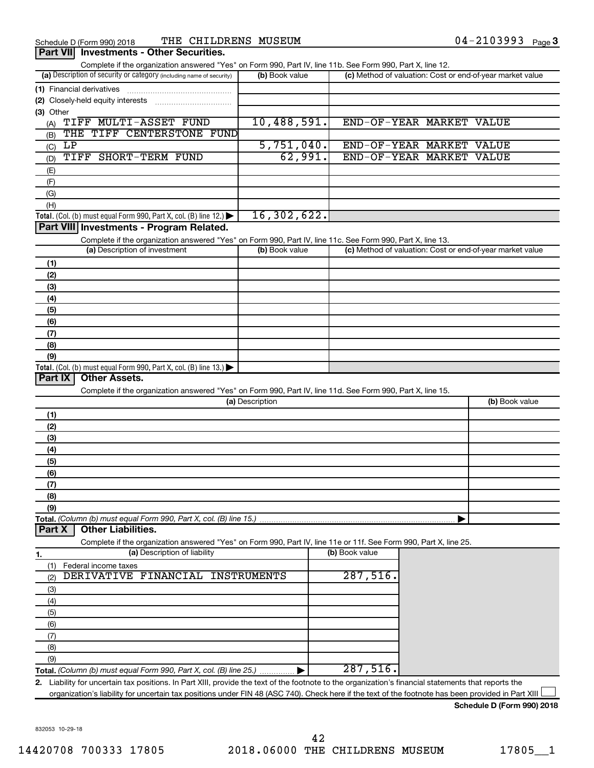Schedule D (Form 990) 2018 THE CHILDRENS MUSEUM 04-2103993

## Part VII Investments - Other Securities.

Complete if the organization answered "Yes" on Form 990, Part IV, line 11b. See Form 990, Part X, line 12.

| (a) Description of security or category (including name of security) | (b) Book value | (c) Method of valuation: Cost or end-of-year market value |
|---|---|---|
| (1) Financial derivatives | | |
| (2) Closely-held equity interests | | |
| (3) Other | | |
| (A) TIFF MULTI-ASSET FUND | 10,488,591. | END-OF-YEAR MARKET VALUE |
| (B) THE TIFF CENTERSTONE FUND | | |
| (C) LP | 5,751,040. | END-OF-YEAR MARKET VALUE |
| (D) TIFF SHORT-TERM FUND | 62,991. | END-OF-YEAR MARKET VALUE |
| (E) | | |
| (F) | | |
| (G) | | |
| (H) | | |
| **Total.** (Col. (b) must equal Form 990, Part X, col. (B) line 12.) | 16,302,622. | |

## Part VIII Investments - Program Related.

Complete if the organization answered "Yes" on Form 990, Part IV, line 11c. See Form 990, Part X, line 13.

| (a) Description of investment | (b) Book value | (c) Method of valuation: Cost or end-of-year market value |
|---|---|---|
| (1) | | |
| (2) | | |
| (3) | | |
| (4) | | |
| (5) | | |
| (6) | | |
| (7) | | |
| (8) | | |
| (9) | | |
| **Total.** (Col. (b) must equal Form 990, Part X, col. (B) line 13.) | | |

## Part IX Other Assets.

Complete if the organization answered "Yes" on Form 990, Part IV, line 11d. See Form 990, Part X, line 15.

| (a) Description | (b) Book value |
|---|---|
| (1) | |
| (2) | |
| (3) | |
| (4) | |
| (5) | |
| (6) | |
| (7) | |
| (8) | |
| (9) | |
| **Total.** *(Column (b) must equal Form 990, Part X, col. (B) line 15.)* | |

## Part X Other Liabilities.

Complete if the organization answered "Yes" on Form 990, Part IV, line 11e or 11f. See Form 990, Part X, line 25.

| 1. (a) Description of liability | (b) Book value |
|---|---|
| (1) Federal income taxes | |
| (2) DERIVATIVE FINANCIAL INSTRUMENTS | 287,516. |
| (3) | |
| (4) | |
| (5) | |
| (6) | |
| (7) | |
| (8) | |
| (9) | |
| **Total.** *(Column (b) must equal Form 990, Part X, col. (B) line 25.)* | 287,516. |

2. Liability for uncertain tax positions. In Part XIII, provide the text of the footnote to the organization's financial statements that reports the organization's liability for uncertain tax positions under FIN 48 (ASC 740). Check here if the text of the footnote has been provided in Part XIII ☐

**Schedule D (Form 990) 2018**

832053 10-29-18

14420708 700333 17805 2018.06000 THE CHILDRENS MUSEUM 17805__1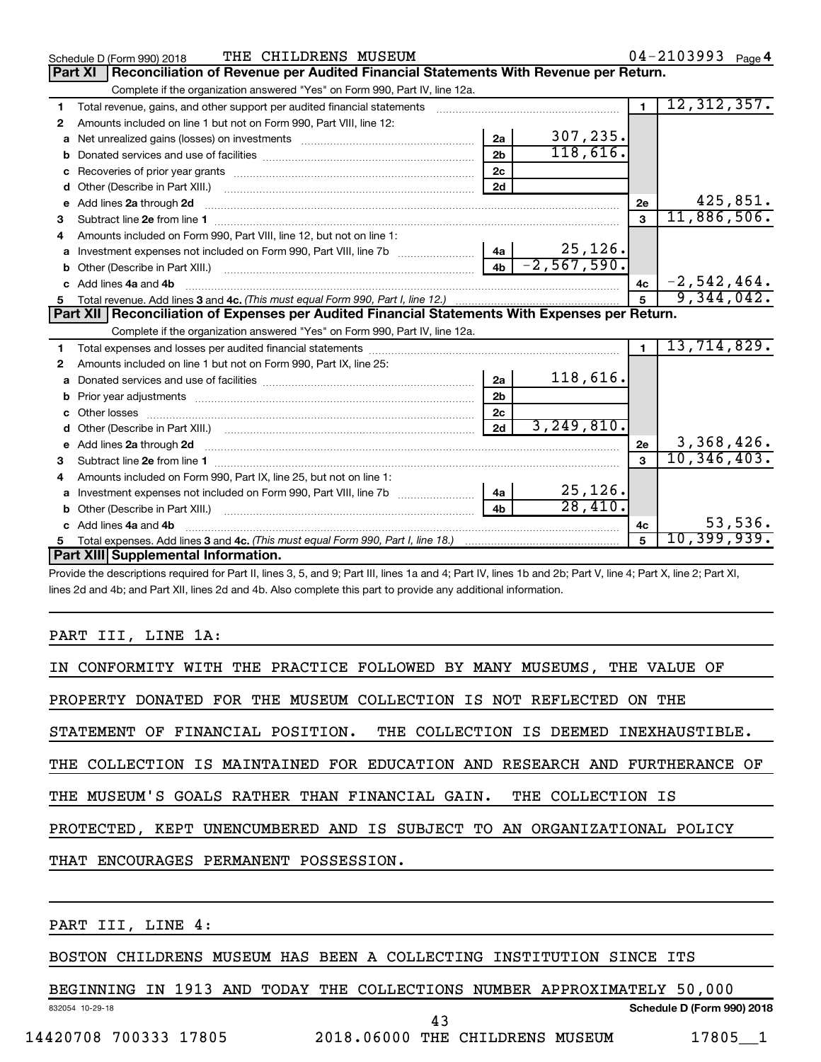Schedule D (Form 990) 2018 THE CHILDRENS MUSEUM 04-2103993 Page 4

## Part XI Reconciliation of Revenue per Audited Financial Statements With Revenue per Return.

Complete if the organization answered "Yes" on Form 990, Part IV, line 12a.

| | | | | | |
|---|---|---|---|---|---|
| 1 | Total revenue, gains, and other support per audited financial statements | | | 1 | 12,312,357. |
| 2 | Amounts included on line 1 but not on Form 990, Part VIII, line 12: | | | | |
| a | Net unrealized gains (losses) on investments | 2a | 307,235. | | |
| b | Donated services and use of facilities | 2b | 118,616. | | |
| c | Recoveries of prior year grants | 2c | | | |
| d | Other (Describe in Part XIII.) | 2d | | | |
| e | Add lines 2a through 2d | | | 2e | 425,851. |
| 3 | Subtract line 2e from line 1 | | | 3 | 11,886,506. |
| 4 | Amounts included on Form 990, Part VIII, line 12, but not on line 1: | | | | |
| a | Investment expenses not included on Form 990, Part VIII, line 7b | 4a | 25,126. | | |
| b | Other (Describe in Part XIII.) | 4b | -2,567,590. | | |
| c | Add lines 4a and 4b | | | 4c | -2,542,464. |
| 5 | Total revenue. Add lines 3 and 4c. *(This must equal Form 990, Part I, line 12.)* | | | 5 | 9,344,042. |

## Part XII Reconciliation of Expenses per Audited Financial Statements With Expenses per Return.

Complete if the organization answered "Yes" on Form 990, Part IV, line 12a.

| | | | | | |
|---|---|---|---|---|---|
| 1 | Total expenses and losses per audited financial statements | | | 1 | 13,714,829. |
| 2 | Amounts included on line 1 but not on Form 990, Part IX, line 25: | | | | |
| a | Donated services and use of facilities | 2a | 118,616. | | |
| b | Prior year adjustments | 2b | | | |
| c | Other losses | 2c | | | |
| d | Other (Describe in Part XIII.) | 2d | 3,249,810. | | |
| e | Add lines 2a through 2d | | | 2e | 3,368,426. |
| 3 | Subtract line 2e from line 1 | | | 3 | 10,346,403. |
| 4 | Amounts included on Form 990, Part IX, line 25, but not on line 1: | | | | |
| a | Investment expenses not included on Form 990, Part VIII, line 7b | 4a | 25,126. | | |
| b | Other (Describe in Part XIII.) | 4b | 28,410. | | |
| c | Add lines 4a and 4b | | | 4c | 53,536. |
| 5 | Total expenses. Add lines 3 and 4c. *(This must equal Form 990, Part I, line 18.)* | | | 5 | 10,399,939. |

## Part XIII Supplemental Information.

Provide the descriptions required for Part II, lines 3, 5, and 9; Part III, lines 1a and 4; Part IV, lines 1b and 2b; Part V, line 4; Part X, line 2; Part XI, lines 2d and 4b; and Part XII, lines 2d and 4b. Also complete this part to provide any additional information.

PART III, LINE 1A:

IN CONFORMITY WITH THE PRACTICE FOLLOWED BY MANY MUSEUMS, THE VALUE OF PROPERTY DONATED FOR THE MUSEUM COLLECTION IS NOT REFLECTED ON THE STATEMENT OF FINANCIAL POSITION. THE COLLECTION IS DEEMED INEXHAUSTIBLE. THE COLLECTION IS MAINTAINED FOR EDUCATION AND RESEARCH AND FURTHERANCE OF THE MUSEUM'S GOALS RATHER THAN FINANCIAL GAIN. THE COLLECTION IS PROTECTED, KEPT UNENCUMBERED AND IS SUBJECT TO AN ORGANIZATIONAL POLICY THAT ENCOURAGES PERMANENT POSSESSION.

PART III, LINE 4:

BOSTON CHILDRENS MUSEUM HAS BEEN A COLLECTING INSTITUTION SINCE ITS BEGINNING IN 1913 AND TODAY THE COLLECTIONS NUMBER APPROXIMATELY 50,000

832054 10-29-18 Schedule D (Form 990) 2018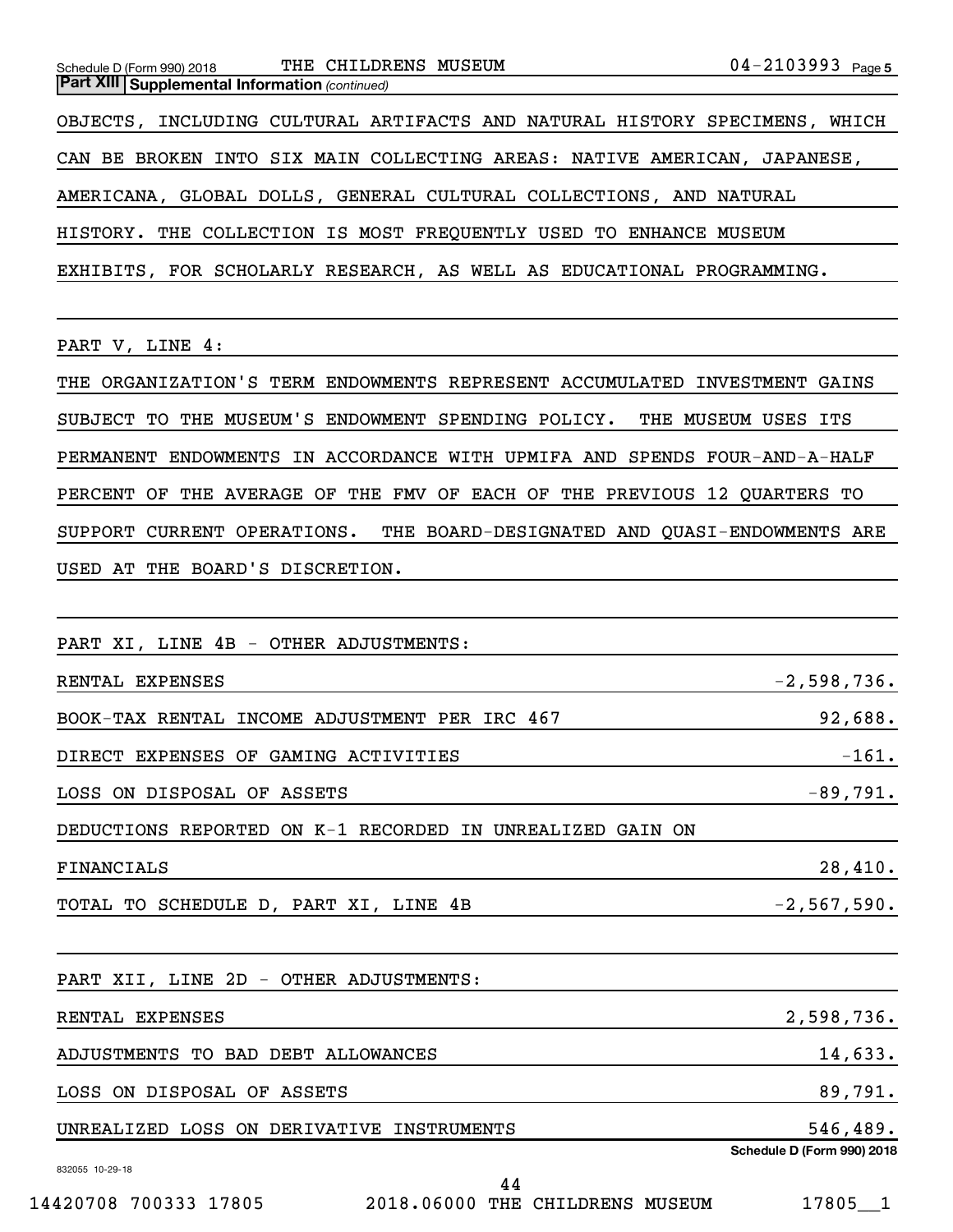**Part XIII Supplemental Information** *(continued)*

OBJECTS, INCLUDING CULTURAL ARTIFACTS AND NATURAL HISTORY SPECIMENS, WHICH CAN BE BROKEN INTO SIX MAIN COLLECTING AREAS: NATIVE AMERICAN, JAPANESE, AMERICANA, GLOBAL DOLLS, GENERAL CULTURAL COLLECTIONS, AND NATURAL HISTORY. THE COLLECTION IS MOST FREQUENTLY USED TO ENHANCE MUSEUM EXHIBITS, FOR SCHOLARLY RESEARCH, AS WELL AS EDUCATIONAL PROGRAMMING.

PART V, LINE 4:

THE ORGANIZATION'S TERM ENDOWMENTS REPRESENT ACCUMULATED INVESTMENT GAINS SUBJECT TO THE MUSEUM'S ENDOWMENT SPENDING POLICY. THE MUSEUM USES ITS PERMANENT ENDOWMENTS IN ACCORDANCE WITH UPMIFA AND SPENDS FOUR-AND-A-HALF PERCENT OF THE AVERAGE OF THE FMV OF EACH OF THE PREVIOUS 12 QUARTERS TO SUPPORT CURRENT OPERATIONS. THE BOARD-DESIGNATED AND QUASI-ENDOWMENTS ARE USED AT THE BOARD'S DISCRETION.

PART XI, LINE 4B - OTHER ADJUSTMENTS:

| | |
|---|---:|
| RENTAL EXPENSES | -2,598,736. |
| BOOK-TAX RENTAL INCOME ADJUSTMENT PER IRC 467 | 92,688. |
| DIRECT EXPENSES OF GAMING ACTIVITIES | -161. |
| LOSS ON DISPOSAL OF ASSETS | -89,791. |
| DEDUCTIONS REPORTED ON K-1 RECORDED IN UNREALIZED GAIN ON FINANCIALS | 28,410. |
| TOTAL TO SCHEDULE D, PART XI, LINE 4B | -2,567,590. |

PART XII, LINE 2D - OTHER ADJUSTMENTS:

| | |
|---|---:|
| RENTAL EXPENSES | 2,598,736. |
| ADJUSTMENTS TO BAD DEBT ALLOWANCES | 14,633. |
| LOSS ON DISPOSAL OF ASSETS | 89,791. |
| UNREALIZED LOSS ON DERIVATIVE INSTRUMENTS | 546,489. |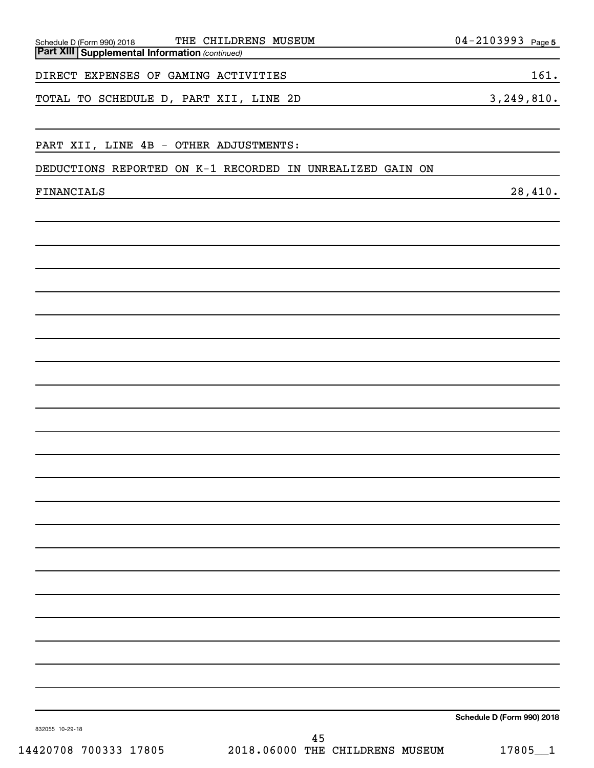Schedule D (Form 990) 2018 THE CHILDRENS MUSEUM 04-2103993 Page 5

**Part XIII Supplemental Information** *(continued)*

| | |
|---|---|
| DIRECT EXPENSES OF GAMING ACTIVITIES | 161. |
| TOTAL TO SCHEDULE D, PART XII, LINE 2D | 3,249,810. |

PART XII, LINE 4B - OTHER ADJUSTMENTS:

| | |
|---|---|
| DEDUCTIONS REPORTED ON K-1 RECORDED IN UNREALIZED GAIN ON FINANCIALS | 28,410. |

**Schedule D (Form 990) 2018**

832055 10-29-18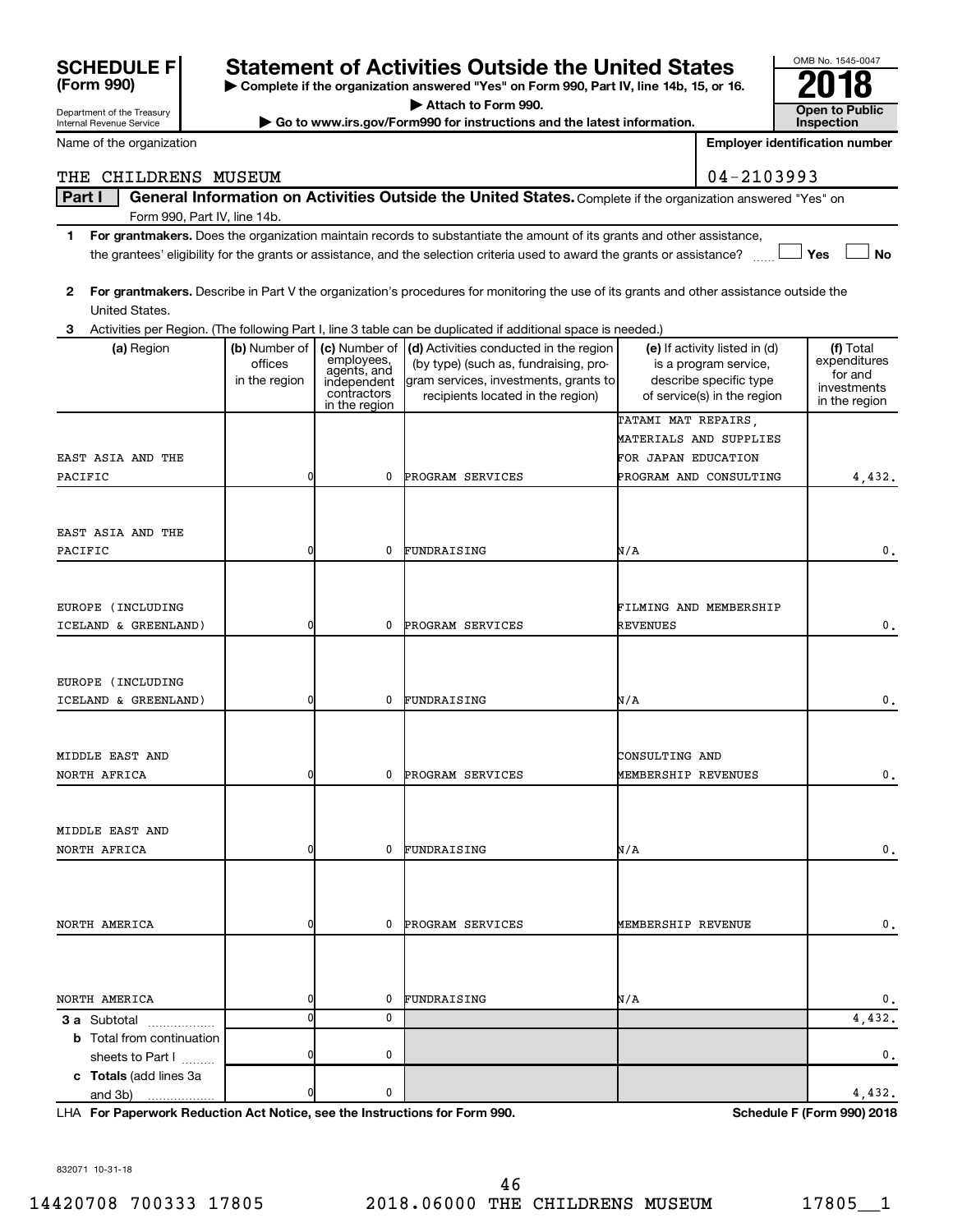**SCHEDULE F (Form 990)**

Department of the Treasury
Internal Revenue Service

# Statement of Activities Outside the United States

▶ Complete if the organization answered "Yes" on Form 990, Part IV, line 14b, 15, or 16.
▶ Attach to Form 990.
▶ Go to www.irs.gov/Form990 for instructions and the latest information.

OMB No. 1545-0047

**2018**

**Open to Public Inspection**

Name of the organization: THE CHILDRENS MUSEUM

Employer identification number: 04-2103993

**Part I** **General Information on Activities Outside the United States.** Complete if the organization answered "Yes" on Form 990, Part IV, line 14b.

1 **For grantmakers.** Does the organization maintain records to substantiate the amount of its grants and other assistance, the grantees' eligibility for the grants or assistance, and the selection criteria used to award the grants or assistance? ☐ Yes ☐ No

2 **For grantmakers.** Describe in Part V the organization's procedures for monitoring the use of its grants and other assistance outside the United States.

3 Activities per Region. (The following Part I, line 3 table can be duplicated if additional space is needed.)

| (a) Region | (b) Number of offices in the region | (c) Number of employees, agents, and independent contractors in the region | (d) Activities conducted in the region (by type) (such as, fundraising, program services, investments, grants to recipients located in the region) | (e) If activity listed in (d) is a program service, describe specific type of service(s) in the region | (f) Total expenditures for and investments in the region |
|---|---|---|---|---|---|
| EAST ASIA AND THE PACIFIC | 0 | 0 | PROGRAM SERVICES | TATAMI MAT REPAIRS, MATERIALS AND SUPPLIES FOR JAPAN EDUCATION PROGRAM AND CONSULTING | 4,432. |
| EAST ASIA AND THE PACIFIC | 0 | 0 | FUNDRAISING | N/A | 0. |
| EUROPE (INCLUDING ICELAND & GREENLAND) | 0 | 0 | PROGRAM SERVICES | FILMING AND MEMBERSHIP REVENUES | 0. |
| EUROPE (INCLUDING ICELAND & GREENLAND) | 0 | 0 | FUNDRAISING | N/A | 0. |
| MIDDLE EAST AND NORTH AFRICA | 0 | 0 | PROGRAM SERVICES | CONSULTING AND MEMBERSHIP REVENUES | 0. |
| MIDDLE EAST AND NORTH AFRICA | 0 | 0 | FUNDRAISING | N/A | 0. |
| NORTH AMERICA | 0 | 0 | PROGRAM SERVICES | MEMBERSHIP REVENUE | 0. |
| NORTH AMERICA | 0 | 0 | FUNDRAISING | N/A | 0. |
| **3 a** Subtotal | 0 | 0 | | | 4,432. |
| **b** Total from continuation sheets to Part I | 0 | 0 | | | 0. |
| **c Totals** (add lines 3a and 3b) | 0 | 0 | | | 4,432. |

LHA **For Paperwork Reduction Act Notice, see the Instructions for Form 990.** **Schedule F (Form 990) 2018**

832071 10-31-18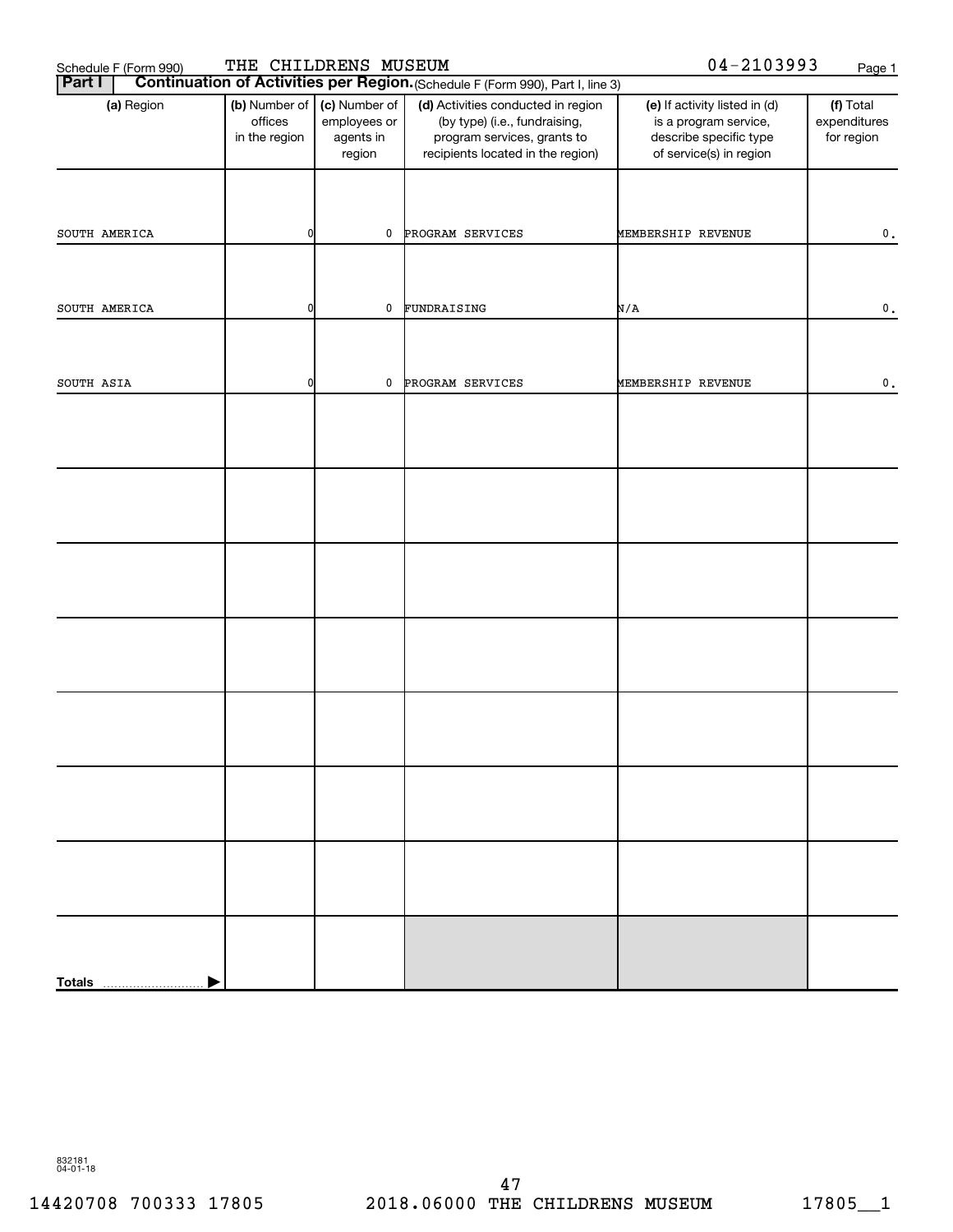Schedule F (Form 990) THE CHILDRENS MUSEUM 04-2103993

**Part I** **Continuation of Activities per Region.** (Schedule F (Form 990), Part I, line 3)

| (a) Region | (b) Number of offices in the region | (c) Number of employees or agents in region | (d) Activities conducted in region (by type) (i.e., fundraising, program services, grants to recipients located in the region) | (e) If activity listed in (d) is a program service, describe specific type of service(s) in region | (f) Total expenditures for region |
|---|---|---|---|---|---|
| SOUTH AMERICA | 0 | 0 | PROGRAM SERVICES | MEMBERSHIP REVENUE | 0. |
| SOUTH AMERICA | 0 | 0 | FUNDRAISING | N/A | 0. |
| SOUTH ASIA | 0 | 0 | PROGRAM SERVICES | MEMBERSHIP REVENUE | 0. |
| | | | | | |
| | | | | | |
| | | | | | |
| | | | | | |
| | | | | | |
| | | | | | |
| | | | | | |
| **Totals** | | | | | |

832181 04-01-18

14420708 700333 17805 2018.06000 THE CHILDRENS MUSEUM 17805__1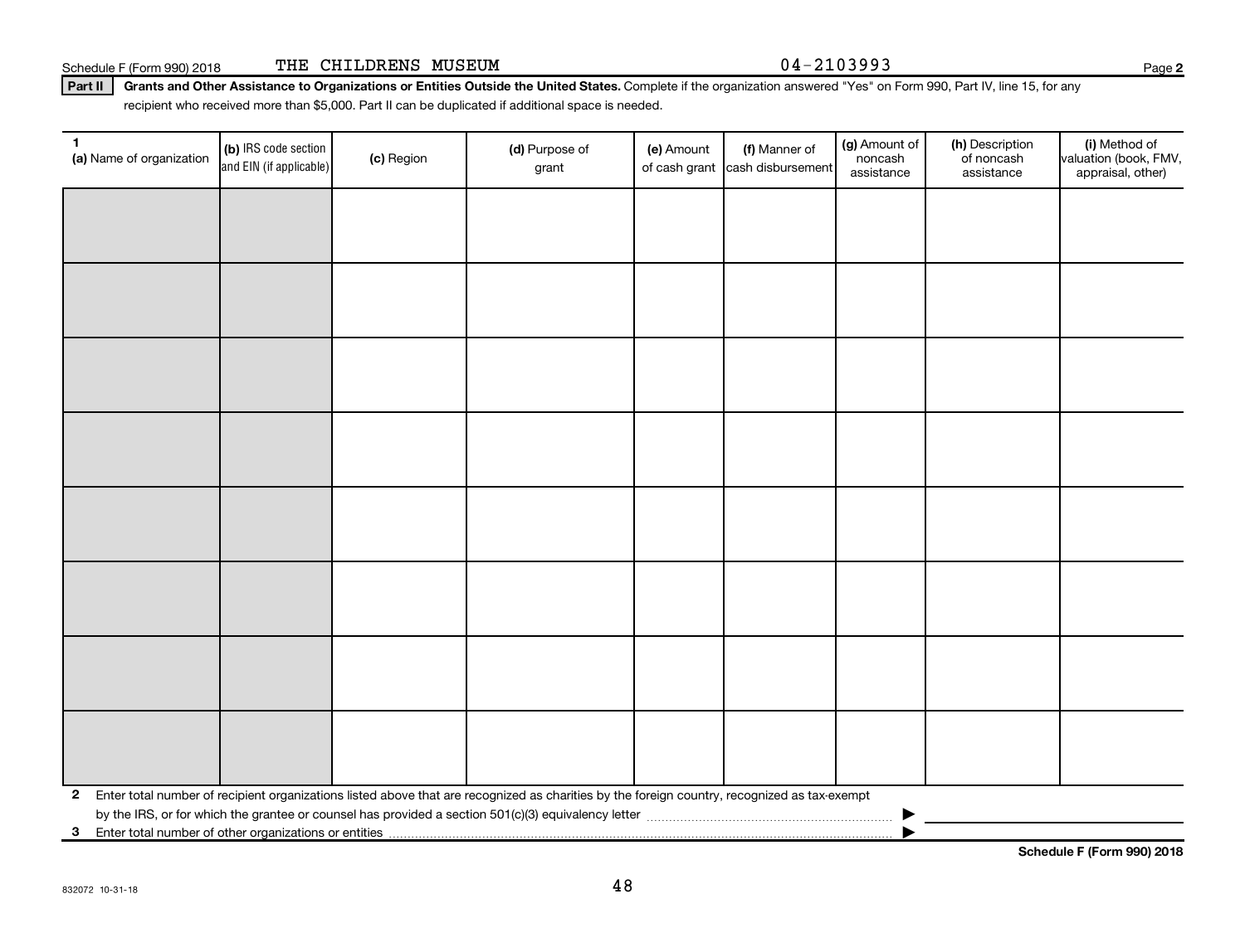Schedule F (Form 990) 2018 THE CHILDRENS MUSEUM 04-2103993

**Part II** **Grants and Other Assistance to Organizations or Entities Outside the United States.** Complete if the organization answered "Yes" on Form 990, Part IV, line 15, for any recipient who received more than $5,000. Part II can be duplicated if additional space is needed.

| 1 (a) Name of organization | (b) IRS code section and EIN (if applicable) | (c) Region | (d) Purpose of grant | (e) Amount of cash grant | (f) Manner of cash disbursement | (g) Amount of noncash assistance | (h) Description of noncash assistance | (i) Method of valuation (book, FMV, appraisal, other) |
|---|---|---|---|---|---|---|---|---|
| | | | | | | | | |
| | | | | | | | | |
| | | | | | | | | |
| | | | | | | | | |
| | | | | | | | | |
| | | | | | | | | |
| | | | | | | | | |
| | | | | | | | | |

**2** Enter total number of recipient organizations listed above that are recognized as charities by the foreign country, recognized as tax-exempt by the IRS, or for which the grantee or counsel has provided a section 501(c)(3) equivalency letter ▶

**3** Enter total number of other organizations or entities ▶

**Schedule F (Form 990) 2018**

832072 10-31-18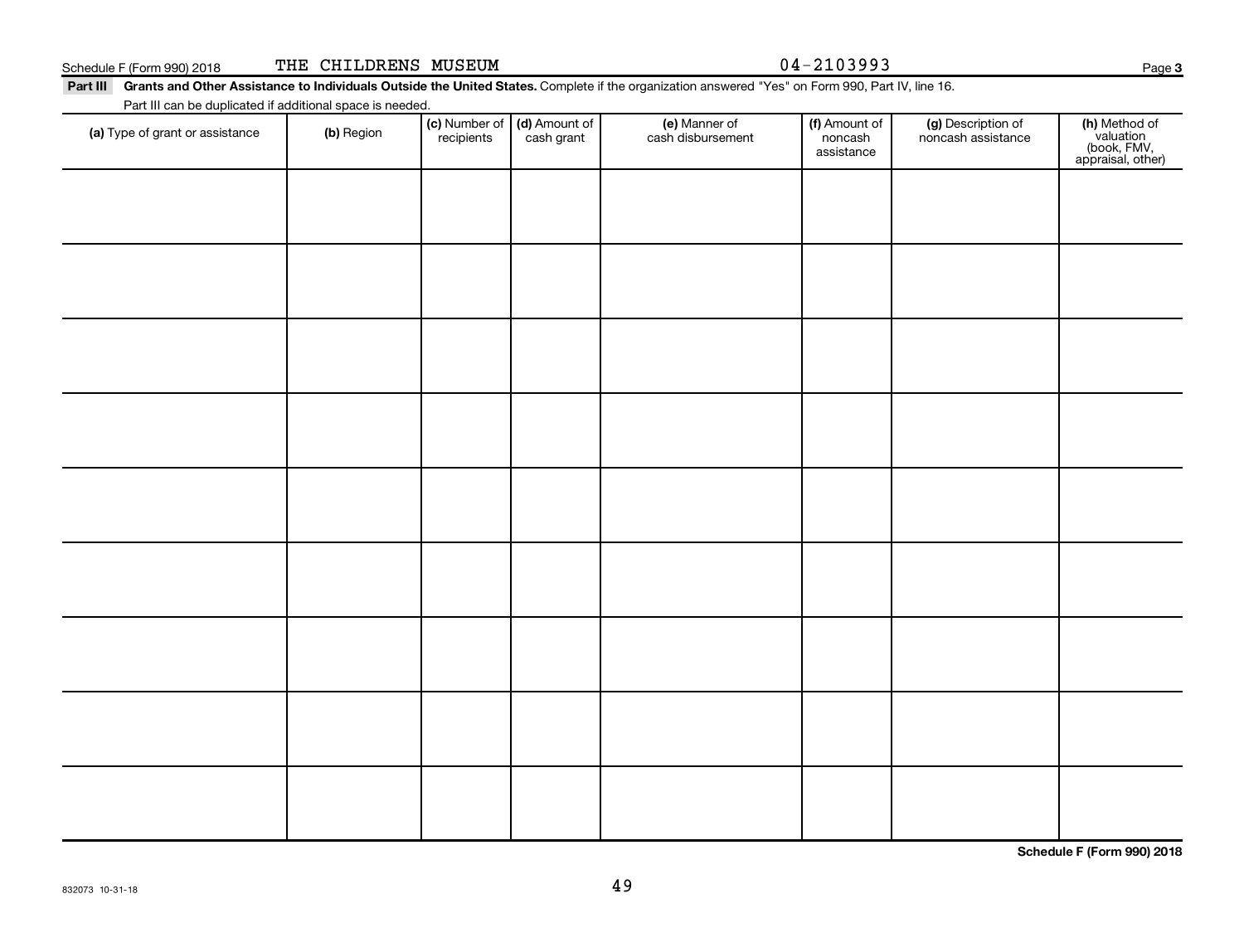Schedule F (Form 990) 2018 THE CHILDRENS MUSEUM 04-2103993

**Part III** **Grants and Other Assistance to Individuals Outside the United States.** Complete if the organization answered "Yes" on Form 990, Part IV, line 16.

Part III can be duplicated if additional space is needed.

| **(a)** Type of grant or assistance | **(b)** Region | **(c)** Number of recipients | **(d)** Amount of cash grant | **(e)** Manner of cash disbursement | **(f)** Amount of noncash assistance | **(g)** Description of noncash assistance | **(h)** Method of valuation (book, FMV, appraisal, other) |
|---|---|---|---|---|---|---|---|
| | | | | | | | |
| | | | | | | | |
| | | | | | | | |
| | | | | | | | |
| | | | | | | | |
| | | | | | | | |
| | | | | | | | |
| | | | | | | | |
| | | | | | | | |

**Schedule F (Form 990) 2018**

832073 10-31-18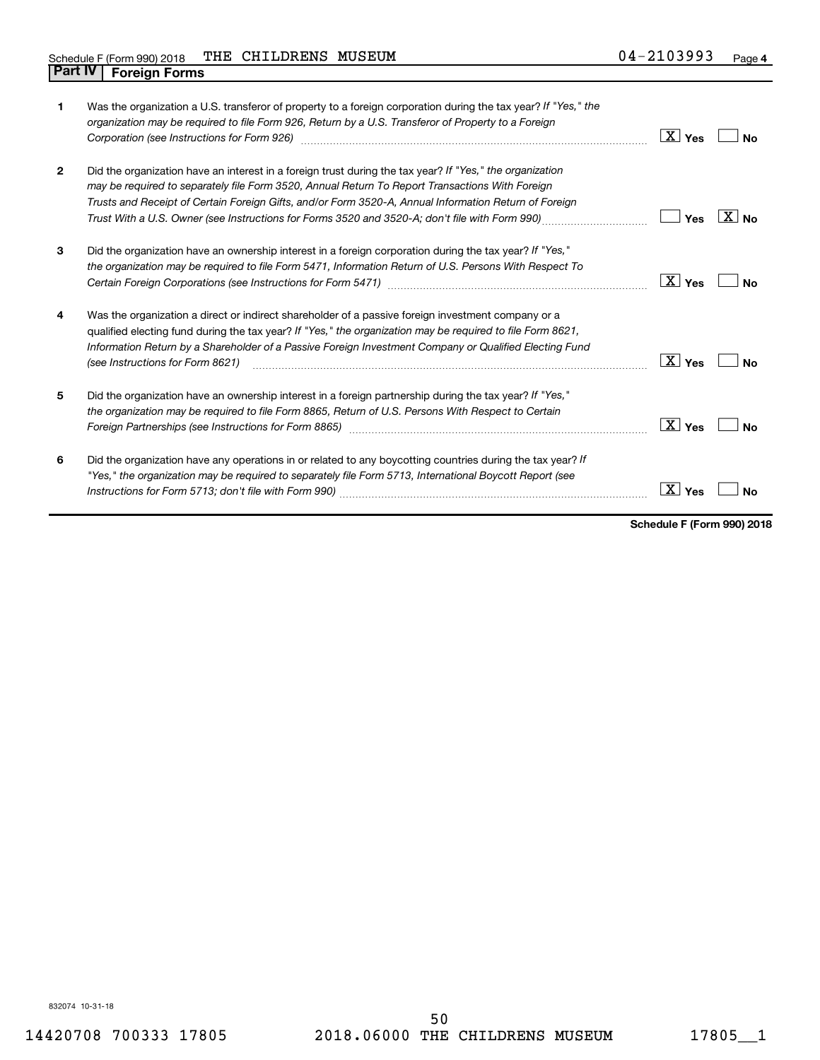Schedule F (Form 990) 2018 THE CHILDRENS MUSEUM 04-2103993 Page **4**

## Part IV Foreign Forms

| | | | |
|---|---|---|---|
| **1** | Was the organization a U.S. transferor of property to a foreign corporation during the tax year? *If "Yes," the organization may be required to file Form 926, Return by a U.S. Transferor of Property to a Foreign Corporation (see Instructions for Form 926)* | [X] Yes | [ ] No |
| **2** | Did the organization have an interest in a foreign trust during the tax year? *If "Yes," the organization may be required to separately file Form 3520, Annual Return To Report Transactions With Foreign Trusts and Receipt of Certain Foreign Gifts, and/or Form 3520-A, Annual Information Return of Foreign Trust With a U.S. Owner (see Instructions for Forms 3520 and 3520-A; don't file with Form 990)* | [ ] Yes | [X] No |
| **3** | Did the organization have an ownership interest in a foreign corporation during the tax year? *If "Yes," the organization may be required to file Form 5471, Information Return of U.S. Persons With Respect To Certain Foreign Corporations (see Instructions for Form 5471)* | [X] Yes | [ ] No |
| **4** | Was the organization a direct or indirect shareholder of a passive foreign investment company or a qualified electing fund during the tax year? *If "Yes," the organization may be required to file Form 8621, Information Return by a Shareholder of a Passive Foreign Investment Company or Qualified Electing Fund (see Instructions for Form 8621)* | [X] Yes | [ ] No |
| **5** | Did the organization have an ownership interest in a foreign partnership during the tax year? *If "Yes," the organization may be required to file Form 8865, Return of U.S. Persons With Respect to Certain Foreign Partnerships (see Instructions for Form 8865)* | [X] Yes | [ ] No |
| **6** | Did the organization have any operations in or related to any boycotting countries during the tax year? *If "Yes," the organization may be required to separately file Form 5713, International Boycott Report (see Instructions for Form 5713; don't file with Form 990)* | [X] Yes | [ ] No |

**Schedule F (Form 990) 2018**

832074 10-31-18

14420708 700333 17805 2018.06000 THE CHILDRENS MUSEUM 17805__1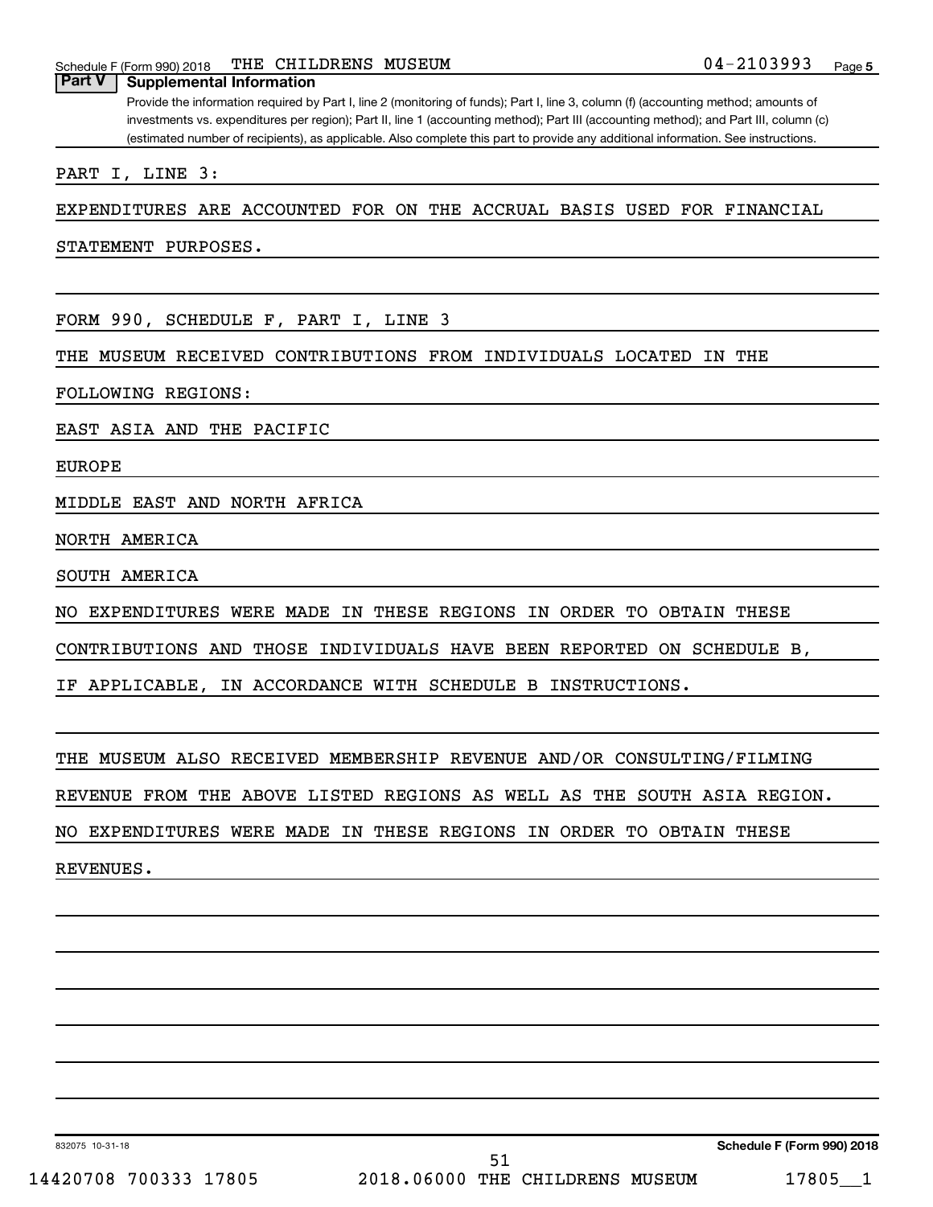Schedule F (Form 990) 2018 THE CHILDRENS MUSEUM 04-2103993 Page 5

**Part V Supplemental Information**

Provide the information required by Part I, line 2 (monitoring of funds); Part I, line 3, column (f) (accounting method; amounts of investments vs. expenditures per region); Part II, line 1 (accounting method); Part III (accounting method); and Part III, column (c) (estimated number of recipients), as applicable. Also complete this part to provide any additional information. See instructions.

PART I, LINE 3:

EXPENDITURES ARE ACCOUNTED FOR ON THE ACCRUAL BASIS USED FOR FINANCIAL STATEMENT PURPOSES.

FORM 990, SCHEDULE F, PART I, LINE 3

THE MUSEUM RECEIVED CONTRIBUTIONS FROM INDIVIDUALS LOCATED IN THE FOLLOWING REGIONS:

EAST ASIA AND THE PACIFIC

EUROPE

MIDDLE EAST AND NORTH AFRICA

NORTH AMERICA

SOUTH AMERICA

NO EXPENDITURES WERE MADE IN THESE REGIONS IN ORDER TO OBTAIN THESE CONTRIBUTIONS AND THOSE INDIVIDUALS HAVE BEEN REPORTED ON SCHEDULE B, IF APPLICABLE, IN ACCORDANCE WITH SCHEDULE B INSTRUCTIONS.

THE MUSEUM ALSO RECEIVED MEMBERSHIP REVENUE AND/OR CONSULTING/FILMING REVENUE FROM THE ABOVE LISTED REGIONS AS WELL AS THE SOUTH ASIA REGION. NO EXPENDITURES WERE MADE IN THESE REGIONS IN ORDER TO OBTAIN THESE REVENUES.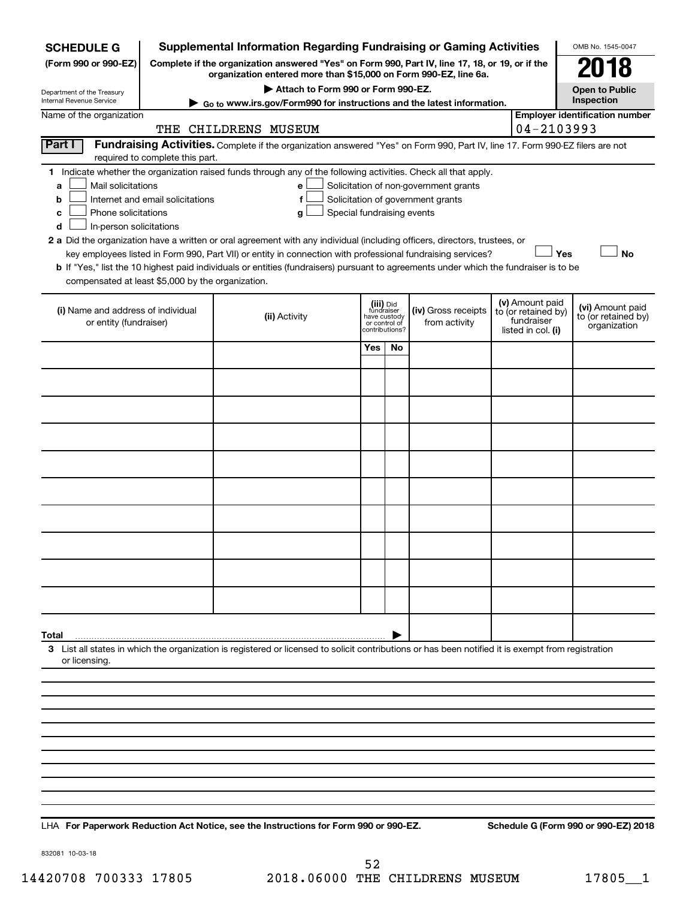**SCHEDULE G** (Form 990 or 990-EZ)

Department of the Treasury
Internal Revenue Service

# Supplemental Information Regarding Fundraising or Gaming Activities

**Complete if the organization answered "Yes" on Form 990, Part IV, line 17, 18, or 19, or if the organization entered more than $15,000 on Form 990-EZ, line 6a.**

**▶ Attach to Form 990 or Form 990-EZ.**

**▶ Go to www.irs.gov/Form990 for instructions and the latest information.**

OMB No. 1545-0047

**2018**

**Open to Public Inspection**

Name of the organization: THE CHILDRENS MUSEUM

**Employer identification number:** 04-2103993

**Part I** **Fundraising Activities.** Complete if the organization answered "Yes" on Form 990, Part IV, line 17. Form 990-EZ filers are not required to complete this part.

**1** Indicate whether the organization raised funds through any of the following activities. Check all that apply.

- **a** ☐ Mail solicitations
- **b** ☐ Internet and email solicitations
- **c** ☐ Phone solicitations
- **d** ☐ In-person solicitations
- **e** ☐ Solicitation of non-government grants
- **f** ☐ Solicitation of government grants
- **g** ☐ Special fundraising events

**2 a** Did the organization have a written or oral agreement with any individual (including officers, directors, trustees, or key employees listed in Form 990, Part VII) or entity in connection with professional fundraising services? ☐ **Yes** ☐ **No**

**b** If "Yes," list the 10 highest paid individuals or entities (fundraisers) pursuant to agreements under which the fundraiser is to be compensated at least $5,000 by the organization.

| (i) Name and address of individual or entity (fundraiser) | (ii) Activity | (iii) Did fundraiser have custody or control of contributions? Yes | No | (iv) Gross receipts from activity | (v) Amount paid to (or retained by) fundraiser listed in col. (i) | (vi) Amount paid to (or retained by) organization |
|---|---|---|---|---|---|---|
| | | | | | | |
| | | | | | | |
| | | | | | | |
| | | | | | | |
| | | | | | | |
| | | | | | | |
| | | | | | | |
| | | | | | | |
| | | | | | | |
| | | | | | | |
| **Total** ▶ | | | | | | |

**3** List all states in which the organization is registered or licensed to solicit contributions or has been notified it is exempt from registration or licensing.

LHA **For Paperwork Reduction Act Notice, see the Instructions for Form 990 or 990-EZ.** **Schedule G (Form 990 or 990-EZ) 2018**

832081 10-03-18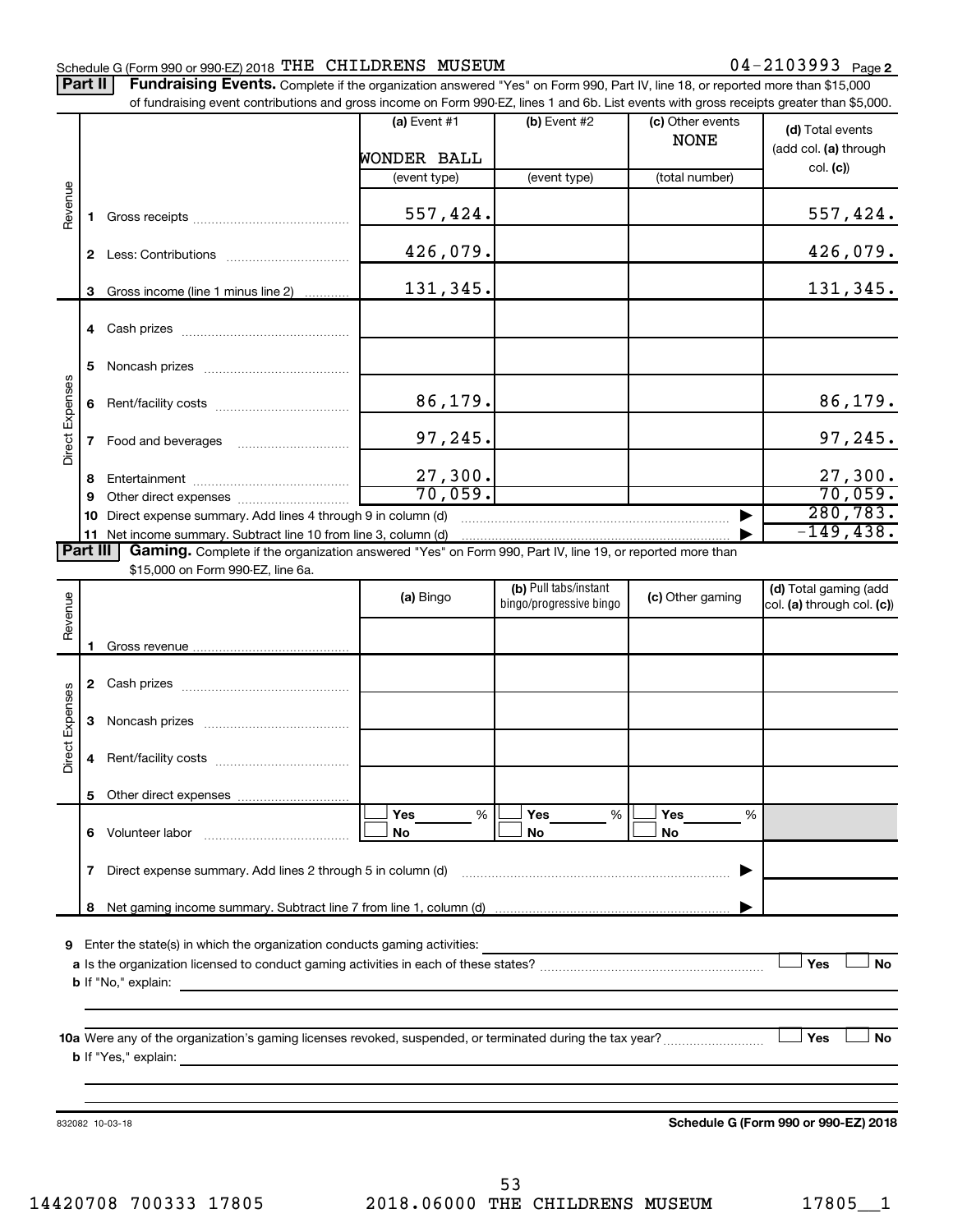Schedule G (Form 990 or 990-EZ) 2018 THE CHILDRENS MUSEUM 04-2103993 Page 2

**Part II** **Fundraising Events.** Complete if the organization answered "Yes" on Form 990, Part IV, line 18, or reported more than $15,000 of fundraising event contributions and gross income on Form 990-EZ, lines 1 and 6b. List events with gross receipts greater than $5,000.

| | | (a) Event #1 | (b) Event #2 | (c) Other events | (d) Total events (add col. (a) through col. (c)) |
|---|---|---|---|---|---|
| | | WONDER BALL | | NONE | |
| | | (event type) | (event type) | (total number) | |
| Revenue | 1 Gross receipts | 557,424. | | | 557,424. |
| | 2 Less: Contributions | 426,079. | | | 426,079. |
| | 3 Gross income (line 1 minus line 2) | 131,345. | | | 131,345. |
| Direct Expenses | 4 Cash prizes | | | | |
| | 5 Noncash prizes | | | | |
| | 6 Rent/facility costs | 86,179. | | | 86,179. |
| | 7 Food and beverages | 97,245. | | | 97,245. |
| | 8 Entertainment | 27,300. | | | 27,300. |
| | 9 Other direct expenses | 70,059. | | | 70,059. |
| | 10 Direct expense summary. Add lines 4 through 9 in column (d) | | | | 280,783. |
| | 11 Net income summary. Subtract line 10 from line 3, column (d) | | | | -149,438. |

**Part III** **Gaming.** Complete if the organization answered "Yes" on Form 990, Part IV, line 19, or reported more than $15,000 on Form 990-EZ, line 6a.

| | | (a) Bingo | (b) Pull tabs/instant bingo/progressive bingo | (c) Other gaming | (d) Total gaming (add col. (a) through col. (c)) |
|---|---|---|---|---|---|
| Revenue | 1 Gross revenue | | | | |
| Direct Expenses | 2 Cash prizes | | | | |
| | 3 Noncash prizes | | | | |
| | 4 Rent/facility costs | | | | |
| | 5 Other direct expenses | | | | |
| | 6 Volunteer labor | Yes ___ % / No | Yes ___ % / No | Yes ___ % / No | |
| | 7 Direct expense summary. Add lines 2 through 5 in column (d) | | | | |
| | 8 Net gaming income summary. Subtract line 7 from line 1, column (d) | | | | |

9 Enter the state(s) in which the organization conducts gaming activities:

a Is the organization licensed to conduct gaming activities in each of these states? Yes No

b If "No," explain:

10a Were any of the organization's gaming licenses revoked, suspended, or terminated during the tax year? Yes No

b If "Yes," explain:

832082 10-03-18 **Schedule G (Form 990 or 990-EZ) 2018**

14420708 700333 17805 2018.06000 THE CHILDRENS MUSEUM 17805__1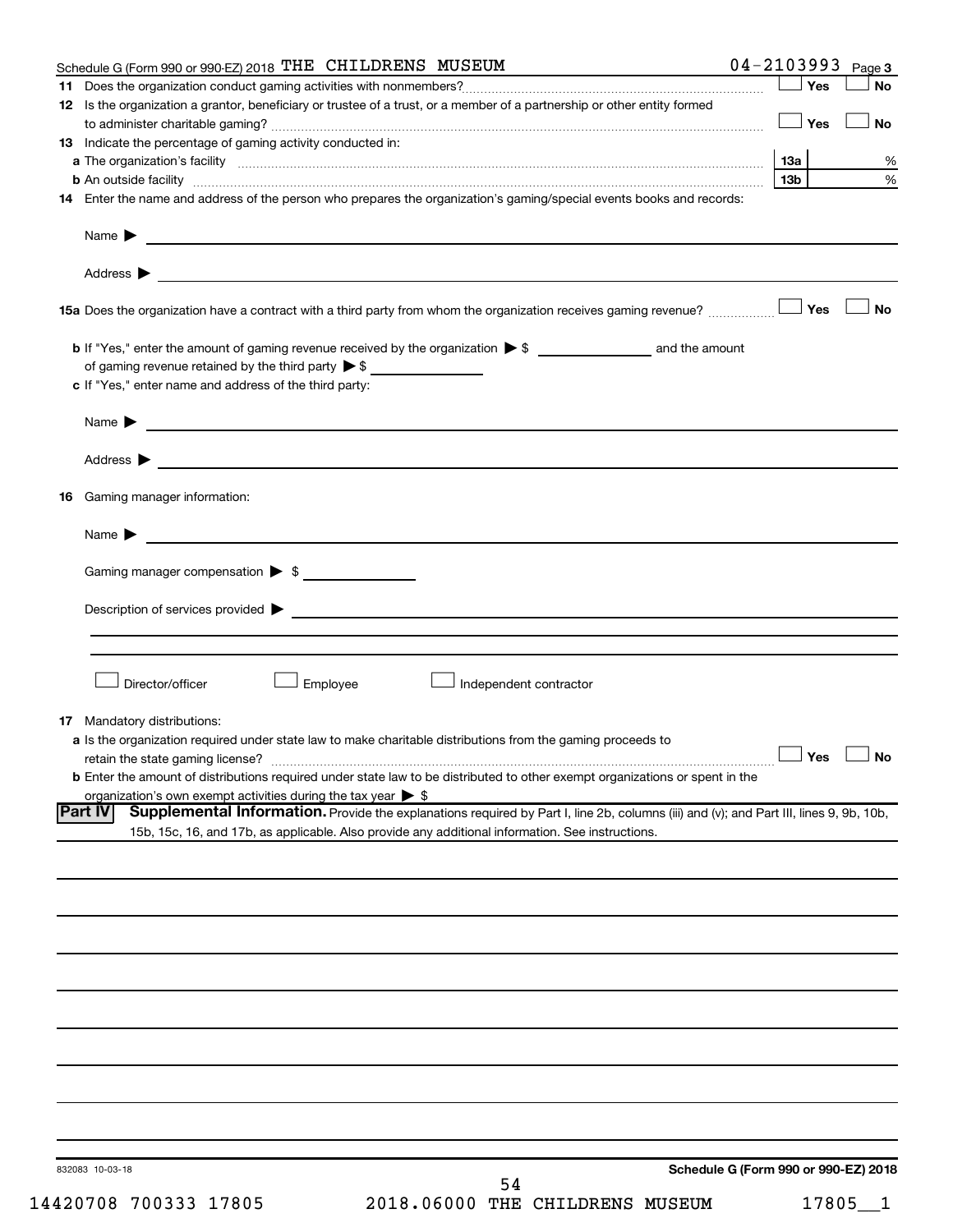Schedule G (Form 990 or 990-EZ) 2018 THE CHILDRENS MUSEUM 04-2103993 Page 3

**11** Does the organization conduct gaming activities with nonmembers? ☐ Yes ☐ No

**12** Is the organization a grantor, beneficiary or trustee of a trust, or a member of a partnership or other entity formed to administer charitable gaming? ☐ Yes ☐ No

**13** Indicate the percentage of gaming activity conducted in:

**a** The organization's facility **13a** %

**b** An outside facility **13b** %

**14** Enter the name and address of the person who prepares the organization's gaming/special events books and records:

Name ▶

Address ▶

**15a** Does the organization have a contract with a third party from whom the organization receives gaming revenue? ☐ Yes ☐ No

**b** If "Yes," enter the amount of gaming revenue received by the organization ▶ $ ________ and the amount of gaming revenue retained by the third party ▶ $ ________

**c** If "Yes," enter name and address of the third party:

Name ▶

Address ▶

**16** Gaming manager information:

Name ▶

Gaming manager compensation ▶ $

Description of services provided ▶

☐ Director/officer ☐ Employee ☐ Independent contractor

**17** Mandatory distributions:

**a** Is the organization required under state law to make charitable distributions from the gaming proceeds to retain the state gaming license? ☐ Yes ☐ No

**b** Enter the amount of distributions required under state law to be distributed to other exempt organizations or spent in the organization's own exempt activities during the tax year ▶ $

**Part IV** **Supplemental Information.** Provide the explanations required by Part I, line 2b, columns (iii) and (v); and Part III, lines 9, 9b, 10b, 15b, 15c, 16, and 17b, as applicable. Also provide any additional information. See instructions.

832083 10-03-18 **Schedule G (Form 990 or 990-EZ) 2018**

14420708 700333 17805 2018.06000 THE CHILDRENS MUSEUM 17805__1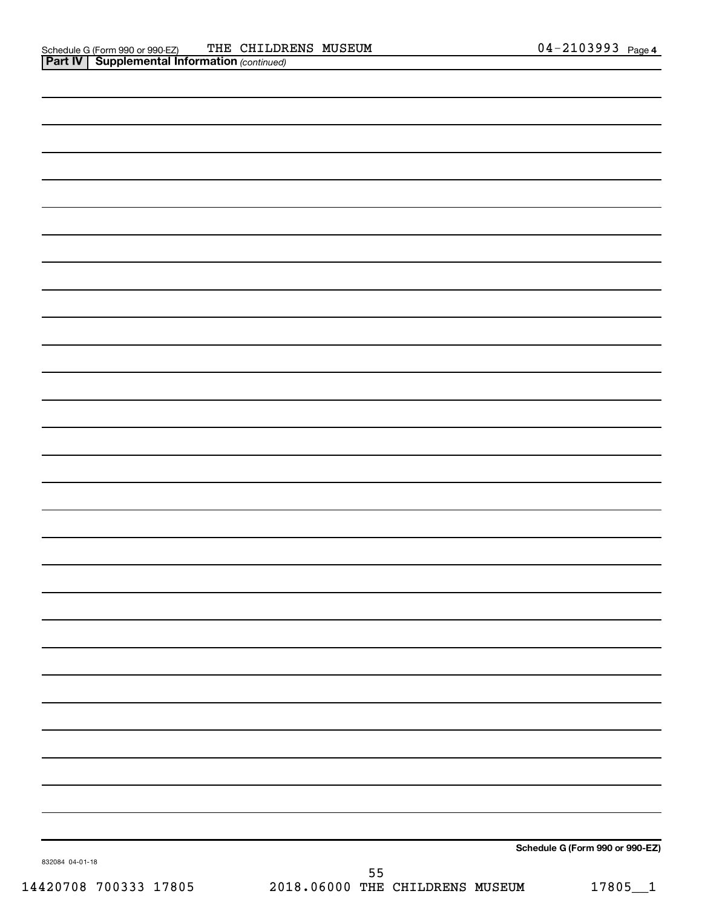Schedule G (Form 990 or 990-EZ) THE CHILDRENS MUSEUM 04-2103993 Page 4

**Part IV | Supplemental Information** *(continued)*

**Schedule G (Form 990 or 990-EZ)**

832084 04-01-18

14420708 700333 17805 2018.06000 THE CHILDRENS MUSEUM 17805__1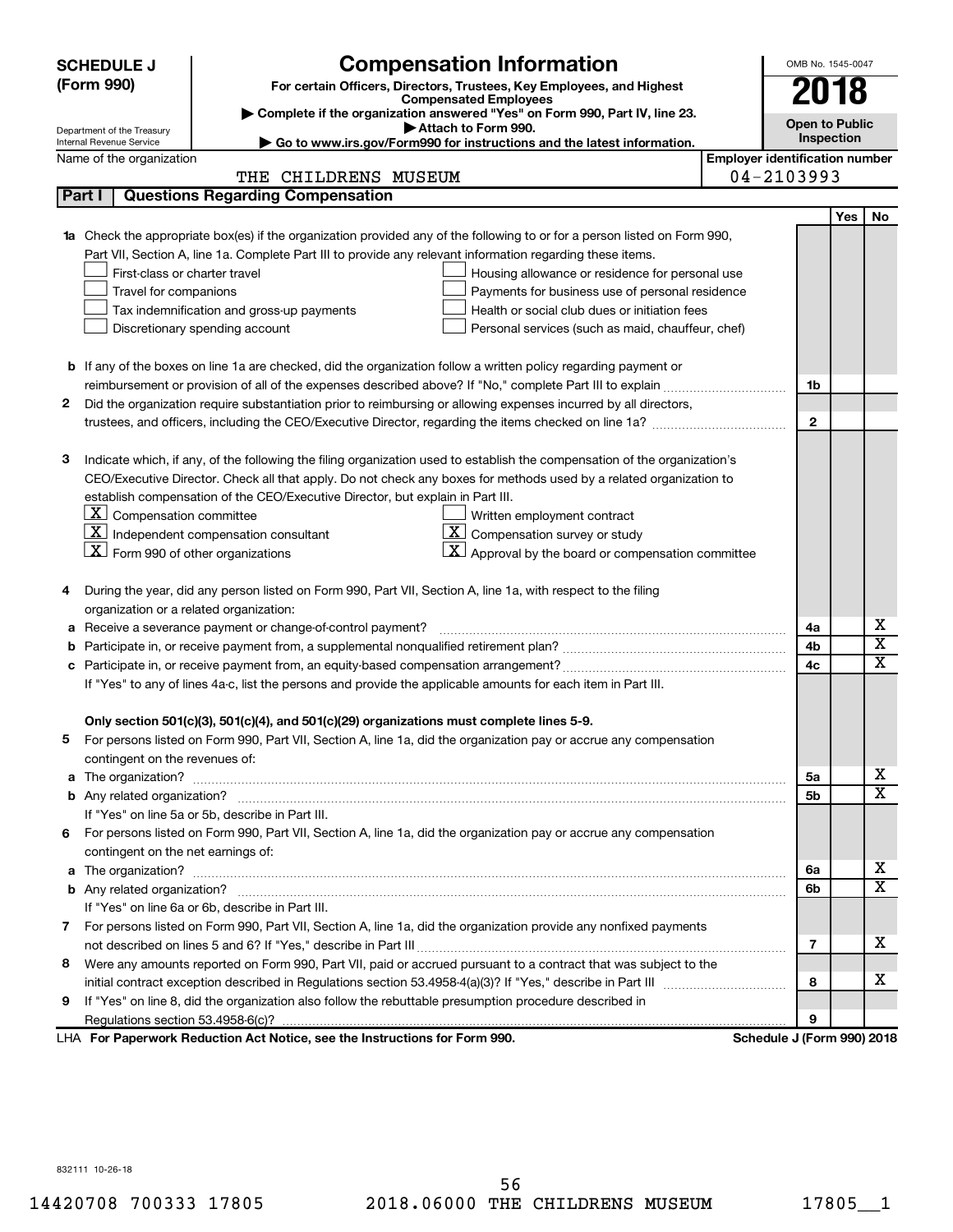# SCHEDULE J (Form 990)

## Compensation Information

**For certain Officers, Directors, Trustees, Key Employees, and Highest Compensated Employees**

▶ Complete if the organization answered "Yes" on Form 990, Part IV, line 23.

▶ Attach to Form 990.

▶ Go to www.irs.gov/Form990 for instructions and the latest information.

Department of the Treasury
Internal Revenue Service

OMB No. 1545-0047

**2018**

**Open to Public Inspection**

Name of the organization: THE CHILDRENS MUSEUM

Employer identification number: 04-2103993

### Part I | Questions Regarding Compensation

| | | | Yes | No |
|---|---|---|---|---|
| **1a** | Check the appropriate box(es) if the organization provided any of the following to or for a person listed on Form 990, Part VII, Section A, line 1a. Complete Part III to provide any relevant information regarding these items.<br>☐ First-class or charter travel ☐ Housing allowance or residence for personal use<br>☐ Travel for companions ☐ Payments for business use of personal residence<br>☐ Tax indemnification and gross-up payments ☐ Health or social club dues or initiation fees<br>☐ Discretionary spending account ☐ Personal services (such as maid, chauffeur, chef) | | | |
| **b** | If any of the boxes on line 1a are checked, did the organization follow a written policy regarding payment or reimbursement or provision of all of the expenses described above? If "No," complete Part III to explain | 1b | | |
| **2** | Did the organization require substantiation prior to reimbursing or allowing expenses incurred by all directors, trustees, and officers, including the CEO/Executive Director, regarding the items checked on line 1a? | 2 | | |
| **3** | Indicate which, if any, of the following the filing organization used to establish the compensation of the organization's CEO/Executive Director. Check all that apply. Do not check any boxes for methods used by a related organization to establish compensation of the CEO/Executive Director, but explain in Part III.<br>☒ Compensation committee ☐ Written employment contract<br>☒ Independent compensation consultant ☒ Compensation survey or study<br>☒ Form 990 of other organizations ☒ Approval by the board or compensation committee | | | |
| **4** | During the year, did any person listed on Form 990, Part VII, Section A, line 1a, with respect to the filing organization or a related organization: | | | |
| **a** | Receive a severance payment or change-of-control payment? | 4a | | X |
| **b** | Participate in, or receive payment from, a supplemental nonqualified retirement plan? | 4b | | X |
| **c** | Participate in, or receive payment from, an equity-based compensation arrangement? | 4c | | X |
| | If "Yes" to any of lines 4a-c, list the persons and provide the applicable amounts for each item in Part III. | | | |
| | **Only section 501(c)(3), 501(c)(4), and 501(c)(29) organizations must complete lines 5-9.** | | | |
| **5** | For persons listed on Form 990, Part VII, Section A, line 1a, did the organization pay or accrue any compensation contingent on the revenues of: | | | |
| **a** | The organization? | 5a | | X |
| **b** | Any related organization? | 5b | | X |
| | If "Yes" on line 5a or 5b, describe in Part III. | | | |
| **6** | For persons listed on Form 990, Part VII, Section A, line 1a, did the organization pay or accrue any compensation contingent on the net earnings of: | | | |
| **a** | The organization? | 6a | | X |
| **b** | Any related organization? | 6b | | X |
| | If "Yes" on line 6a or 6b, describe in Part III. | | | |
| **7** | For persons listed on Form 990, Part VII, Section A, line 1a, did the organization provide any nonfixed payments not described on lines 5 and 6? If "Yes," describe in Part III | 7 | | X |
| **8** | Were any amounts reported on Form 990, Part VII, paid or accrued pursuant to a contract that was subject to the initial contract exception described in Regulations section 53.4958-4(a)(3)? If "Yes," describe in Part III | 8 | | X |
| **9** | If "Yes" on line 8, did the organization also follow the rebuttable presumption procedure described in Regulations section 53.4958-6(c)? | 9 | | |

LHA **For Paperwork Reduction Act Notice, see the Instructions for Form 990.** **Schedule J (Form 990) 2018**

832111 10-26-18

14420708 700333 17805 2018.06000 THE CHILDRENS MUSEUM 17805__1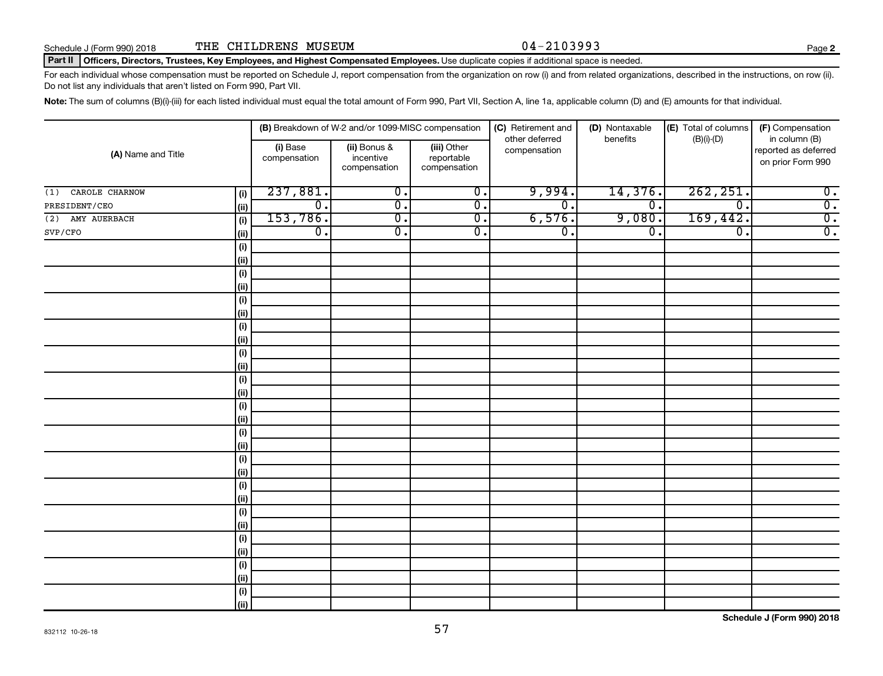Schedule J (Form 990) 2018 THE CHILDRENS MUSEUM 04-2103993

**Part II Officers, Directors, Trustees, Key Employees, and Highest Compensated Employees.** Use duplicate copies if additional space is needed.

For each individual whose compensation must be reported on Schedule J, report compensation from the organization on row (i) and from related organizations, described in the instructions, on row (ii). Do not list any individuals that aren't listed on Form 990, Part VII.

**Note:** The sum of columns (B)(i)-(iii) for each listed individual must equal the total amount of Form 990, Part VII, Section A, line 1a, applicable column (D) and (E) amounts for that individual.

| (A) Name and Title | | (B) Breakdown of W-2 and/or 1099-MISC compensation | | | (C) Retirement and other deferred compensation | (D) Nontaxable benefits | (E) Total of columns (B)(i)-(D) | (F) Compensation in column (B) reported as deferred on prior Form 990 |
|---|---|---|---|---|---|---|---|---|
| | | (i) Base compensation | (ii) Bonus & incentive compensation | (iii) Other reportable compensation | | | | |
| (1) CAROLE CHARNOW | (i) | 237,881. | 0. | 0. | 9,994. | 14,376. | 262,251. | 0. |
| PRESIDENT/CEO | (ii) | 0. | 0. | 0. | 0. | 0. | 0. | 0. |
| (2) AMY AUERBACH | (i) | 153,786. | 0. | 0. | 6,576. | 9,080. | 169,442. | 0. |
| SVP/CFO | (ii) | 0. | 0. | 0. | 0. | 0. | 0. | 0. |
| | (i) | | | | | | | |
| | (ii) | | | | | | | |
| | (i) | | | | | | | |
| | (ii) | | | | | | | |
| | (i) | | | | | | | |
| | (ii) | | | | | | | |
| | (i) | | | | | | | |
| | (ii) | | | | | | | |
| | (i) | | | | | | | |
| | (ii) | | | | | | | |
| | (i) | | | | | | | |
| | (ii) | | | | | | | |
| | (i) | | | | | | | |
| | (ii) | | | | | | | |
| | (i) | | | | | | | |
| | (ii) | | | | | | | |
| | (i) | | | | | | | |
| | (ii) | | | | | | | |
| | (i) | | | | | | | |
| | (ii) | | | | | | | |
| | (i) | | | | | | | |
| | (ii) | | | | | | | |
| | (i) | | | | | | | |
| | (ii) | | | | | | | |
| | (i) | | | | | | | |
| | (ii) | | | | | | | |
| | (i) | | | | | | | |
| | (ii) | | | | | | | |

832112 10-26-18

**Schedule J (Form 990) 2018**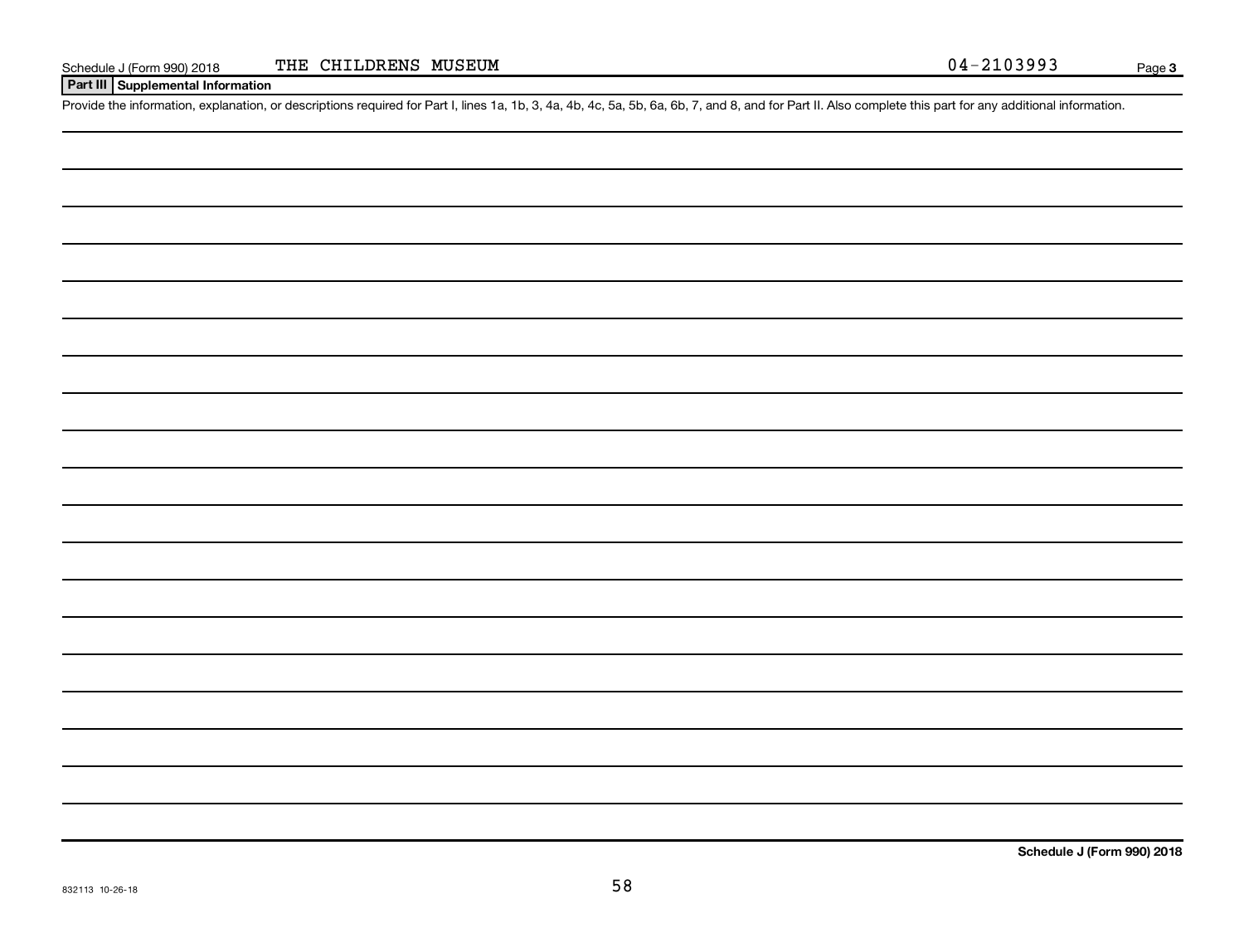Schedule J (Form 990) 2018 THE CHILDRENS MUSEUM 04-2103993

## Part III Supplemental Information

Provide the information, explanation, or descriptions required for Part I, lines 1a, 1b, 3, 4a, 4b, 4c, 5a, 5b, 6a, 6b, 7, and 8, and for Part II. Also complete this part for any additional information.

Schedule J (Form 990) 2018

832113 10-26-18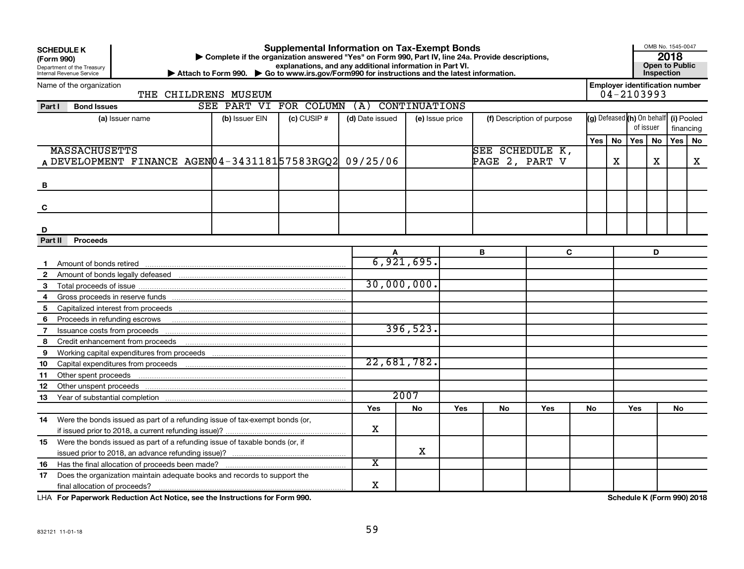**SCHEDULE K (Form 990)**
Department of the Treasury
Internal Revenue Service

# Supplemental Information on Tax-Exempt Bonds

▶ Complete if the organization answered "Yes" on Form 990, Part IV, line 24a. Provide descriptions, explanations, and any additional information in Part VI.
▶ Attach to Form 990. ▶ Go to www.irs.gov/Form990 for instructions and the latest information.

OMB No. 1545-0047
**2018**
**Open to Public Inspection**

Name of the organization: THE CHILDRENS MUSEUM

Employer identification number: 04-2103993

## Part I Bond Issues

SEE PART VI FOR COLUMN (A) CONTINUATIONS

| | (a) Issuer name | (b) Issuer EIN | (c) CUSIP # | (d) Date issued | (e) Issue price | (f) Description of purpose | (g) Defeased Yes | (g) Defeased No | (h) On behalf of issuer Yes | (h) On behalf of issuer No | (i) Pooled financing Yes | (i) Pooled financing No |
|---|---|---|---|---|---|---|---|---|---|---|---|---|
| A | MASSACHUSETTS DEVELOPMENT FINANCE AGEN | 04-3431181 | 57583RGQ2 | 09/25/06 | | SEE SCHEDULE K, PAGE 2, PART V | | X | | X | | X |
| B | | | | | | | | | | | | |
| C | | | | | | | | | | | | |
| D | | | | | | | | | | | | |

## Part II Proceeds

| | | A | B | C | D |
|---|---|---|---|---|---|
| 1 | Amount of bonds retired | 6,921,695. | | | |
| 2 | Amount of bonds legally defeased | | | | |
| 3 | Total proceeds of issue | 30,000,000. | | | |
| 4 | Gross proceeds in reserve funds | | | | |
| 5 | Capitalized interest from proceeds | | | | |
| 6 | Proceeds in refunding escrows | | | | |
| 7 | Issuance costs from proceeds | 396,523. | | | |
| 8 | Credit enhancement from proceeds | | | | |
| 9 | Working capital expenditures from proceeds | | | | |
| 10 | Capital expenditures from proceeds | 22,681,782. | | | |
| 11 | Other spent proceeds | | | | |
| 12 | Other unspent proceeds | | | | |
| 13 | Year of substantial completion | 2007 | | | |

| | | A Yes | A No | B Yes | B No | C Yes | C No | D Yes | D No |
|---|---|---|---|---|---|---|---|---|---|
| 14 | Were the bonds issued as part of a refunding issue of tax-exempt bonds (or, if issued prior to 2018, a current refunding issue)? | X | | | | | | | |
| 15 | Were the bonds issued as part of a refunding issue of taxable bonds (or, if issued prior to 2018, an advance refunding issue)? | | X | | | | | | |
| 16 | Has the final allocation of proceeds been made? | X | | | | | | | |
| 17 | Does the organization maintain adequate books and records to support the final allocation of proceeds? | X | | | | | | | |

LHA **For Paperwork Reduction Act Notice, see the Instructions for Form 990.** **Schedule K (Form 990) 2018**

832121 11-01-18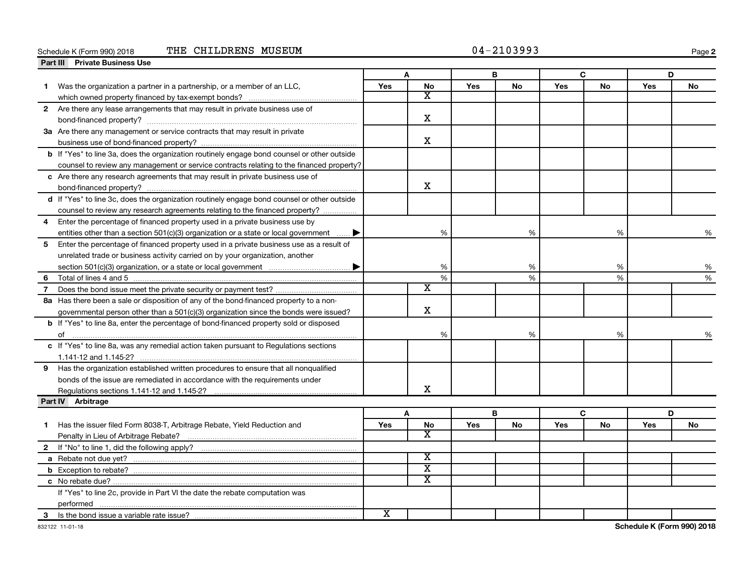Schedule K (Form 990) 2018 THE CHILDRENS MUSEUM 04-2103993 Page 2

## Part III Private Business Use

| | A | | B | | C | | D | |
|---|---|---|---|---|---|---|---|---|
| | Yes | No | Yes | No | Yes | No | Yes | No |
| 1 Was the organization a partner in a partnership, or a member of an LLC, which owned property financed by tax-exempt bonds? | | X | | | | | | |
| 2 Are there any lease arrangements that may result in private business use of bond-financed property? | | X | | | | | | |
| 3a Are there any management or service contracts that may result in private business use of bond-financed property? | | X | | | | | | |
| b If "Yes" to line 3a, does the organization routinely engage bond counsel or other outside counsel to review any management or service contracts relating to the financed property? | | | | | | | | |
| c Are there any research agreements that may result in private business use of bond-financed property? | | X | | | | | | |
| d If "Yes" to line 3c, does the organization routinely engage bond counsel or other outside counsel to review any research agreements relating to the financed property? | | | | | | | | |
| 4 Enter the percentage of financed property used in a private business use by entities other than a section 501(c)(3) organization or a state or local government ▶ | | % | | % | | % | | % |
| 5 Enter the percentage of financed property used in a private business use as a result of unrelated trade or business activity carried on by your organization, another section 501(c)(3) organization, or a state or local government ▶ | | % | | % | | % | | % |
| 6 Total of lines 4 and 5 | | % | | % | | % | | % |
| 7 Does the bond issue meet the private security or payment test? | | X | | | | | | |
| 8a Has there been a sale or disposition of any of the bond-financed property to a nongovernmental person other than a 501(c)(3) organization since the bonds were issued? | | X | | | | | | |
| b If "Yes" to line 8a, enter the percentage of bond-financed property sold or disposed of | | % | | % | | % | | % |
| c If "Yes" to line 8a, was any remedial action taken pursuant to Regulations sections 1.141-12 and 1.145-2? | | | | | | | | |
| 9 Has the organization established written procedures to ensure that all nonqualified bonds of the issue are remediated in accordance with the requirements under Regulations sections 1.141-12 and 1.145-2? | | X | | | | | | |

## Part IV Arbitrage

| | A | | B | | C | | D | |
|---|---|---|---|---|---|---|---|---|
| | Yes | No | Yes | No | Yes | No | Yes | No |
| 1 Has the issuer filed Form 8038-T, Arbitrage Rebate, Yield Reduction and Penalty in Lieu of Arbitrage Rebate? | | X | | | | | | |
| 2 If "No" to line 1, did the following apply? | | | | | | | | |
| a Rebate not due yet? | | X | | | | | | |
| b Exception to rebate? | | X | | | | | | |
| c No rebate due? | | X | | | | | | |
| If "Yes" to line 2c, provide in Part VI the date the rebate computation was performed | | | | | | | | |
| 3 Is the bond issue a variable rate issue? | X | | | | | | | |

832122 11-01-18 Schedule K (Form 990) 2018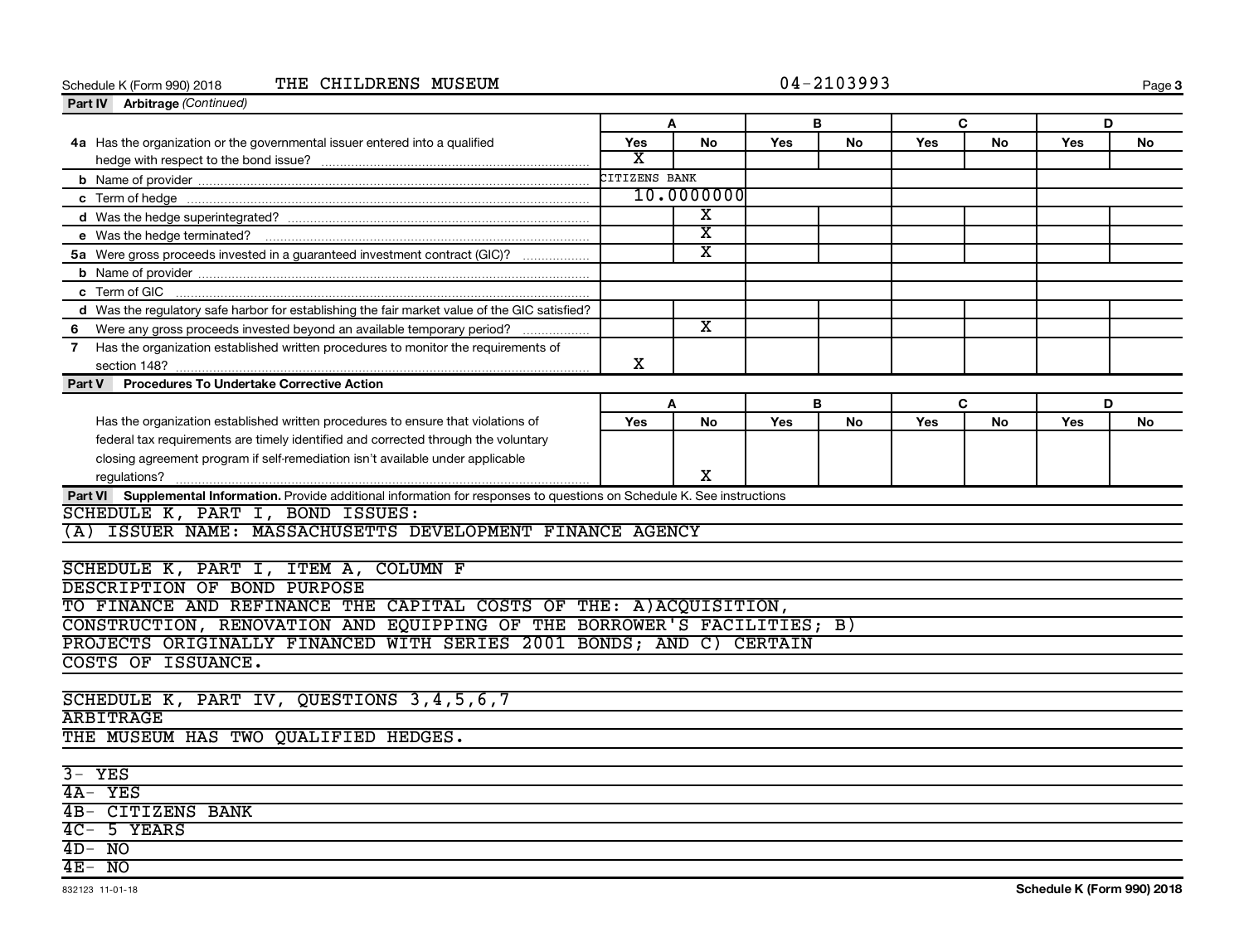Schedule K (Form 990) 2018 THE CHILDRENS MUSEUM 04-2103993

**Part IV Arbitrage** *(Continued)*

| | A | | B | | C | | D | |
|---|---|---|---|---|---|---|---|---|
| | Yes | No | Yes | No | Yes | No | Yes | No |
| **4a** Has the organization or the governmental issuer entered into a qualified hedge with respect to the bond issue? | X | | | | | | | |
| **b** Name of provider | CITIZENS BANK | | | | | | | |
| **c** Term of hedge | 10.0000000 | | | | | | | |
| **d** Was the hedge superintegrated? | | X | | | | | | |
| **e** Was the hedge terminated? | | X | | | | | | |
| **5a** Were gross proceeds invested in a guaranteed investment contract (GIC)? | | X | | | | | | |
| **b** Name of provider | | | | | | | | |
| **c** Term of GIC | | | | | | | | |
| **d** Was the regulatory safe harbor for establishing the fair market value of the GIC satisfied? | | | | | | | | |
| **6** Were any gross proceeds invested beyond an available temporary period? | | X | | | | | | |
| **7** Has the organization established written procedures to monitor the requirements of section 148? | X | | | | | | | |

**Part V Procedures To Undertake Corrective Action**

| | A | | B | | C | | D | |
|---|---|---|---|---|---|---|---|---|
| | Yes | No | Yes | No | Yes | No | Yes | No |
| Has the organization established written procedures to ensure that violations of federal tax requirements are timely identified and corrected through the voluntary closing agreement program if self-remediation isn't available under applicable regulations? | | X | | | | | | |

**Part VI Supplemental Information.** Provide additional information for responses to questions on Schedule K. See instructions

SCHEDULE K, PART I, BOND ISSUES:
(A) ISSUER NAME: MASSACHUSETTS DEVELOPMENT FINANCE AGENCY

SCHEDULE K, PART I, ITEM A, COLUMN F
DESCRIPTION OF BOND PURPOSE
TO FINANCE AND REFINANCE THE CAPITAL COSTS OF THE: A)ACQUISITION, CONSTRUCTION, RENOVATION AND EQUIPPING OF THE BORROWER'S FACILITIES; B) PROJECTS ORIGINALLY FINANCED WITH SERIES 2001 BONDS; AND C) CERTAIN COSTS OF ISSUANCE.

SCHEDULE K, PART IV, QUESTIONS 3,4,5,6,7
ARBITRAGE
THE MUSEUM HAS TWO QUALIFIED HEDGES.

3- YES
4A- YES
4B- CITIZENS BANK
4C- 5 YEARS
4D- NO
4E- NO

832123 11-01-18 **Schedule K (Form 990) 2018**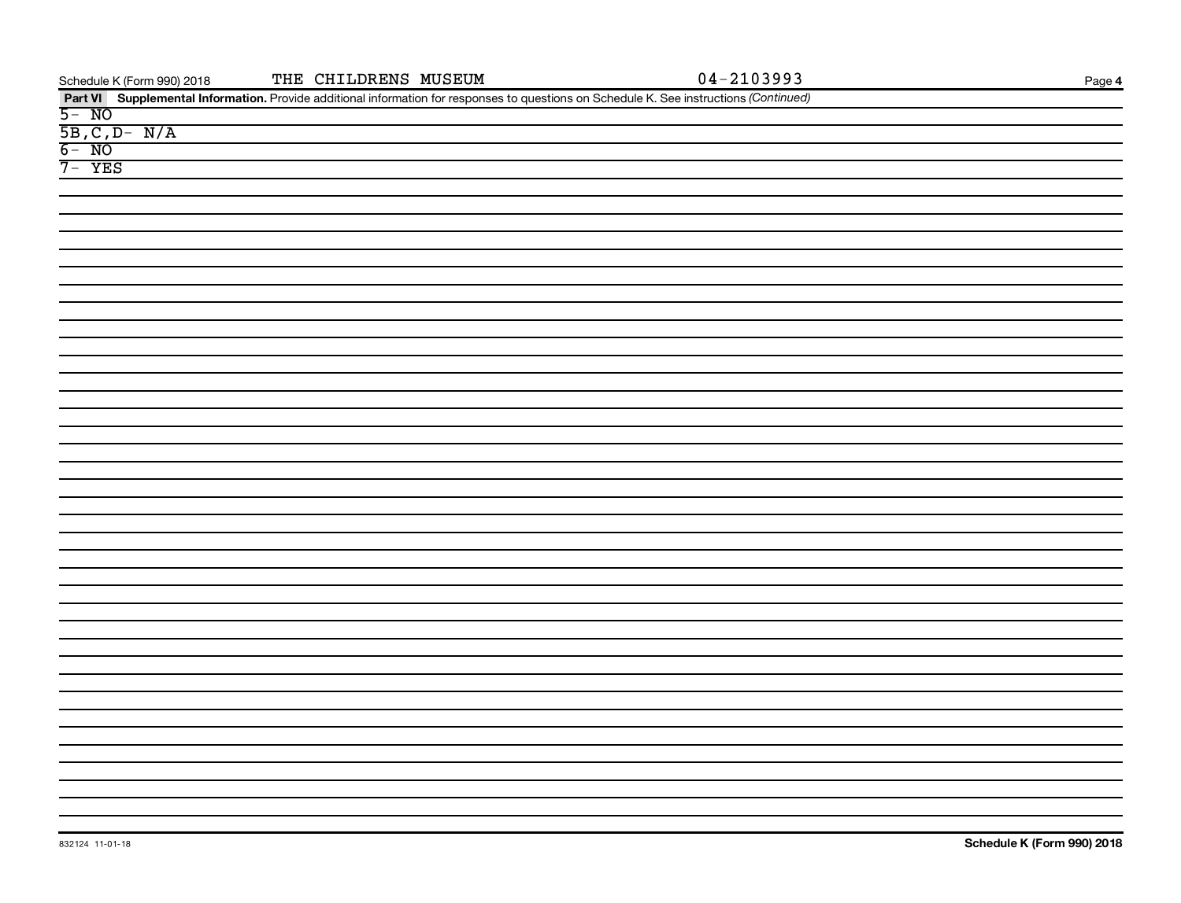Schedule K (Form 990) 2018 THE CHILDRENS MUSEUM 04-2103993

**Part VI Supplemental Information.** Provide additional information for responses to questions on Schedule K. See instructions *(Continued)*

5- NO

5B,C,D- N/A

6- NO

7- YES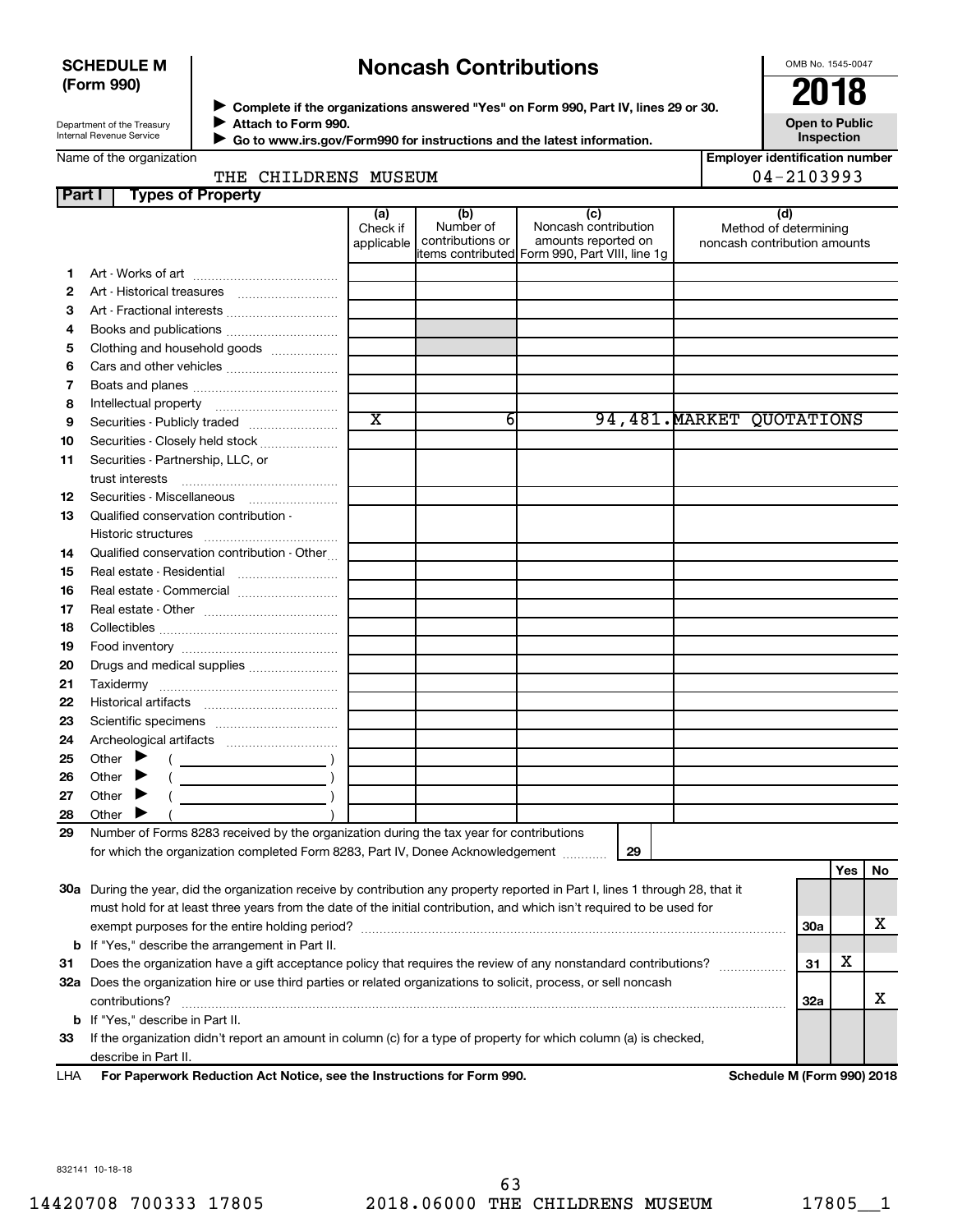**SCHEDULE M (Form 990)**

Department of the Treasury
Internal Revenue Service

# Noncash Contributions

▶ Complete if the organizations answered "Yes" on Form 990, Part IV, lines 29 or 30.
▶ Attach to Form 990.
▶ Go to www.irs.gov/Form990 for instructions and the latest information.

OMB No. 1545-0047

**2018**

**Open to Public Inspection**

Name of the organization: THE CHILDRENS MUSEUM

Employer identification number: 04-2103993

**Part I — Types of Property**

| | | (a) Check if applicable | (b) Number of contributions or items contributed | (c) Noncash contribution amounts reported on Form 990, Part VIII, line 1g | (d) Method of determining noncash contribution amounts |
|---|---|---|---|---|---|
| 1 | Art - Works of art | | | | |
| 2 | Art - Historical treasures | | | | |
| 3 | Art - Fractional interests | | | | |
| 4 | Books and publications | | | | |
| 5 | Clothing and household goods | | | | |
| 6 | Cars and other vehicles | | | | |
| 7 | Boats and planes | | | | |
| 8 | Intellectual property | | | | |
| 9 | Securities - Publicly traded | X | 6 | 94,481. | MARKET QUOTATIONS |
| 10 | Securities - Closely held stock | | | | |
| 11 | Securities - Partnership, LLC, or trust interests | | | | |
| 12 | Securities - Miscellaneous | | | | |
| 13 | Qualified conservation contribution - Historic structures | | | | |
| 14 | Qualified conservation contribution - Other | | | | |
| 15 | Real estate - Residential | | | | |
| 16 | Real estate - Commercial | | | | |
| 17 | Real estate - Other | | | | |
| 18 | Collectibles | | | | |
| 19 | Food inventory | | | | |
| 20 | Drugs and medical supplies | | | | |
| 21 | Taxidermy | | | | |
| 22 | Historical artifacts | | | | |
| 23 | Scientific specimens | | | | |
| 24 | Archeological artifacts | | | | |
| 25 | Other ▶ ( ) | | | | |
| 26 | Other ▶ ( ) | | | | |
| 27 | Other ▶ ( ) | | | | |
| 28 | Other ▶ ( ) | | | | |

29 Number of Forms 8283 received by the organization during the tax year for contributions for which the organization completed Form 8283, Part IV, Donee Acknowledgement ..... 29

| | | | Yes | No |
|---|---|---|---|---|
| 30a | During the year, did the organization receive by contribution any property reported in Part I, lines 1 through 28, that it must hold for at least three years from the date of the initial contribution, and which isn't required to be used for exempt purposes for the entire holding period? | 30a | | X |
| b | If "Yes," describe the arrangement in Part II. | | | |
| 31 | Does the organization have a gift acceptance policy that requires the review of any nonstandard contributions? | 31 | X | |
| 32a | Does the organization hire or use third parties or related organizations to solicit, process, or sell noncash contributions? | 32a | | X |
| b | If "Yes," describe in Part II. | | | |
| 33 | If the organization didn't report an amount in column (c) for a type of property for which column (a) is checked, describe in Part II. | | | |

LHA **For Paperwork Reduction Act Notice, see the Instructions for Form 990.** **Schedule M (Form 990) 2018**

832141 10-18-18

14420708 700333 17805 2018.06000 THE CHILDRENS MUSEUM 17805__1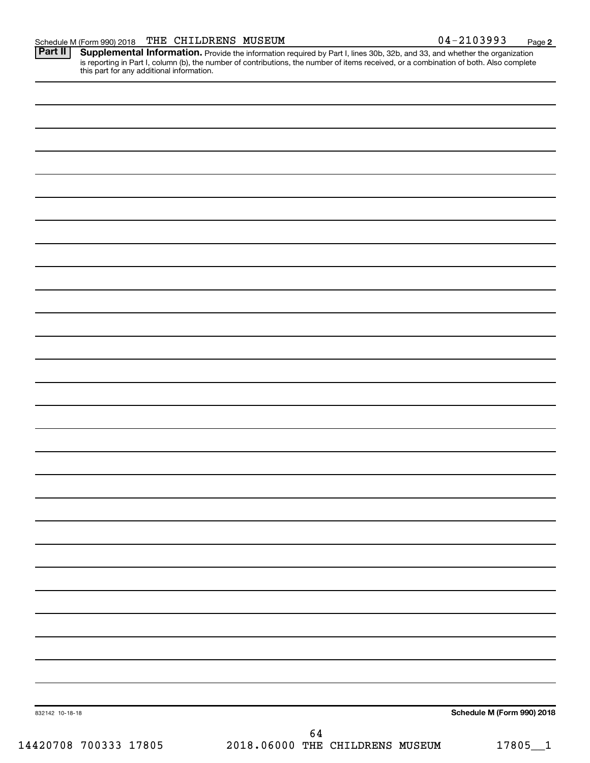Schedule M (Form 990) 2018 THE CHILDRENS MUSEUM 04-2103993 Page **2**

**Part II** **Supplemental Information.** Provide the information required by Part I, lines 30b, 32b, and 33, and whether the organization is reporting in Part I, column (b), the number of contributions, the number of items received, or a combination of both. Also complete this part for any additional information.

832142 10-18-18 **Schedule M (Form 990) 2018**

14420708 700333 17805 2018.06000 THE CHILDRENS MUSEUM 17805__1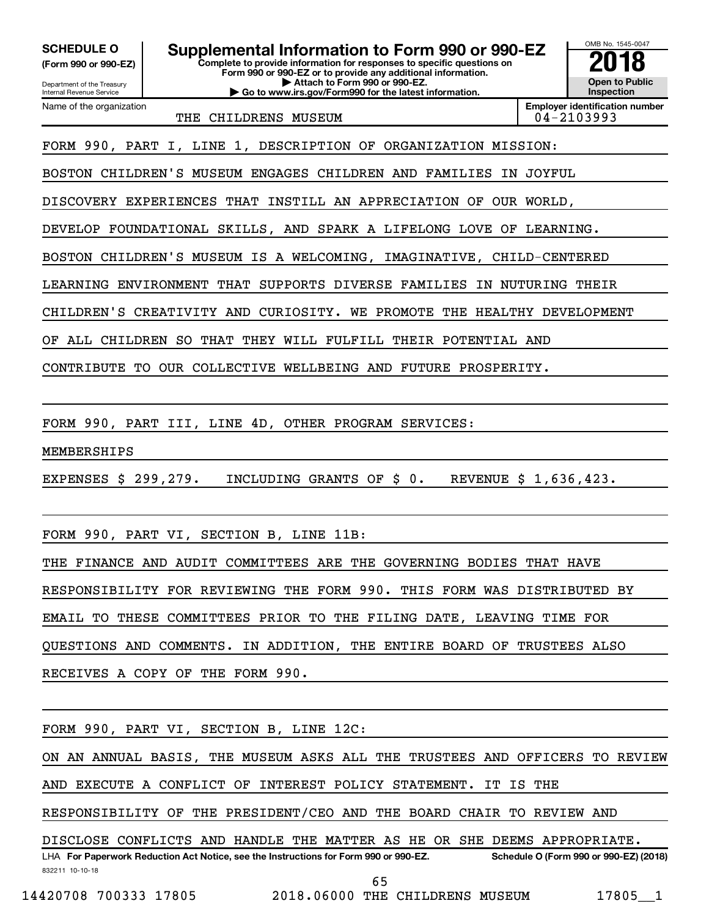**SCHEDULE O**
**(Form 990 or 990-EZ)**

Department of the Treasury
Internal Revenue Service

# Supplemental Information to Form 990 or 990-EZ

**Complete to provide information for responses to specific questions on Form 990 or 990-EZ or to provide any additional information.**
**▶ Attach to Form 990 or 990-EZ.**
**▶ Go to www.irs.gov/Form990 for the latest information.**

OMB No. 1545-0047
**2018**
**Open to Public Inspection**

Name of the organization: THE CHILDRENS MUSEUM
**Employer identification number**: 04-2103993

FORM 990, PART I, LINE 1, DESCRIPTION OF ORGANIZATION MISSION:

BOSTON CHILDREN'S MUSEUM ENGAGES CHILDREN AND FAMILIES IN JOYFUL DISCOVERY EXPERIENCES THAT INSTILL AN APPRECIATION OF OUR WORLD, DEVELOP FOUNDATIONAL SKILLS, AND SPARK A LIFELONG LOVE OF LEARNING. BOSTON CHILDREN'S MUSEUM IS A WELCOMING, IMAGINATIVE, CHILD-CENTERED LEARNING ENVIRONMENT THAT SUPPORTS DIVERSE FAMILIES IN NUTURING THEIR CHILDREN'S CREATIVITY AND CURIOSITY. WE PROMOTE THE HEALTHY DEVELOPMENT OF ALL CHILDREN SO THAT THEY WILL FULFILL THEIR POTENTIAL AND CONTRIBUTE TO OUR COLLECTIVE WELLBEING AND FUTURE PROSPERITY.

FORM 990, PART III, LINE 4D, OTHER PROGRAM SERVICES:

MEMBERSHIPS

EXPENSES $ 299,279.   INCLUDING GRANTS OF $ 0.   REVENUE $ 1,636,423.

FORM 990, PART VI, SECTION B, LINE 11B:

THE FINANCE AND AUDIT COMMITTEES ARE THE GOVERNING BODIES THAT HAVE RESPONSIBILITY FOR REVIEWING THE FORM 990. THIS FORM WAS DISTRIBUTED BY EMAIL TO THESE COMMITTEES PRIOR TO THE FILING DATE, LEAVING TIME FOR QUESTIONS AND COMMENTS. IN ADDITION, THE ENTIRE BOARD OF TRUSTEES ALSO RECEIVES A COPY OF THE FORM 990.

FORM 990, PART VI, SECTION B, LINE 12C:

ON AN ANNUAL BASIS, THE MUSEUM ASKS ALL THE TRUSTEES AND OFFICERS TO REVIEW AND EXECUTE A CONFLICT OF INTEREST POLICY STATEMENT. IT IS THE RESPONSIBILITY OF THE PRESIDENT/CEO AND THE BOARD CHAIR TO REVIEW AND DISCLOSE CONFLICTS AND HANDLE THE MATTER AS HE OR SHE DEEMS APPROPRIATE.

LHA **For Paperwork Reduction Act Notice, see the Instructions for Form 990 or 990-EZ.** **Schedule O (Form 990 or 990-EZ) (2018)**
832211 10-10-18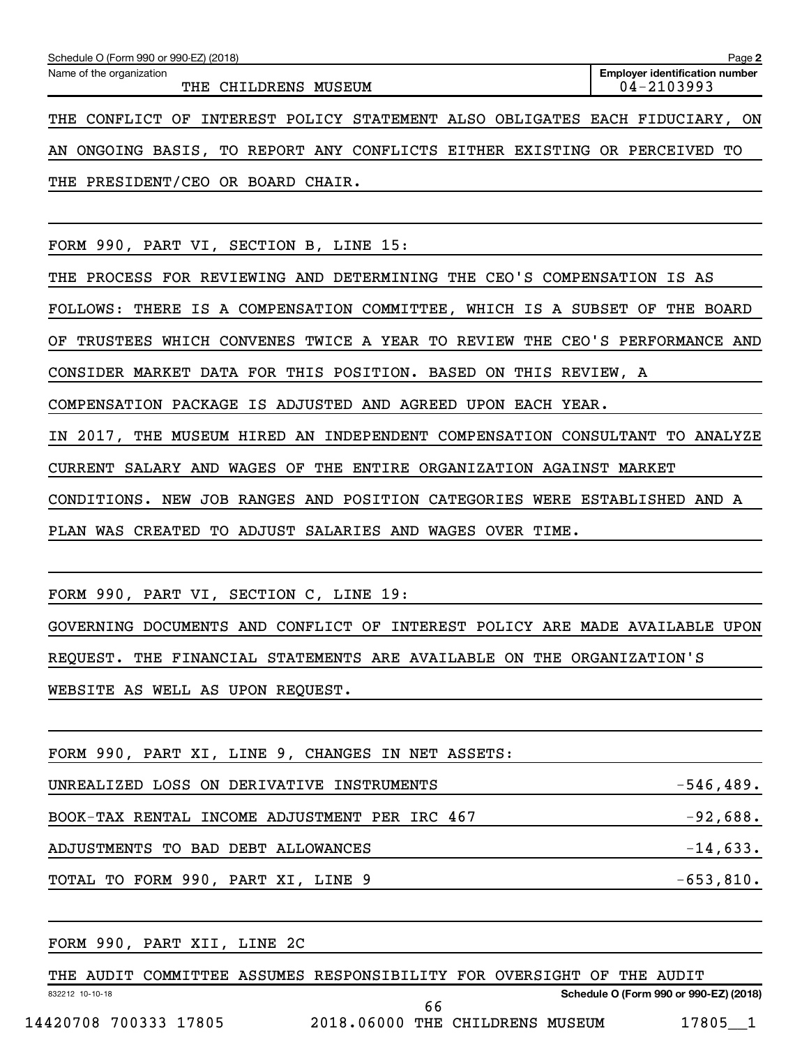Schedule O (Form 990 or 990-EZ) (2018)

Name of the organization: THE CHILDRENS MUSEUM

Employer identification number: 04-2103993

THE CONFLICT OF INTEREST POLICY STATEMENT ALSO OBLIGATES EACH FIDUCIARY, ON AN ONGOING BASIS, TO REPORT ANY CONFLICTS EITHER EXISTING OR PERCEIVED TO THE PRESIDENT/CEO OR BOARD CHAIR.

FORM 990, PART VI, SECTION B, LINE 15:

THE PROCESS FOR REVIEWING AND DETERMINING THE CEO'S COMPENSATION IS AS FOLLOWS: THERE IS A COMPENSATION COMMITTEE, WHICH IS A SUBSET OF THE BOARD OF TRUSTEES WHICH CONVENES TWICE A YEAR TO REVIEW THE CEO'S PERFORMANCE AND CONSIDER MARKET DATA FOR THIS POSITION. BASED ON THIS REVIEW, A COMPENSATION PACKAGE IS ADJUSTED AND AGREED UPON EACH YEAR.

IN 2017, THE MUSEUM HIRED AN INDEPENDENT COMPENSATION CONSULTANT TO ANALYZE CURRENT SALARY AND WAGES OF THE ENTIRE ORGANIZATION AGAINST MARKET CONDITIONS. NEW JOB RANGES AND POSITION CATEGORIES WERE ESTABLISHED AND A PLAN WAS CREATED TO ADJUST SALARIES AND WAGES OVER TIME.

FORM 990, PART VI, SECTION C, LINE 19:

GOVERNING DOCUMENTS AND CONFLICT OF INTEREST POLICY ARE MADE AVAILABLE UPON REQUEST. THE FINANCIAL STATEMENTS ARE AVAILABLE ON THE ORGANIZATION'S WEBSITE AS WELL AS UPON REQUEST.

FORM 990, PART XI, LINE 9, CHANGES IN NET ASSETS:

| | |
|---|---|
| UNREALIZED LOSS ON DERIVATIVE INSTRUMENTS | -546,489. |
| BOOK-TAX RENTAL INCOME ADJUSTMENT PER IRC 467 | -92,688. |
| ADJUSTMENTS TO BAD DEBT ALLOWANCES | -14,633. |
| TOTAL TO FORM 990, PART XI, LINE 9 | -653,810. |

FORM 990, PART XII, LINE 2C

THE AUDIT COMMITTEE ASSUMES RESPONSIBILITY FOR OVERSIGHT OF THE AUDIT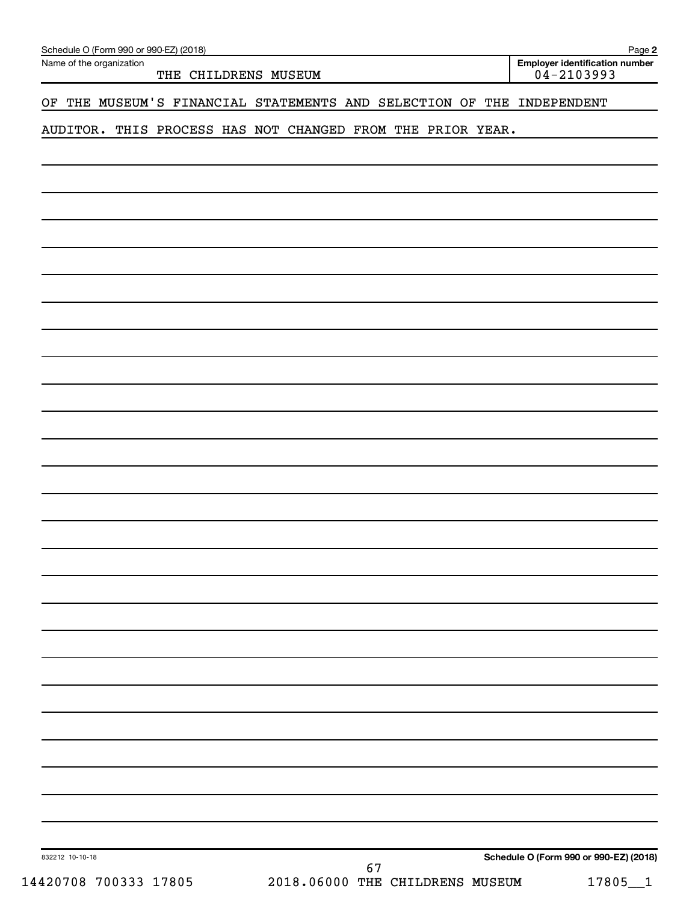Name of the organization THE CHILDRENS MUSEUM

Employer identification number 04-2103993

OF THE MUSEUM'S FINANCIAL STATEMENTS AND SELECTION OF THE INDEPENDENT AUDITOR. THIS PROCESS HAS NOT CHANGED FROM THE PRIOR YEAR.